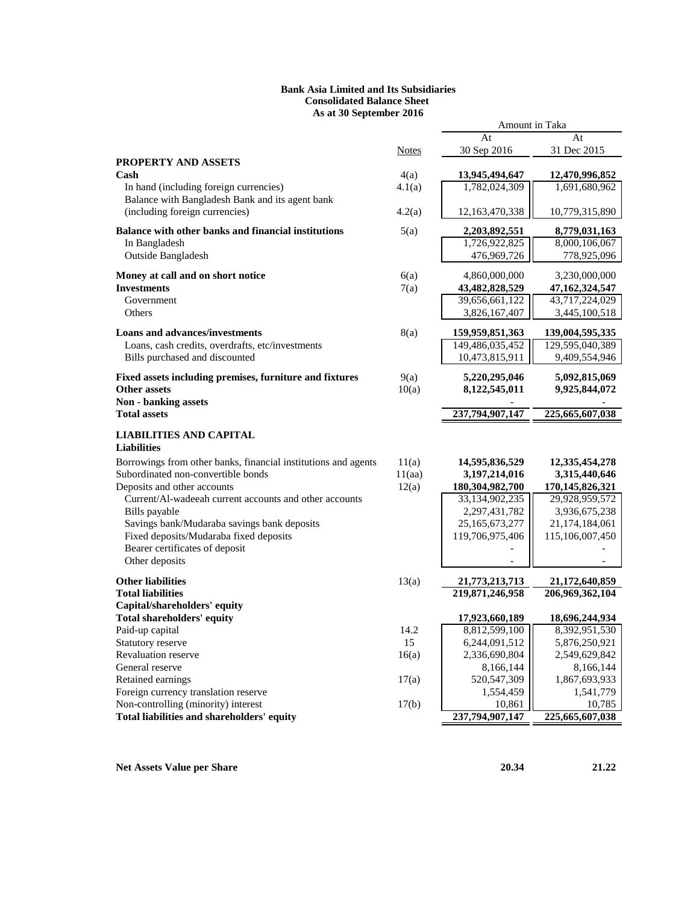**Bank Asia Limited and Its Subsidiaries**
**Consolidated Balance Sheet**
**As at 30 September 2016**

| | Notes | At 30 Sep 2016 | At 31 Dec 2015 |
|---|---|---|---|
| | | Amount in Taka | |
| **PROPERTY AND ASSETS** | | | |
| **Cash** | 4(a) | **13,945,494,647** | **12,470,996,852** |
| In hand (including foreign currencies) | 4.1(a) | 1,782,024,309 | 1,691,680,962 |
| Balance with Bangladesh Bank and its agent bank (including foreign currencies) | 4.2(a) | 12,163,470,338 | 10,779,315,890 |
| **Balance with other banks and financial institutions** | 5(a) | **2,203,892,551** | **8,779,031,163** |
| In Bangladesh | | 1,726,922,825 | 8,000,106,067 |
| Outside Bangladesh | | 476,969,726 | 778,925,096 |
| **Money at call and on short notice** | 6(a) | 4,860,000,000 | 3,230,000,000 |
| **Investments** | 7(a) | **43,482,828,529** | **47,162,324,547** |
| Government | | 39,656,661,122 | 43,717,224,029 |
| Others | | 3,826,167,407 | 3,445,100,518 |
| **Loans and advances/investments** | 8(a) | **159,959,851,363** | **139,004,595,335** |
| Loans, cash credits, overdrafts, etc/investments | | 149,486,035,452 | 129,595,040,389 |
| Bills purchased and discounted | | 10,473,815,911 | 9,409,554,946 |
| **Fixed assets including premises, furniture and fixtures** | 9(a) | **5,220,295,046** | **5,092,815,069** |
| **Other assets** | 10(a) | **8,122,545,011** | **9,925,844,072** |
| **Non - banking assets** | | - | - |
| **Total assets** | | **237,794,907,147** | **225,665,607,038** |
| **LIABILITIES AND CAPITAL** | | | |
| **Liabilities** | | | |
| Borrowings from other banks, financial institutions and agents | 11(a) | **14,595,836,529** | **12,335,454,278** |
| Subordinated non-convertible bonds | 11(aa) | **3,197,214,016** | **3,315,440,646** |
| Deposits and other accounts | 12(a) | **180,304,982,700** | **170,145,826,321** |
| Current/Al-wadeeah current accounts and other accounts | | 33,134,902,235 | 29,928,959,572 |
| Bills payable | | 2,297,431,782 | 3,936,675,238 |
| Savings bank/Mudaraba savings bank deposits | | 25,165,673,277 | 21,174,184,061 |
| Fixed deposits/Mudaraba fixed deposits | | 119,706,975,406 | 115,106,007,450 |
| Bearer certificates of deposit | | - | - |
| Other deposits | | - | - |
| **Other liabilities** | 13(a) | **21,773,213,713** | **21,172,640,859** |
| **Total liabilities** | | **219,871,246,958** | **206,969,362,104** |
| **Capital/shareholders' equity** | | | |
| **Total shareholders' equity** | | **17,923,660,189** | **18,696,244,934** |
| Paid-up capital | 14.2 | 8,812,599,100 | 8,392,951,530 |
| Statutory reserve | 15 | 6,244,091,512 | 5,876,250,921 |
| Revaluation reserve | 16(a) | 2,336,690,804 | 2,549,629,842 |
| General reserve | | 8,166,144 | 8,166,144 |
| Retained earnings | 17(a) | 520,547,309 | 1,867,693,933 |
| Foreign currency translation reserve | | 1,554,459 | 1,541,779 |
| Non-controlling (minority) interest | 17(b) | 10,861 | 10,785 |
| **Total liabilities and shareholders' equity** | | **237,794,907,147** | **225,665,607,038** |
| | | | |
| **Net Assets Value per Share** | | **20.34** | **21.22** |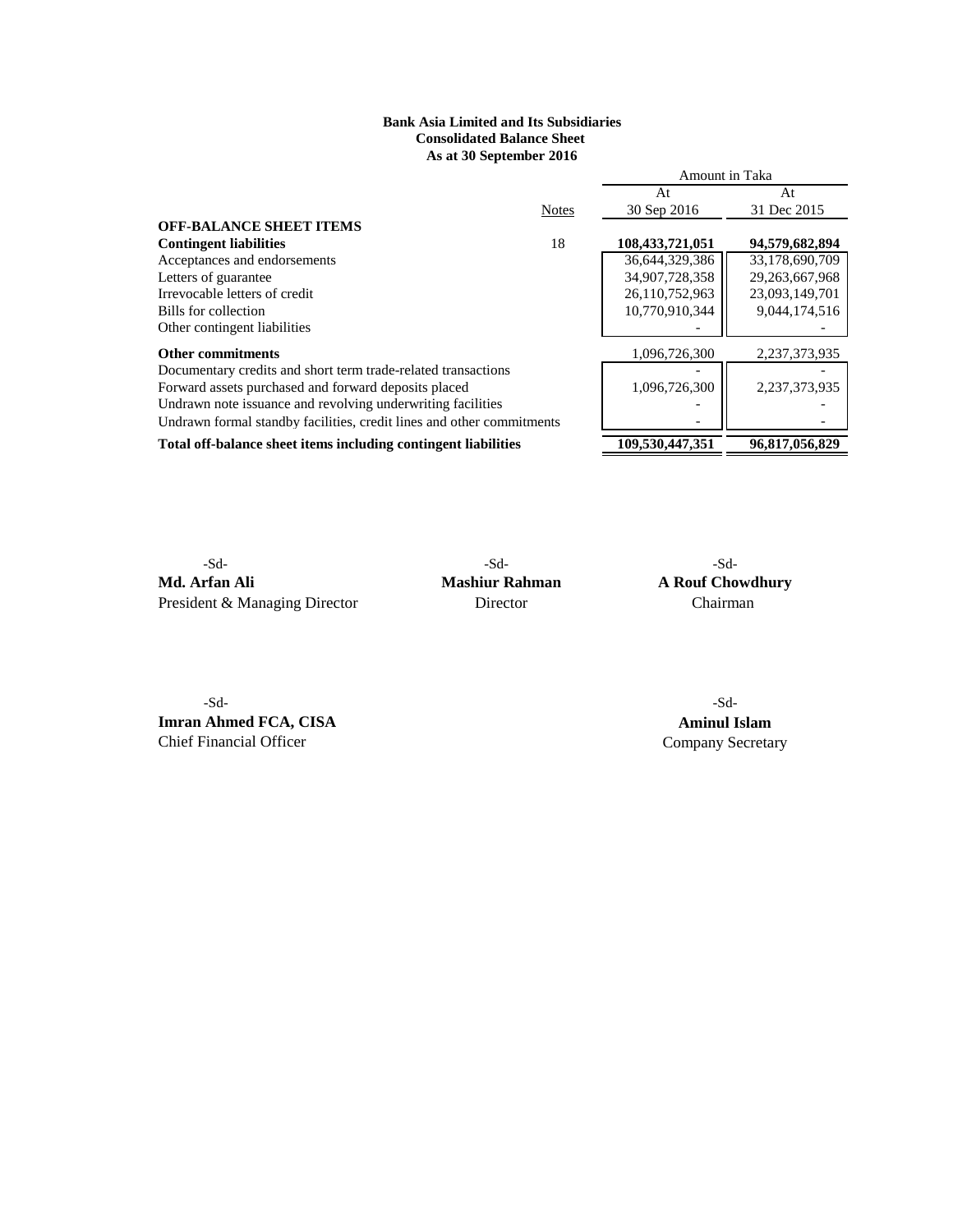**Bank Asia Limited and Its Subsidiaries**
**Consolidated Balance Sheet**
**As at 30 September 2016**

| | Notes | Amount in Taka | |
|---|---|---|---|
| | | At 30 Sep 2016 | At 31 Dec 2015 |
| **OFF-BALANCE SHEET ITEMS** | | | |
| **Contingent liabilities** | 18 | **108,433,721,051** | **94,579,682,894** |
| Acceptances and endorsements | | 36,644,329,386 | 33,178,690,709 |
| Letters of guarantee | | 34,907,728,358 | 29,263,667,968 |
| Irrevocable letters of credit | | 26,110,752,963 | 23,093,149,701 |
| Bills for collection | | 10,770,910,344 | 9,044,174,516 |
| Other contingent liabilities | | - | - |
| **Other commitments** | | 1,096,726,300 | 2,237,373,935 |
| Documentary credits and short term trade-related transactions | | - | - |
| Forward assets purchased and forward deposits placed | | 1,096,726,300 | 2,237,373,935 |
| Undrawn note issuance and revolving underwriting facilities | | - | - |
| Undrawn formal standby facilities, credit lines and other commitments | | - | - |
| **Total off-balance sheet items including contingent liabilities** | | **109,530,447,351** | **96,817,056,829** |

-Sd-
**Md. Arfan Ali**
President & Managing Director

-Sd-
**Mashiur Rahman**
Director

-Sd-
**A Rouf Chowdhury**
Chairman

-Sd-
**Imran Ahmed FCA, CISA**
Chief Financial Officer

-Sd-
**Aminul Islam**
Company Secretary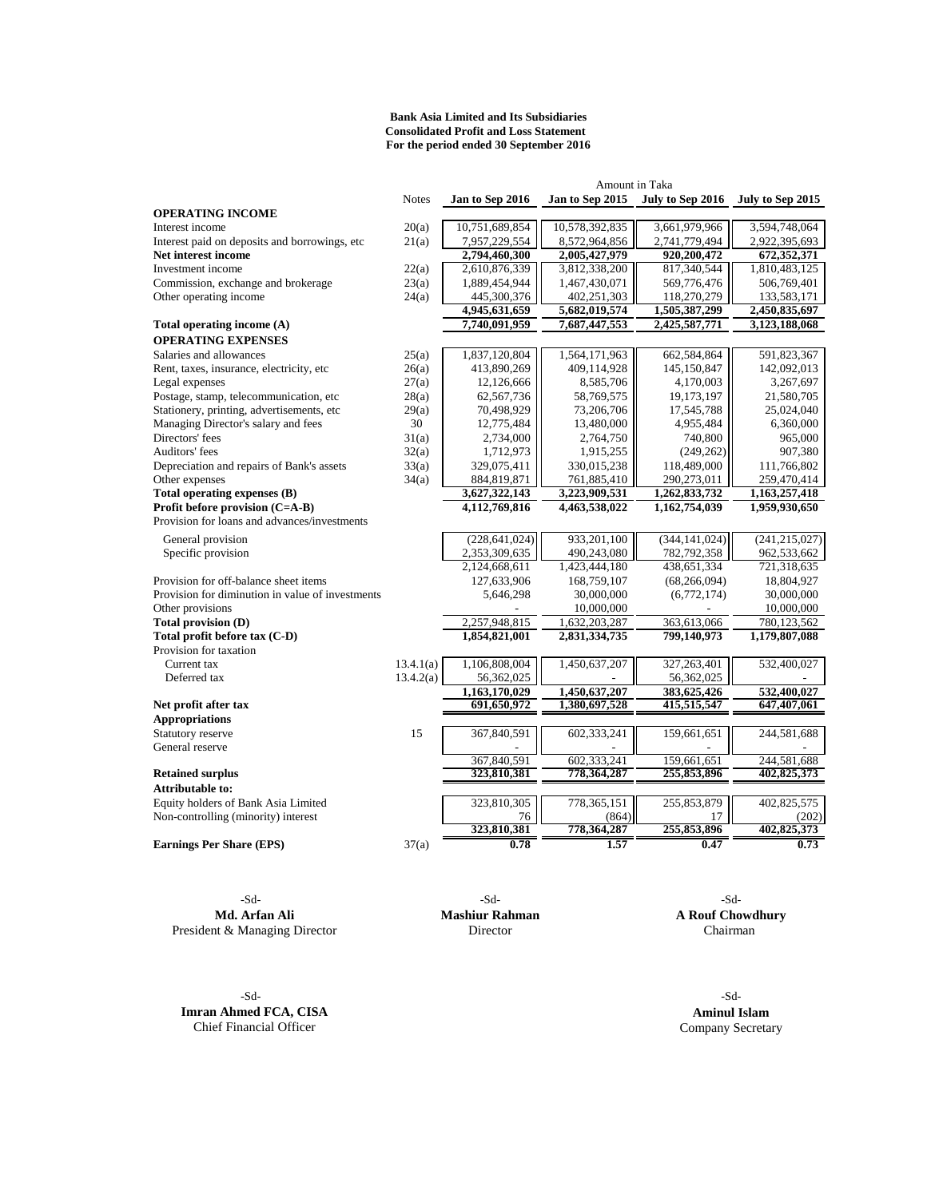**Bank Asia Limited and Its Subsidiaries**
**Consolidated Profit and Loss Statement**
**For the period ended 30 September 2016**

| | Notes | Amount in Taka | | | |
|---|---|---|---|---|---|
| | | **Jan to Sep 2016** | **Jan to Sep 2015** | **July to Sep 2016** | **July to Sep 2015** |
| **OPERATING INCOME** | | | | | |
| Interest income | 20(a) | 10,751,689,854 | 10,578,392,835 | 3,661,979,966 | 3,594,748,064 |
| Interest paid on deposits and borrowings, etc | 21(a) | 7,957,229,554 | 8,572,964,856 | 2,741,779,494 | 2,922,395,693 |
| **Net interest income** | | **2,794,460,300** | **2,005,427,979** | **920,200,472** | **672,352,371** |
| Investment income | 22(a) | 2,610,876,339 | 3,812,338,200 | 817,340,544 | 1,810,483,125 |
| Commission, exchange and brokerage | 23(a) | 1,889,454,944 | 1,467,430,071 | 569,776,476 | 506,769,401 |
| Other operating income | 24(a) | 445,300,376 | 402,251,303 | 118,270,279 | 133,583,171 |
| | | **4,945,631,659** | **5,682,019,574** | **1,505,387,299** | **2,450,835,697** |
| **Total operating income (A)** | | **7,740,091,959** | **7,687,447,553** | **2,425,587,771** | **3,123,188,068** |
| **OPERATING EXPENSES** | | | | | |
| Salaries and allowances | 25(a) | 1,837,120,804 | 1,564,171,963 | 662,584,864 | 591,823,367 |
| Rent, taxes, insurance, electricity, etc | 26(a) | 413,890,269 | 409,114,928 | 145,150,847 | 142,092,013 |
| Legal expenses | 27(a) | 12,126,666 | 8,585,706 | 4,170,003 | 3,267,697 |
| Postage, stamp, telecommunication, etc | 28(a) | 62,567,736 | 58,769,575 | 19,173,197 | 21,580,705 |
| Stationery, printing, advertisements, etc | 29(a) | 70,498,929 | 73,206,706 | 17,545,788 | 25,024,040 |
| Managing Director's salary and fees | 30 | 12,775,484 | 13,480,000 | 4,955,484 | 6,360,000 |
| Directors' fees | 31(a) | 2,734,000 | 2,764,750 | 740,800 | 965,000 |
| Auditors' fees | 32(a) | 1,712,973 | 1,915,255 | (249,262) | 907,380 |
| Depreciation and repairs of Bank's assets | 33(a) | 329,075,411 | 330,015,238 | 118,489,000 | 111,766,802 |
| Other expenses | 34(a) | 884,819,871 | 761,885,410 | 290,273,011 | 259,470,414 |
| **Total operating expenses (B)** | | **3,627,322,143** | **3,223,909,531** | **1,262,833,732** | **1,163,257,418** |
| **Profit before provision (C=A-B)** | | **4,112,769,816** | **4,463,538,022** | **1,162,754,039** | **1,959,930,650** |
| Provision for loans and advances/investments | | | | | |
| General provision | | (228,641,024) | 933,201,100 | (344,141,024) | (241,215,027) |
| Specific provision | | 2,353,309,635 | 490,243,080 | 782,792,358 | 962,533,662 |
| | | 2,124,668,611 | 1,423,444,180 | 438,651,334 | 721,318,635 |
| Provision for off-balance sheet items | | 127,633,906 | 168,759,107 | (68,266,094) | 18,804,927 |
| Provision for diminution in value of investments | | 5,646,298 | 30,000,000 | (6,772,174) | 30,000,000 |
| Other provisions | | - | 10,000,000 | - | 10,000,000 |
| **Total provision (D)** | | 2,257,948,815 | 1,632,203,287 | 363,613,066 | 780,123,562 |
| **Total profit before tax (C-D)** | | **1,854,821,001** | **2,831,334,735** | **799,140,973** | **1,179,807,088** |
| Provision for taxation | | | | | |
| Current tax | 13.4.1(a) | 1,106,808,004 | 1,450,637,207 | 327,263,401 | 532,400,027 |
| Deferred tax | 13.4.2(a) | 56,362,025 | - | 56,362,025 | - |
| | | **1,163,170,029** | **1,450,637,207** | **383,625,426** | **532,400,027** |
| **Net profit after tax** | | **691,650,972** | **1,380,697,528** | **415,515,547** | **647,407,061** |
| **Appropriations** | | | | | |
| Statutory reserve | 15 | 367,840,591 | 602,333,241 | 159,661,651 | 244,581,688 |
| General reserve | | - | - | - | - |
| | | 367,840,591 | 602,333,241 | 159,661,651 | 244,581,688 |
| **Retained surplus** | | **323,810,381** | **778,364,287** | **255,853,896** | **402,825,373** |
| **Attributable to:** | | | | | |
| Equity holders of Bank Asia Limited | | 323,810,305 | 778,365,151 | 255,853,879 | 402,825,575 |
| Non-controlling (minority) interest | | 76 | (864) | 17 | (202) |
| | | **323,810,381** | **778,364,287** | **255,853,896** | **402,825,373** |
| **Earnings Per Share (EPS)** | 37(a) | **0.78** | **1.57** | **0.47** | **0.73** |

-Sd-
**Md. Arfan Ali**
President & Managing Director

-Sd-
**Mashiur Rahman**
Director

-Sd-
**A Rouf Chowdhury**
Chairman

-Sd-
**Imran Ahmed FCA, CISA**
Chief Financial Officer

-Sd-
**Aminul Islam**
Company Secretary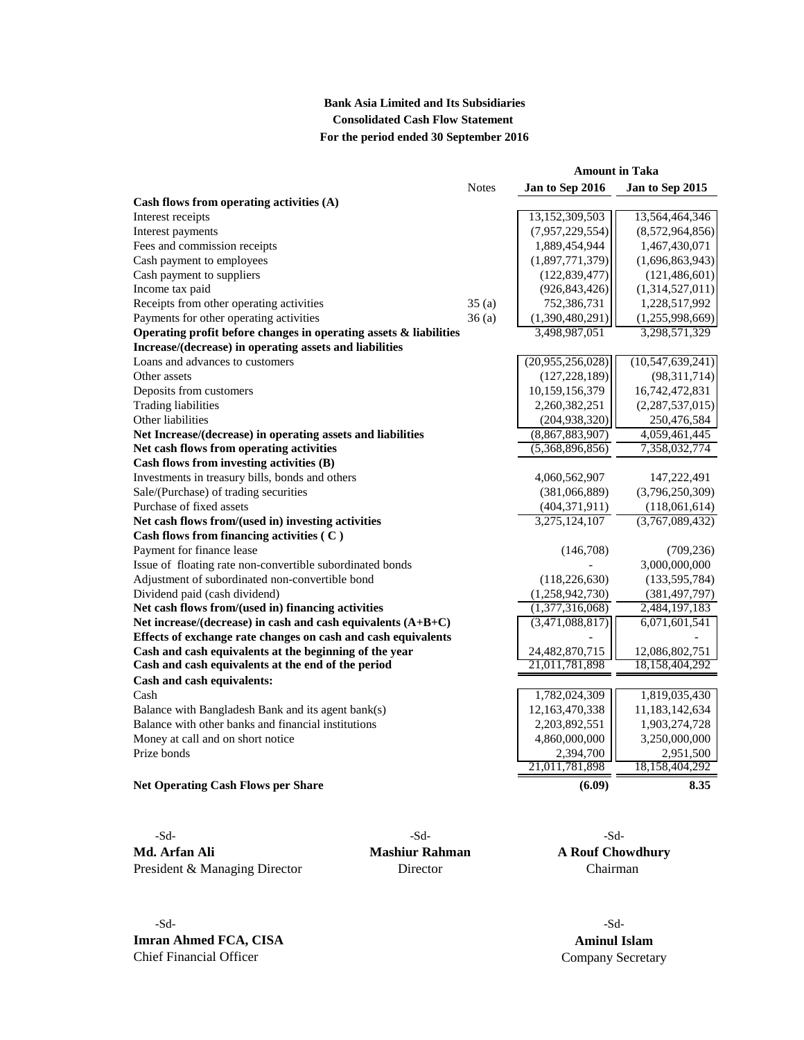**Bank Asia Limited and Its Subsidiaries**
**Consolidated Cash Flow Statement**
**For the period ended 30 September 2016**

| | Notes | Amount in Taka | |
|---|---|---|---|
| | | **Jan to Sep 2016** | **Jan to Sep 2015** |
| **Cash flows from operating activities (A)** | | | |
| Interest receipts | | 13,152,309,503 | 13,564,464,346 |
| Interest payments | | (7,957,229,554) | (8,572,964,856) |
| Fees and commission receipts | | 1,889,454,944 | 1,467,430,071 |
| Cash payment to employees | | (1,897,771,379) | (1,696,863,943) |
| Cash payment to suppliers | | (122,839,477) | (121,486,601) |
| Income tax paid | | (926,843,426) | (1,314,527,011) |
| Receipts from other operating activities | 35 (a) | 752,386,731 | 1,228,517,992 |
| Payments for other operating activities | 36 (a) | (1,390,480,291) | (1,255,998,669) |
| **Operating profit before changes in operating assets & liabilities** | | 3,498,987,051 | 3,298,571,329 |
| **Increase/(decrease) in operating assets and liabilities** | | | |
| Loans and advances to customers | | (20,955,256,028) | (10,547,639,241) |
| Other assets | | (127,228,189) | (98,311,714) |
| Deposits from customers | | 10,159,156,379 | 16,742,472,831 |
| Trading liabilities | | 2,260,382,251 | (2,287,537,015) |
| Other liabilities | | (204,938,320) | 250,476,584 |
| **Net Increase/(decrease) in operating assets and liabilities** | | (8,867,883,907) | 4,059,461,445 |
| **Net cash flows from operating activities** | | (5,368,896,856) | 7,358,032,774 |
| **Cash flows from investing activities (B)** | | | |
| Investments in treasury bills, bonds and others | | 4,060,562,907 | 147,222,491 |
| Sale/(Purchase) of trading securities | | (381,066,889) | (3,796,250,309) |
| Purchase of fixed assets | | (404,371,911) | (118,061,614) |
| **Net cash flows from/(used in) investing activities** | | 3,275,124,107 | (3,767,089,432) |
| **Cash flows from financing activities ( C )** | | | |
| Payment for finance lease | | (146,708) | (709,236) |
| Issue of floating rate non-convertible subordinated bonds | | - | 3,000,000,000 |
| Adjustment of subordinated non-convertible bond | | (118,226,630) | (133,595,784) |
| Dividend paid (cash dividend) | | (1,258,942,730) | (381,497,797) |
| **Net cash flows from/(used in) financing activities** | | (1,377,316,068) | 2,484,197,183 |
| **Net increase/(decrease) in cash and cash equivalents (A+B+C)** | | (3,471,088,817) | 6,071,601,541 |
| **Effects of exchange rate changes on cash and cash equivalents** | | - | - |
| **Cash and cash equivalents at the beginning of the year** | | 24,482,870,715 | 12,086,802,751 |
| **Cash and cash equivalents at the end of the period** | | 21,011,781,898 | 18,158,404,292 |
| **Cash and cash equivalents:** | | | |
| Cash | | 1,782,024,309 | 1,819,035,430 |
| Balance with Bangladesh Bank and its agent bank(s) | | 12,163,470,338 | 11,183,142,634 |
| Balance with other banks and financial institutions | | 2,203,892,551 | 1,903,274,728 |
| Money at call and on short notice | | 4,860,000,000 | 3,250,000,000 |
| Prize bonds | | 2,394,700 | 2,951,500 |
| | | 21,011,781,898 | 18,158,404,292 |
| **Net Operating Cash Flows per Share** | | **(6.09)** | **8.35** |

-Sd-
**Md. Arfan Ali**
President & Managing Director

-Sd-
**Mashiur Rahman**
Director

-Sd-
**A Rouf Chowdhury**
Chairman

-Sd-
**Imran Ahmed FCA, CISA**
Chief Financial Officer

-Sd-
**Aminul Islam**
Company Secretary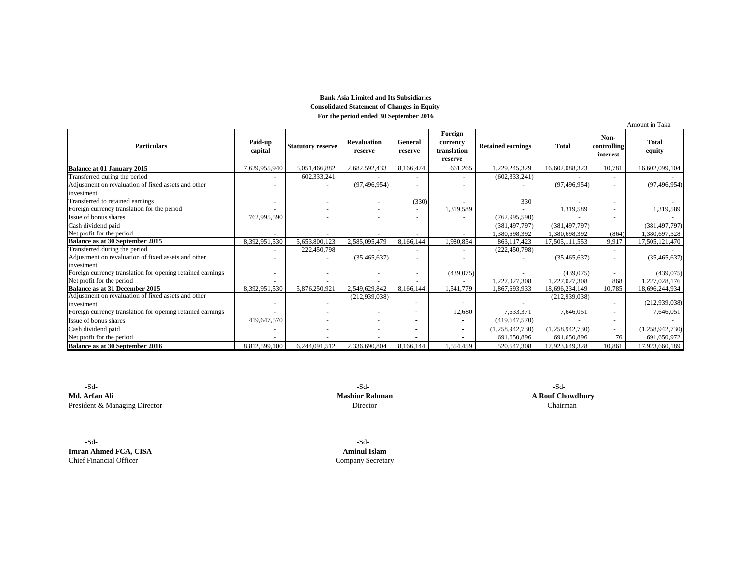**Bank Asia Limited and Its Subsidiaries**
**Consolidated Statement of Changes in Equity**
**For the period ended 30 September 2016**

Amount in Taka

| Particulars | Paid-up capital | Statutory reserve | Revaluation reserve | General reserve | Foreign currency translation reserve | Retained earnings | Total | Non-controlling interest | Total equity |
|---|---|---|---|---|---|---|---|---|---|
| **Balance at 01 January 2015** | 7,629,955,940 | 5,051,466,882 | 2,682,592,433 | 8,166,474 | 661,265 | 1,229,245,329 | 16,602,088,323 | 10,781 | 16,602,099,104 |
| Transferred during the period | - | 602,333,241 | - | - | - | (602,333,241) | - | - | - |
| Adjustment on revaluation of fixed assets and other investment | - | - | (97,496,954) | - | - | - | (97,496,954) | - | (97,496,954) |
| Transferred to retained earnings | - | - | - | (330) | - | 330 | - | - | - |
| Foreign currency translation for the period | - | - | - | - | 1,319,589 | - | 1,319,589 | - | 1,319,589 |
| Issue of bonus shares | 762,995,590 | - | - | - | - | (762,995,590) | - | - | - |
| Cash dividend paid | | | | | | (381,497,797) | (381,497,797) | | (381,497,797) |
| Net profit for the period | - | - | - | - | - | 1,380,698,392 | 1,380,698,392 | (864) | 1,380,697,528 |
| **Balance as at 30 September 2015** | 8,392,951,530 | 5,653,800,123 | 2,585,095,479 | 8,166,144 | 1,980,854 | 863,117,423 | 17,505,111,553 | 9,917 | 17,505,121,470 |
| Transferred during the period | - | 222,450,798 | - | - | - | (222,450,798) | - | - | - |
| Adjustment on revaluation of fixed assets and other investment | - | - | (35,465,637) | - | - | - | (35,465,637) | - | (35,465,637) |
| Foreign currency translation for opening retained earnings | - | - | - | - | (439,075) | - | (439,075) | - | (439,075) |
| Net profit for the period | - | - | - | - | - | 1,227,027,308 | 1,227,027,308 | 868 | 1,227,028,176 |
| **Balance as at 31 December 2015** | 8,392,951,530 | 5,876,250,921 | 2,549,629,842 | 8,166,144 | 1,541,779 | 1,867,693,933 | 18,696,234,149 | 10,785 | 18,696,244,934 |
| Adjustment on revaluation of fixed assets and other investment | - | - | (212,939,038) | - | - | - | (212,939,038) | - | (212,939,038) |
| Foreign currency translation for opening retained earnings | - | - | - | - | 12,680 | 7,633,371 | 7,646,051 | - | 7,646,051 |
| Issue of bonus shares | 419,647,570 | - | - | - | - | (419,647,570) | - | - | - |
| Cash dividend paid | - | - | - | - | - | (1,258,942,730) | (1,258,942,730) | - | (1,258,942,730) |
| Net profit for the period | - | - | - | - | - | 691,650,896 | 691,650,896 | 76 | 691,650,972 |
| **Balance as at 30 September 2016** | 8,812,599,100 | 6,244,091,512 | 2,336,690,804 | 8,166,144 | 1,554,459 | 520,547,308 | 17,923,649,328 | 10,861 | 17,923,660,189 |

-Sd-
**Md. Arfan Ali**
President & Managing Director

-Sd-
**Mashiur Rahman**
Director

-Sd-
**A Rouf Chowdhury**
Chairman

-Sd-
**Imran Ahmed FCA, CISA**
Chief Financial Officer

-Sd-
**Aminul Islam**
Company Secretary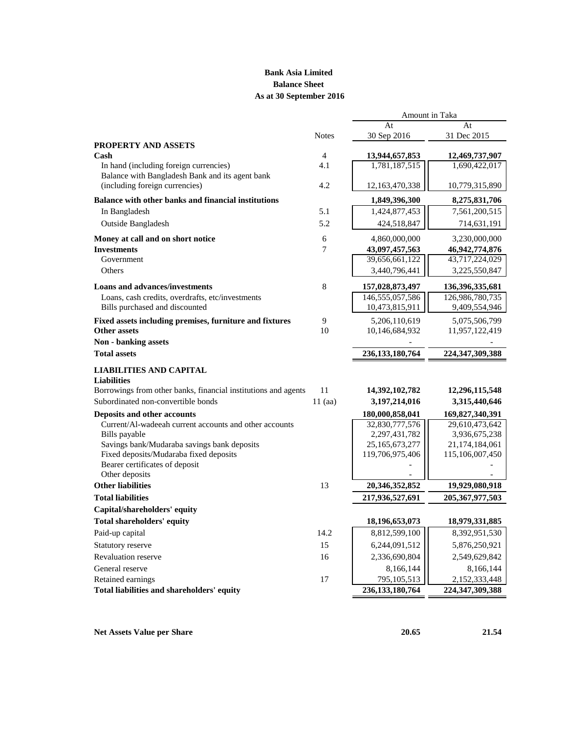**Bank Asia Limited**
**Balance Sheet**
**As at 30 September 2016**

| | Notes | Amount in Taka At 30 Sep 2016 | At 31 Dec 2015 |
|---|---|---|---|
| **PROPERTY AND ASSETS** | | | |
| **Cash** | 4 | **13,944,657,853** | **12,469,737,907** |
| In hand (including foreign currencies) | 4.1 | 1,781,187,515 | 1,690,422,017 |
| Balance with Bangladesh Bank and its agent bank (including foreign currencies) | 4.2 | 12,163,470,338 | 10,779,315,890 |
| **Balance with other banks and financial institutions** | | **1,849,396,300** | **8,275,831,706** |
| In Bangladesh | 5.1 | 1,424,877,453 | 7,561,200,515 |
| Outside Bangladesh | 5.2 | 424,518,847 | 714,631,191 |
| **Money at call and on short notice** | 6 | 4,860,000,000 | 3,230,000,000 |
| **Investments** | 7 | **43,097,457,563** | **46,942,774,876** |
| Government | | 39,656,661,122 | 43,717,224,029 |
| Others | | 3,440,796,441 | 3,225,550,847 |
| **Loans and advances/investments** | 8 | **157,028,873,497** | **136,396,335,681** |
| Loans, cash credits, overdrafts, etc/investments | | 146,555,057,586 | 126,986,780,735 |
| Bills purchased and discounted | | 10,473,815,911 | 9,409,554,946 |
| **Fixed assets including premises, furniture and fixtures** | 9 | 5,206,110,619 | 5,075,506,799 |
| **Other assets** | 10 | 10,146,684,932 | 11,957,122,419 |
| **Non - banking assets** | | - | - |
| **Total assets** | | **236,133,180,764** | **224,347,309,388** |
| **LIABILITIES AND CAPITAL** | | | |
| **Liabilities** | | | |
| Borrowings from other banks, financial institutions and agents | 11 | **14,392,102,782** | **12,296,115,548** |
| Subordinated non-convertible bonds | 11 (aa) | **3,197,214,016** | **3,315,440,646** |
| **Deposits and other accounts** | | **180,000,858,041** | **169,827,340,391** |
| Current/Al-wadeeah current accounts and other accounts | | 32,830,777,576 | 29,610,473,642 |
| Bills payable | | 2,297,431,782 | 3,936,675,238 |
| Savings bank/Mudaraba savings bank deposits | | 25,165,673,277 | 21,174,184,061 |
| Fixed deposits/Mudaraba fixed deposits | | 119,706,975,406 | 115,106,007,450 |
| Bearer certificates of deposit | | - | - |
| Other deposits | | - | - |
| **Other liabilities** | 13 | **20,346,352,852** | **19,929,080,918** |
| **Total liabilities** | | **217,936,527,691** | **205,367,977,503** |
| **Capital/shareholders' equity** | | | |
| **Total shareholders' equity** | | **18,196,653,073** | **18,979,331,885** |
| Paid-up capital | 14.2 | 8,812,599,100 | 8,392,951,530 |
| Statutory reserve | 15 | 6,244,091,512 | 5,876,250,921 |
| Revaluation reserve | 16 | 2,336,690,804 | 2,549,629,842 |
| General reserve | | 8,166,144 | 8,166,144 |
| Retained earnings | 17 | 795,105,513 | 2,152,333,448 |
| **Total liabilities and shareholders' equity** | | **236,133,180,764** | **224,347,309,388** |
| | | | |
| **Net Assets Value per Share** | | **20.65** | **21.54** |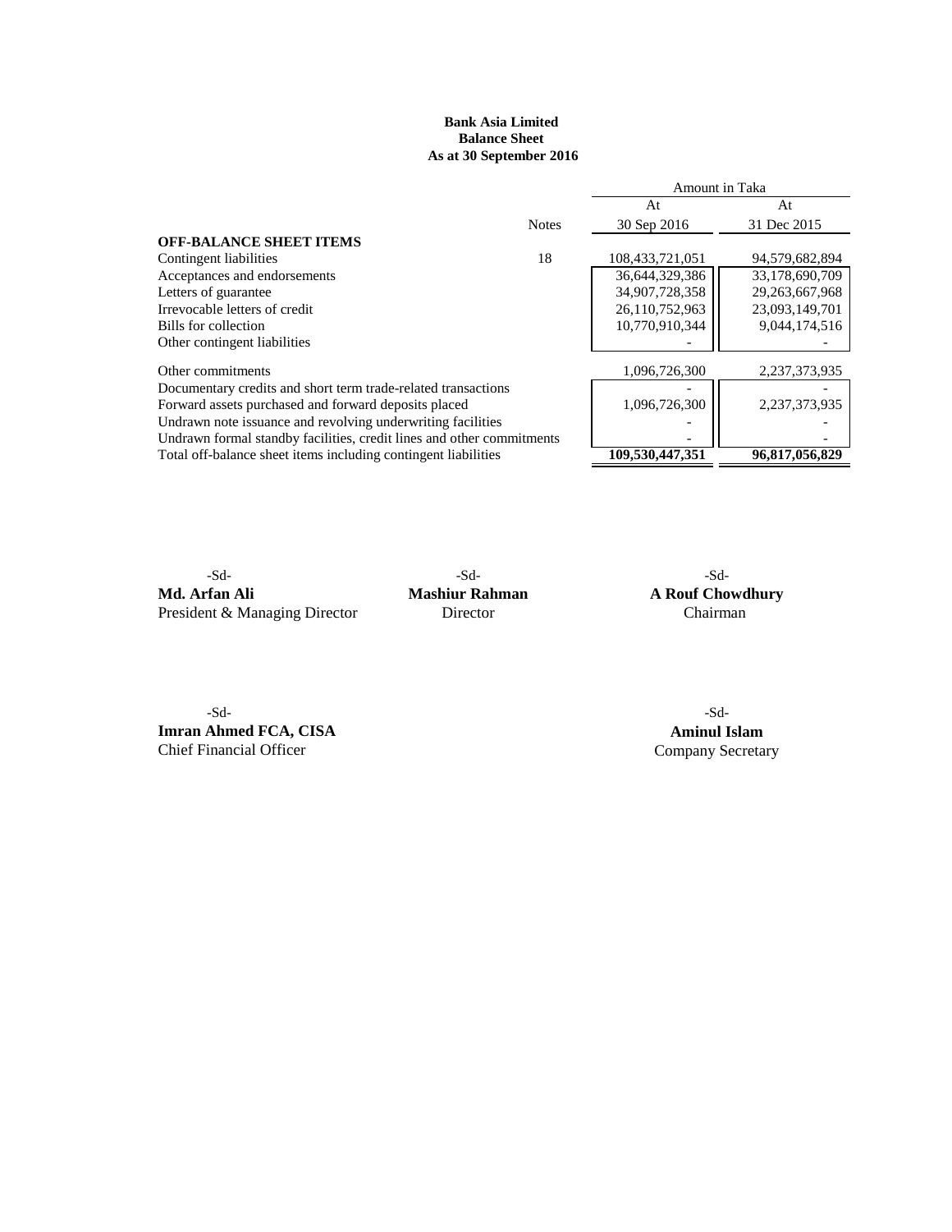**Bank Asia Limited**
**Balance Sheet**
**As at 30 September 2016**

| | Notes | Amount in Taka At 30 Sep 2016 | At 31 Dec 2015 |
|---|---|---|---|
| **OFF-BALANCE SHEET ITEMS** | | | |
| Contingent liabilities | 18 | 108,433,721,051 | 94,579,682,894 |
| Acceptances and endorsements | | 36,644,329,386 | 33,178,690,709 |
| Letters of guarantee | | 34,907,728,358 | 29,263,667,968 |
| Irrevocable letters of credit | | 26,110,752,963 | 23,093,149,701 |
| Bills for collection | | 10,770,910,344 | 9,044,174,516 |
| Other contingent liabilities | | - | - |
| Other commitments | | 1,096,726,300 | 2,237,373,935 |
| Documentary credits and short term trade-related transactions | | - | - |
| Forward assets purchased and forward deposits placed | | 1,096,726,300 | 2,237,373,935 |
| Undrawn note issuance and revolving underwriting facilities | | - | - |
| Undrawn formal standby facilities, credit lines and other commitments | | - | - |
| Total off-balance sheet items including contingent liabilities | | **109,530,447,351** | **96,817,056,829** |

-Sd-
**Md. Arfan Ali**
President & Managing Director

-Sd-
**Mashiur Rahman**
Director

-Sd-
**A Rouf Chowdhury**
Chairman

-Sd-
**Imran Ahmed FCA, CISA**
Chief Financial Officer

-Sd-
**Aminul Islam**
Company Secretary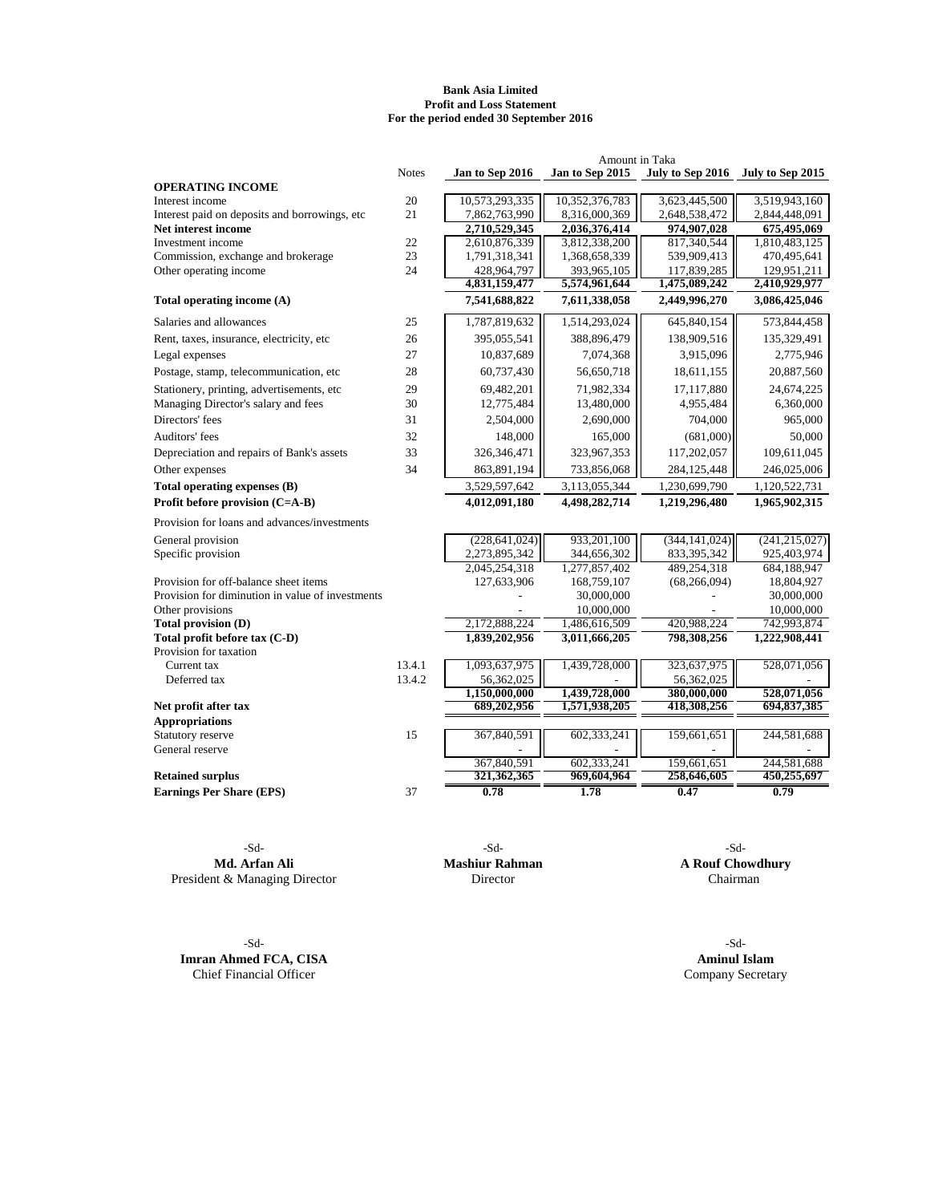**Bank Asia Limited**
**Profit and Loss Statement**
**For the period ended 30 September 2016**

| | Notes | Amount in Taka | | | |
|---|---|---|---|---|---|
| | | **Jan to Sep 2016** | **Jan to Sep 2015** | **July to Sep 2016** | **July to Sep 2015** |
| **OPERATING INCOME** | | | | | |
| Interest income | 20 | 10,573,293,335 | 10,352,376,783 | 3,623,445,500 | 3,519,943,160 |
| Interest paid on deposits and borrowings, etc | 21 | 7,862,763,990 | 8,316,000,369 | 2,648,538,472 | 2,844,448,091 |
| **Net interest income** | | **2,710,529,345** | **2,036,376,414** | **974,907,028** | **675,495,069** |
| Investment income | 22 | 2,610,876,339 | 3,812,338,200 | 817,340,544 | 1,810,483,125 |
| Commission, exchange and brokerage | 23 | 1,791,318,341 | 1,368,658,339 | 539,909,413 | 470,495,641 |
| Other operating income | 24 | 428,964,797 | 393,965,105 | 117,839,285 | 129,951,211 |
| | | **4,831,159,477** | **5,574,961,644** | **1,475,089,242** | **2,410,929,977** |
| **Total operating income (A)** | | **7,541,688,822** | **7,611,338,058** | **2,449,996,270** | **3,086,425,046** |
| Salaries and allowances | 25 | 1,787,819,632 | 1,514,293,024 | 645,840,154 | 573,844,458 |
| Rent, taxes, insurance, electricity, etc | 26 | 395,055,541 | 388,896,479 | 138,909,516 | 135,329,491 |
| Legal expenses | 27 | 10,837,689 | 7,074,368 | 3,915,096 | 2,775,946 |
| Postage, stamp, telecommunication, etc | 28 | 60,737,430 | 56,650,718 | 18,611,155 | 20,887,560 |
| Stationery, printing, advertisements, etc | 29 | 69,482,201 | 71,982,334 | 17,117,880 | 24,674,225 |
| Managing Director's salary and fees | 30 | 12,775,484 | 13,480,000 | 4,955,484 | 6,360,000 |
| Directors' fees | 31 | 2,504,000 | 2,690,000 | 704,000 | 965,000 |
| Auditors' fees | 32 | 148,000 | 165,000 | (681,000) | 50,000 |
| Depreciation and repairs of Bank's assets | 33 | 326,346,471 | 323,967,353 | 117,202,057 | 109,611,045 |
| Other expenses | 34 | 863,891,194 | 733,856,068 | 284,125,448 | 246,025,006 |
| **Total operating expenses (B)** | | 3,529,597,642 | 3,113,055,344 | 1,230,699,790 | 1,120,522,731 |
| **Profit before provision (C=A-B)** | | **4,012,091,180** | **4,498,282,714** | **1,219,296,480** | **1,965,902,315** |
| Provision for loans and advances/investments | | | | | |
| General provision | | (228,641,024) | 933,201,100 | (344,141,024) | (241,215,027) |
| Specific provision | | 2,273,895,342 | 344,656,302 | 833,395,342 | 925,403,974 |
| | | 2,045,254,318 | 1,277,857,402 | 489,254,318 | 684,188,947 |
| Provision for off-balance sheet items | | 127,633,906 | 168,759,107 | (68,266,094) | 18,804,927 |
| Provision for diminution in value of investments | | - | 30,000,000 | - | 30,000,000 |
| Other provisions | | - | 10,000,000 | - | 10,000,000 |
| **Total provision (D)** | | 2,172,888,224 | 1,486,616,509 | 420,988,224 | 742,993,874 |
| **Total profit before tax (C-D)** | | **1,839,202,956** | **3,011,666,205** | **798,308,256** | **1,222,908,441** |
| Provision for taxation | | | | | |
| Current tax | 13.4.1 | 1,093,637,975 | 1,439,728,000 | 323,637,975 | 528,071,056 |
| Deferred tax | 13.4.2 | 56,362,025 | - | 56,362,025 | - |
| | | **1,150,000,000** | **1,439,728,000** | **380,000,000** | **528,071,056** |
| **Net profit after tax** | | **689,202,956** | **1,571,938,205** | **418,308,256** | **694,837,385** |
| **Appropriations** | | | | | |
| Statutory reserve | 15 | 367,840,591 | 602,333,241 | 159,661,651 | 244,581,688 |
| General reserve | | - | - | - | - |
| | | 367,840,591 | 602,333,241 | 159,661,651 | 244,581,688 |
| **Retained surplus** | | **321,362,365** | **969,604,964** | **258,646,605** | **450,255,697** |
| **Earnings Per Share (EPS)** | 37 | **0.78** | **1.78** | **0.47** | **0.79** |

-Sd-
**Md. Arfan Ali**
President & Managing Director

-Sd-
**Mashiur Rahman**
Director

-Sd-
**A Rouf Chowdhury**
Chairman

-Sd-
**Imran Ahmed FCA, CISA**
Chief Financial Officer

-Sd-
**Aminul Islam**
Company Secretary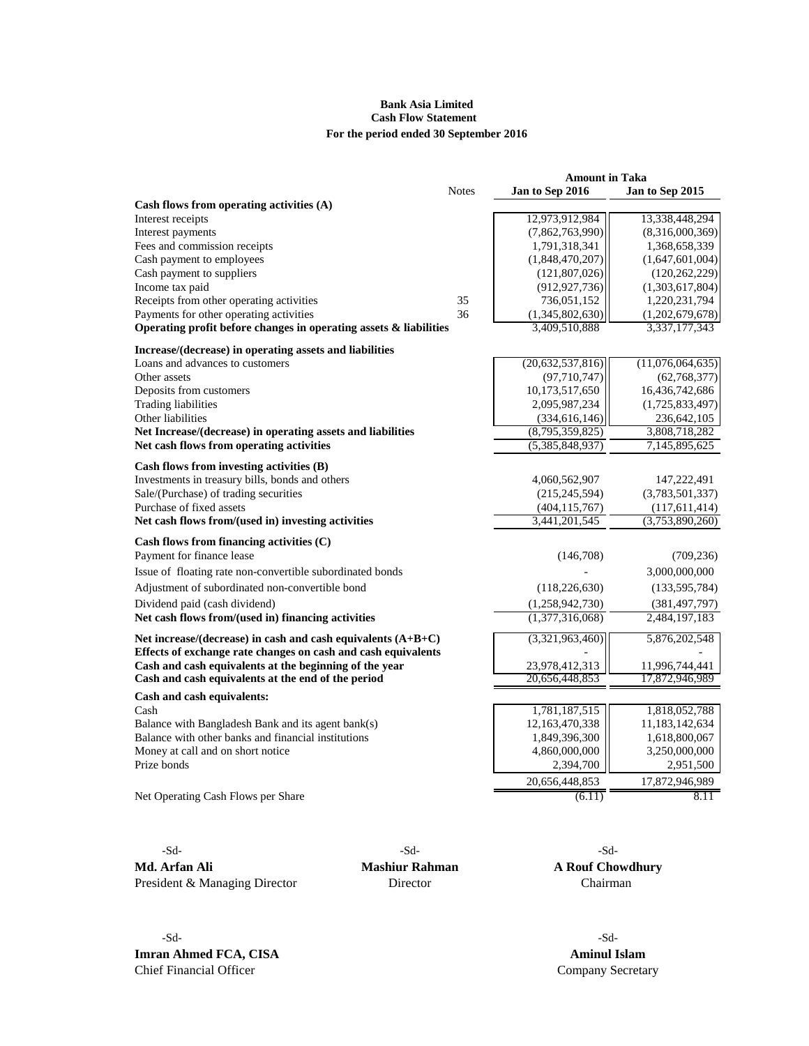# Bank Asia Limited
## Cash Flow Statement
### For the period ended 30 September 2016

| | Notes | Amount in Taka Jan to Sep 2016 | Jan to Sep 2015 |
|---|---|---|---|
| **Cash flows from operating activities (A)** | | | |
| Interest receipts | | 12,973,912,984 | 13,338,448,294 |
| Interest payments | | (7,862,763,990) | (8,316,000,369) |
| Fees and commission receipts | | 1,791,318,341 | 1,368,658,339 |
| Cash payment to employees | | (1,848,470,207) | (1,647,601,004) |
| Cash payment to suppliers | | (121,807,026) | (120,262,229) |
| Income tax paid | | (912,927,736) | (1,303,617,804) |
| Receipts from other operating activities | 35 | 736,051,152 | 1,220,231,794 |
| Payments for other operating activities | 36 | (1,345,802,630) | (1,202,679,678) |
| **Operating profit before changes in operating assets & liabilities** | | 3,409,510,888 | 3,337,177,343 |
| **Increase/(decrease) in operating assets and liabilities** | | | |
| Loans and advances to customers | | (20,632,537,816) | (11,076,064,635) |
| Other assets | | (97,710,747) | (62,768,377) |
| Deposits from customers | | 10,173,517,650 | 16,436,742,686 |
| Trading liabilities | | 2,095,987,234 | (1,725,833,497) |
| Other liabilities | | (334,616,146) | 236,642,105 |
| **Net Increase/(decrease) in operating assets and liabilities** | | (8,795,359,825) | 3,808,718,282 |
| **Net cash flows from operating activities** | | (5,385,848,937) | 7,145,895,625 |
| **Cash flows from investing activities (B)** | | | |
| Investments in treasury bills, bonds and others | | 4,060,562,907 | 147,222,491 |
| Sale/(Purchase) of trading securities | | (215,245,594) | (3,783,501,337) |
| Purchase of fixed assets | | (404,115,767) | (117,611,414) |
| **Net cash flows from/(used in) investing activities** | | 3,441,201,545 | (3,753,890,260) |
| **Cash flows from financing activities (C)** | | | |
| Payment for finance lease | | (146,708) | (709,236) |
| Issue of floating rate non-convertible subordinated bonds | | - | 3,000,000,000 |
| Adjustment of subordinated non-convertible bond | | (118,226,630) | (133,595,784) |
| Dividend paid (cash dividend) | | (1,258,942,730) | (381,497,797) |
| **Net cash flows from/(used in) financing activities** | | (1,377,316,068) | 2,484,197,183 |
| **Net increase/(decrease) in cash and cash equivalents (A+B+C)** | | (3,321,963,460) | 5,876,202,548 |
| **Effects of exchange rate changes on cash and cash equivalents** | | - | - |
| **Cash and cash equivalents at the beginning of the year** | | 23,978,412,313 | 11,996,744,441 |
| **Cash and cash equivalents at the end of the period** | | 20,656,448,853 | 17,872,946,989 |
| **Cash and cash equivalents:** | | | |
| Cash | | 1,781,187,515 | 1,818,052,788 |
| Balance with Bangladesh Bank and its agent bank(s) | | 12,163,470,338 | 11,183,142,634 |
| Balance with other banks and financial institutions | | 1,849,396,300 | 1,618,800,067 |
| Money at call and on short notice | | 4,860,000,000 | 3,250,000,000 |
| Prize bonds | | 2,394,700 | 2,951,500 |
| | | 20,656,448,853 | 17,872,946,989 |
| Net Operating Cash Flows per Share | | (6.11) | 8.11 |

-Sd-
**Md. Arfan Ali**
President & Managing Director

-Sd-
**Mashiur Rahman**
Director

-Sd-
**A Rouf Chowdhury**
Chairman

-Sd-
**Imran Ahmed FCA, CISA**
Chief Financial Officer

-Sd-
**Aminul Islam**
Company Secretary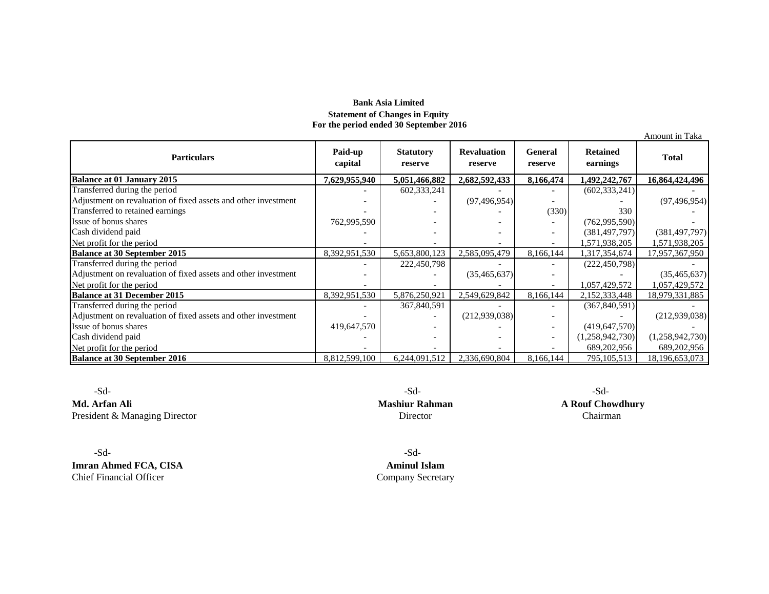**Bank Asia Limited**

**Statement of Changes in Equity**

**For the period ended 30 September 2016**

Amount in Taka

| Particulars | Paid-up capital | Statutory reserve | Revaluation reserve | General reserve | Retained earnings | Total |
|---|---|---|---|---|---|---|
| **Balance at 01 January 2015** | **7,629,955,940** | **5,051,466,882** | **2,682,592,433** | **8,166,474** | **1,492,242,767** | **16,864,424,496** |
| Transferred during the period | - | 602,333,241 | - | - | (602,333,241) | - |
| Adjustment on revaluation of fixed assets and other investment | - | - | (97,496,954) | - | - | (97,496,954) |
| Transferred to retained earnings | - | - | - | (330) | 330 | - |
| Issue of bonus shares | 762,995,590 | - | - | - | (762,995,590) | - |
| Cash dividend paid | - | - | - | - | (381,497,797) | (381,497,797) |
| Net profit for the period | - | - | - | - | 1,571,938,205 | 1,571,938,205 |
| **Balance at 30 September 2015** | 8,392,951,530 | 5,653,800,123 | 2,585,095,479 | 8,166,144 | 1,317,354,674 | 17,957,367,950 |
| Transferred during the period | - | 222,450,798 | - | - | (222,450,798) | - |
| Adjustment on revaluation of fixed assets and other investment | - | - | (35,465,637) | - | - | (35,465,637) |
| Net profit for the period | - | - | - | - | 1,057,429,572 | 1,057,429,572 |
| **Balance at 31 December 2015** | 8,392,951,530 | 5,876,250,921 | 2,549,629,842 | 8,166,144 | 2,152,333,448 | 18,979,331,885 |
| Transferred during the period | - | 367,840,591 | - | - | (367,840,591) | - |
| Adjustment on revaluation of fixed assets and other investment | - | - | (212,939,038) | - | - | (212,939,038) |
| Issue of bonus shares | 419,647,570 | - | - | - | (419,647,570) | - |
| Cash dividend paid | - | - | - | - | (1,258,942,730) | (1,258,942,730) |
| Net profit for the period | - | - | - | - | 689,202,956 | 689,202,956 |
| **Balance at 30 September 2016** | 8,812,599,100 | 6,244,091,512 | 2,336,690,804 | 8,166,144 | 795,105,513 | 18,196,653,073 |

-Sd-
**Md. Arfan Ali**
President & Managing Director

-Sd-
**Mashiur Rahman**
Director

-Sd-
**A Rouf Chowdhury**
Chairman

-Sd-
**Imran Ahmed FCA, CISA**
Chief Financial Officer

-Sd-
**Aminul Islam**
Company Secretary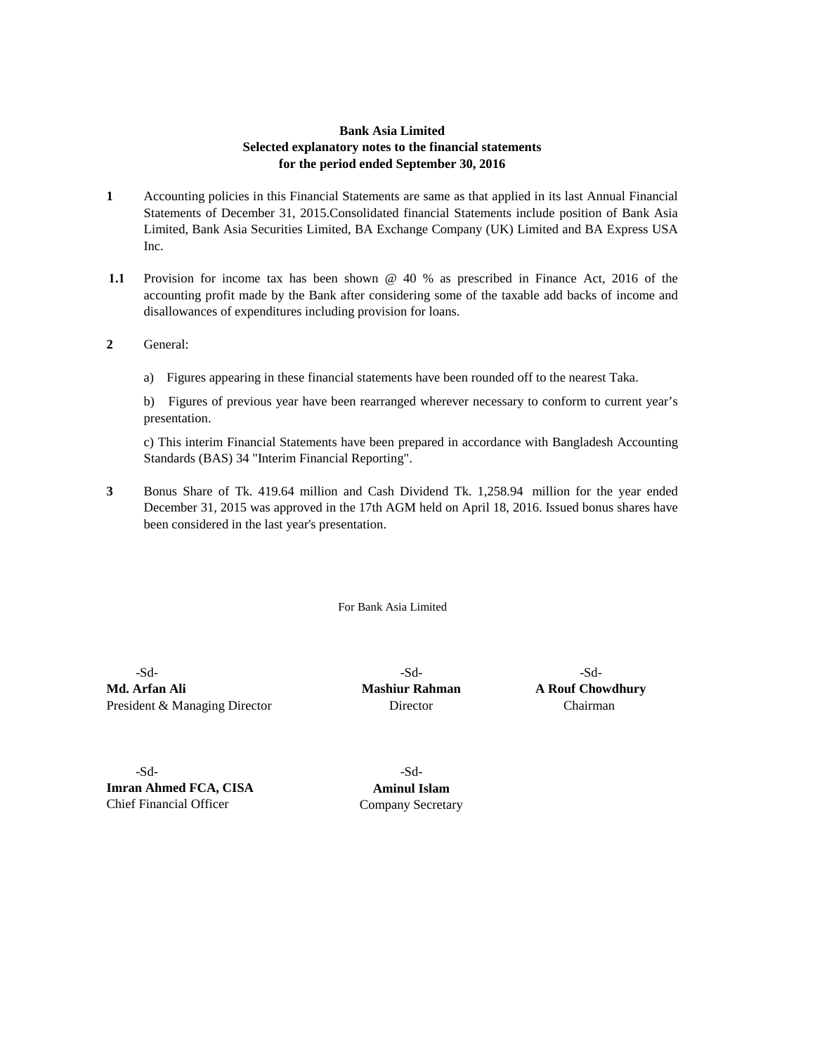**Bank Asia Limited**
**Selected explanatory notes to the financial statements**
**for the period ended September 30, 2016**

**1** Accounting policies in this Financial Statements are same as that applied in its last Annual Financial Statements of December 31, 2015.Consolidated financial Statements include position of Bank Asia Limited, Bank Asia Securities Limited, BA Exchange Company (UK) Limited and BA Express USA Inc.

**1.1** Provision for income tax has been shown @ 40 % as prescribed in Finance Act, 2016 of the accounting profit made by the Bank after considering some of the taxable add backs of income and disallowances of expenditures including provision for loans.

**2** General:

a) Figures appearing in these financial statements have been rounded off to the nearest Taka.

b) Figures of previous year have been rearranged wherever necessary to conform to current year's presentation.

c) This interim Financial Statements have been prepared in accordance with Bangladesh Accounting Standards (BAS) 34 "Interim Financial Reporting".

**3** Bonus Share of Tk. 419.64 million and Cash Dividend Tk. 1,258.94 million for the year ended December 31, 2015 was approved in the 17th AGM held on April 18, 2016. Issued bonus shares have been considered in the last year's presentation.

For Bank Asia Limited

| -Sd- | -Sd- | -Sd- |
|---|---|---|
| **Md. Arfan Ali** | **Mashiur Rahman** | **A Rouf Chowdhury** |
| President & Managing Director | Director | Chairman |

| -Sd- | -Sd- |
|---|---|
| **Imran Ahmed FCA, CISA** | **Aminul Islam** |
| Chief Financial Officer | Company Secretary |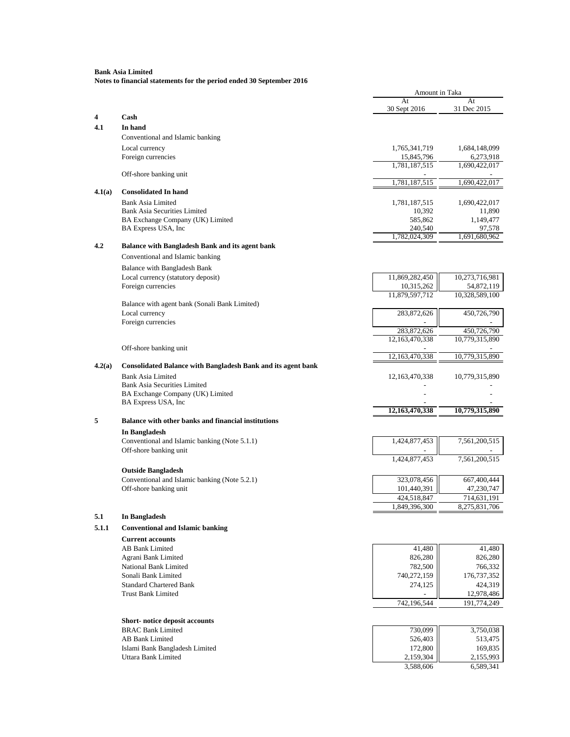**Bank Asia Limited**
**Notes to financial statements for the period ended 30 September 2016**

| | | Amount in Taka | |
|---|---|---|---|
| | | At 30 Sept 2016 | At 31 Dec 2015 |
| **4** | **Cash** | | |
| **4.1** | **In hand** | | |
| | Conventional and Islamic banking | | |
| | Local currency | 1,765,341,719 | 1,684,148,099 |
| | Foreign currencies | 15,845,796 | 6,273,918 |
| | | 1,781,187,515 | 1,690,422,017 |
| | Off-shore banking unit | - | - |
| | | 1,781,187,515 | 1,690,422,017 |
| **4.1(a)** | **Consolidated In hand** | | |
| | Bank Asia Limited | 1,781,187,515 | 1,690,422,017 |
| | Bank Asia Securities Limited | 10,392 | 11,890 |
| | BA Exchange Company (UK) Limited | 585,862 | 1,149,477 |
| | BA Express USA, Inc | 240,540 | 97,578 |
| | | 1,782,024,309 | 1,691,680,962 |
| **4.2** | **Balance with Bangladesh Bank and its agent bank** | | |
| | Conventional and Islamic banking | | |
| | Balance with Bangladesh Bank | | |
| | Local currency (statutory deposit) | 11,869,282,450 | 10,273,716,981 |
| | Foreign currencies | 10,315,262 | 54,872,119 |
| | | 11,879,597,712 | 10,328,589,100 |
| | Balance with agent bank (Sonali Bank Limited) | | |
| | Local currency | 283,872,626 | 450,726,790 |
| | Foreign currencies | - | - |
| | | 283,872,626 | 450,726,790 |
| | | 12,163,470,338 | 10,779,315,890 |
| | Off-shore banking unit | - | - |
| | | 12,163,470,338 | 10,779,315,890 |
| **4.2(a)** | **Consolidated Balance with Bangladesh Bank and its agent bank** | | |
| | Bank Asia Limited | 12,163,470,338 | 10,779,315,890 |
| | Bank Asia Securities Limited | - | - |
| | BA Exchange Company (UK) Limited | - | - |
| | BA Express USA, Inc | - | - |
| | | **12,163,470,338** | **10,779,315,890** |
| **5** | **Balance with other banks and financial institutions** | | |
| | **In Bangladesh** | | |
| | Conventional and Islamic banking (Note 5.1.1) | 1,424,877,453 | 7,561,200,515 |
| | Off-shore banking unit | - | - |
| | | 1,424,877,453 | 7,561,200,515 |
| | **Outside Bangladesh** | | |
| | Conventional and Islamic banking (Note 5.2.1) | 323,078,456 | 667,400,444 |
| | Off-shore banking unit | 101,440,391 | 47,230,747 |
| | | 424,518,847 | 714,631,191 |
| | | 1,849,396,300 | 8,275,831,706 |
| **5.1** | **In Bangladesh** | | |
| **5.1.1** | **Conventional and Islamic banking** | | |
| | **Current accounts** | | |
| | AB Bank Limited | 41,480 | 41,480 |
| | Agrani Bank Limited | 826,280 | 826,280 |
| | National Bank Limited | 782,500 | 766,332 |
| | Sonali Bank Limited | 740,272,159 | 176,737,352 |
| | Standard Chartered Bank | 274,125 | 424,319 |
| | Trust Bank Limited | - | 12,978,486 |
| | | 742,196,544 | 191,774,249 |
| | **Short- notice deposit accounts** | | |
| | BRAC Bank Limited | 730,099 | 3,750,038 |
| | AB Bank Limited | 526,403 | 513,475 |
| | Islami Bank Bangladesh Limited | 172,800 | 169,835 |
| | Uttara Bank Limited | 2,159,304 | 2,155,993 |
| | | 3,588,606 | 6,589,341 |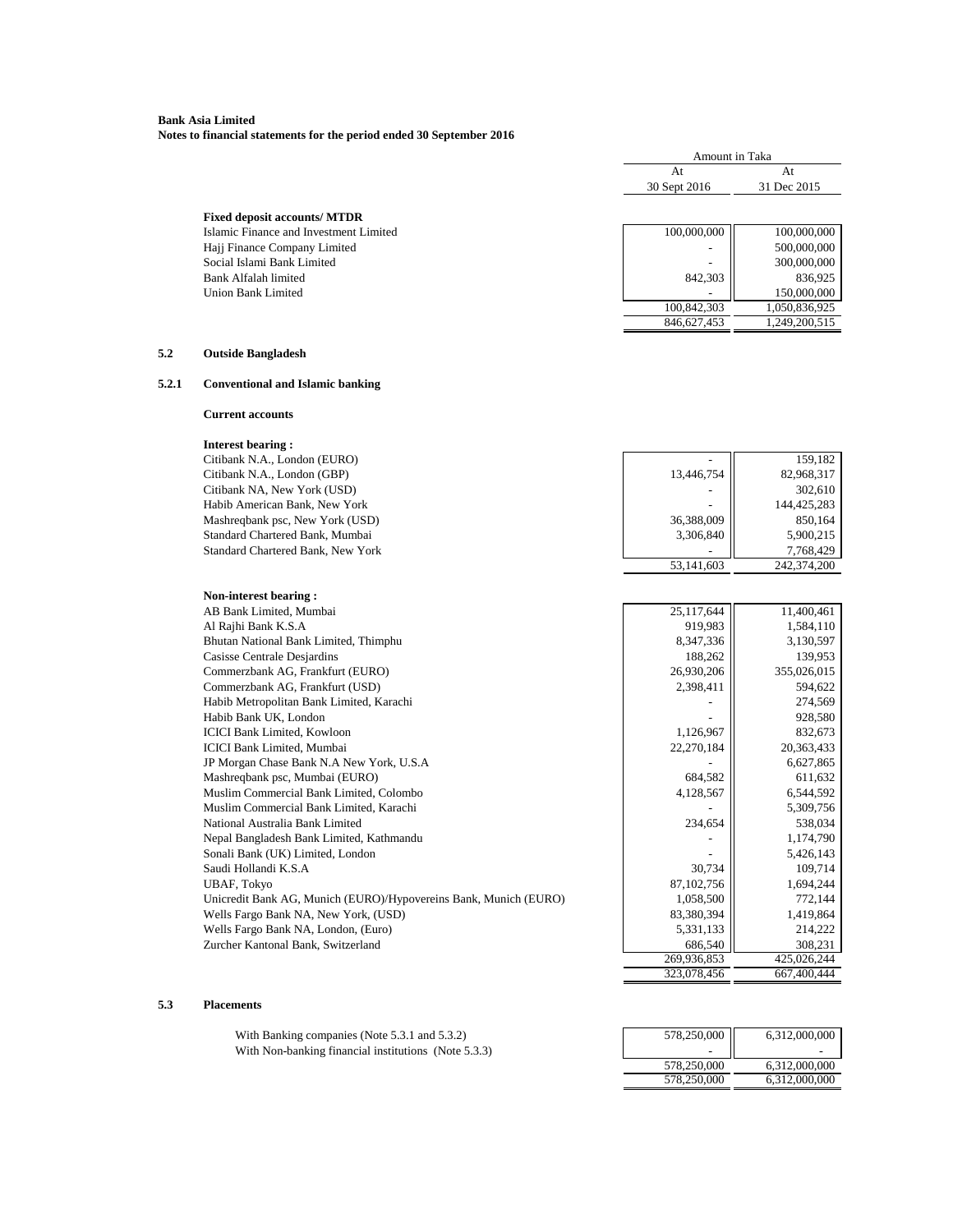**Bank Asia Limited**
**Notes to financial statements for the period ended 30 September 2016**

| | Amount in Taka | |
|---|---|---|
| | At 30 Sept 2016 | At 31 Dec 2015 |
| **Fixed deposit accounts/ MTDR** | | |
| Islamic Finance and Investment Limited | 100,000,000 | 100,000,000 |
| Hajj Finance Company Limited | - | 500,000,000 |
| Social Islami Bank Limited | - | 300,000,000 |
| Bank Alfalah limited | 842,303 | 836,925 |
| Union Bank Limited | - | 150,000,000 |
| | 100,842,303 | 1,050,836,925 |
| | 846,627,453 | 1,249,200,515 |

**5.2 Outside Bangladesh**

**5.2.1 Conventional and Islamic banking**

**Current accounts**

| | At 30 Sept 2016 | At 31 Dec 2015 |
|---|---|---|
| **Interest bearing :** | | |
| Citibank N.A., London (EURO) | - | 159,182 |
| Citibank N.A., London (GBP) | 13,446,754 | 82,968,317 |
| Citibank NA, New York (USD) | - | 302,610 |
| Habib American Bank, New York | - | 144,425,283 |
| Mashreqbank psc, New York (USD) | 36,388,009 | 850,164 |
| Standard Chartered Bank, Mumbai | 3,306,840 | 5,900,215 |
| Standard Chartered Bank, New York | - | 7,768,429 |
| | 53,141,603 | 242,374,200 |
| **Non-interest bearing :** | | |
| AB Bank Limited, Mumbai | 25,117,644 | 11,400,461 |
| Al Rajhi Bank K.S.A | 919,983 | 1,584,110 |
| Bhutan National Bank Limited, Thimphu | 8,347,336 | 3,130,597 |
| Casisse Centrale Desjardins | 188,262 | 139,953 |
| Commerzbank AG, Frankfurt (EURO) | 26,930,206 | 355,026,015 |
| Commerzbank AG, Frankfurt (USD) | 2,398,411 | 594,622 |
| Habib Metropolitan Bank Limited, Karachi | - | 274,569 |
| Habib Bank UK, London | - | 928,580 |
| ICICI Bank Limited, Kowloon | 1,126,967 | 832,673 |
| ICICI Bank Limited, Mumbai | 22,270,184 | 20,363,433 |
| JP Morgan Chase Bank N.A New York, U.S.A | - | 6,627,865 |
| Mashreqbank psc, Mumbai (EURO) | 684,582 | 611,632 |
| Muslim Commercial Bank Limited, Colombo | 4,128,567 | 6,544,592 |
| Muslim Commercial Bank Limited, Karachi | - | 5,309,756 |
| National Australia Bank Limited | 234,654 | 538,034 |
| Nepal Bangladesh Bank Limited, Kathmandu | - | 1,174,790 |
| Sonali Bank (UK) Limited, London | - | 5,426,143 |
| Saudi Hollandi K.S.A | 30,734 | 109,714 |
| UBAF, Tokyo | 87,102,756 | 1,694,244 |
| Unicredit Bank AG, Munich (EURO)/Hypovereins Bank, Munich (EURO) | 1,058,500 | 772,144 |
| Wells Fargo Bank NA, New York, (USD) | 83,380,394 | 1,419,864 |
| Wells Fargo Bank NA, London, (Euro) | 5,331,133 | 214,222 |
| Zurcher Kantonal Bank, Switzerland | 686,540 | 308,231 |
| | 269,936,853 | 425,026,244 |
| | 323,078,456 | 667,400,444 |

**5.3 Placements**

| | At 30 Sept 2016 | At 31 Dec 2015 |
|---|---|---|
| With Banking companies (Note 5.3.1 and 5.3.2) | 578,250,000 | 6,312,000,000 |
| With Non-banking financial institutions (Note 5.3.3) | - | - |
| | 578,250,000 | 6,312,000,000 |
| | 578,250,000 | 6,312,000,000 |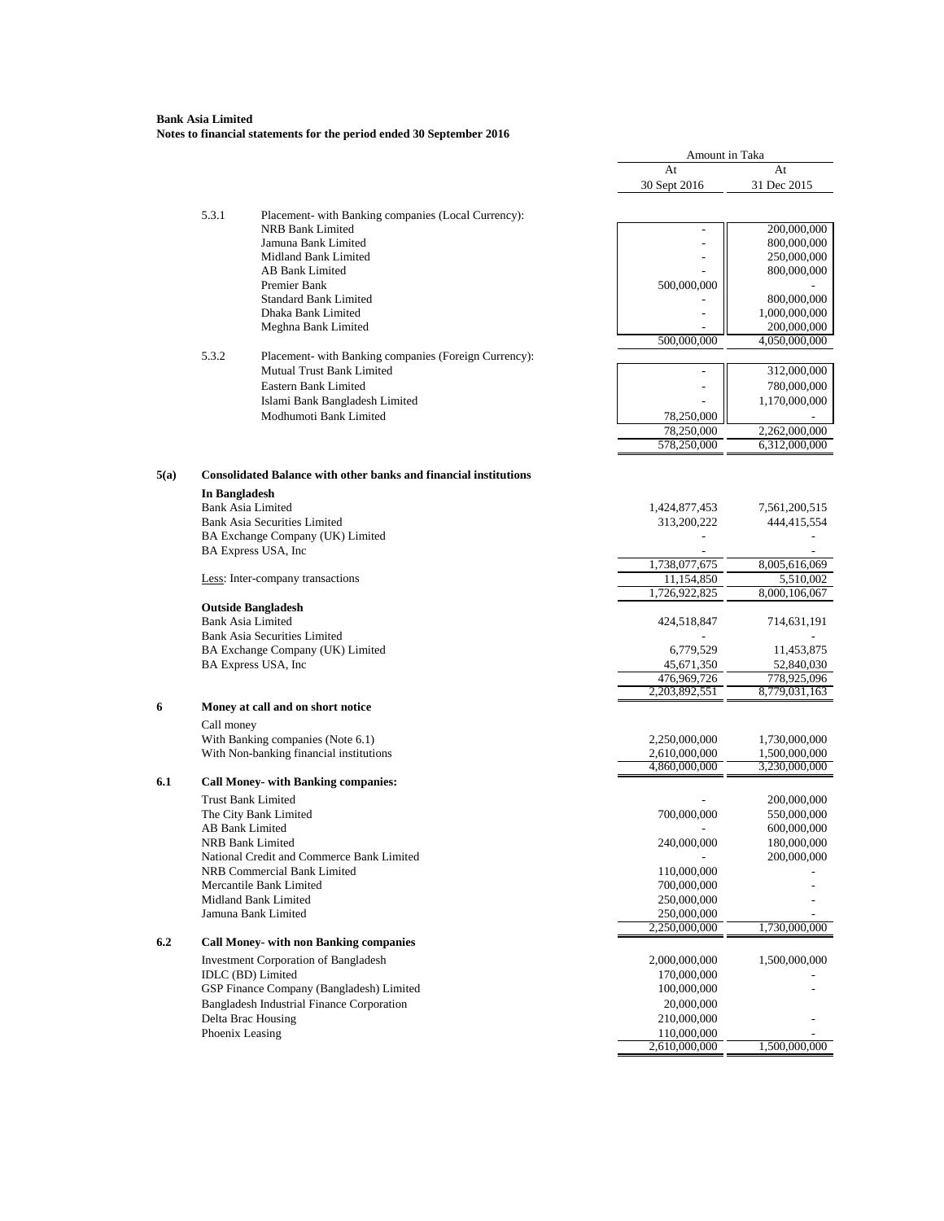**Bank Asia Limited**
**Notes to financial statements for the period ended 30 September 2016**

| | | Amount in Taka | |
|---|---|---|---|
| | | At 30 Sept 2016 | At 31 Dec 2015 |
| **5.3.1** | Placement- with Banking companies (Local Currency): | | |
| | NRB Bank Limited | - | 200,000,000 |
| | Jamuna Bank Limited | - | 800,000,000 |
| | Midland Bank Limited | - | 250,000,000 |
| | AB Bank Limited | - | 800,000,000 |
| | Premier Bank | 500,000,000 | - |
| | Standard Bank Limited | - | 800,000,000 |
| | Dhaka Bank Limited | - | 1,000,000,000 |
| | Meghna Bank Limited | - | 200,000,000 |
| | | 500,000,000 | 4,050,000,000 |
| **5.3.2** | Placement- with Banking companies (Foreign Currency): | | |
| | Mutual Trust Bank Limited | - | 312,000,000 |
| | Eastern Bank Limited | - | 780,000,000 |
| | Islami Bank Bangladesh Limited | - | 1,170,000,000 |
| | Modhumoti Bank Limited | 78,250,000 | - |
| | | 78,250,000 | 2,262,000,000 |
| | | 578,250,000 | 6,312,000,000 |
| **5(a)** | **Consolidated Balance with other banks and financial institutions** | | |
| | **In Bangladesh** | | |
| | Bank Asia Limited | 1,424,877,453 | 7,561,200,515 |
| | Bank Asia Securities Limited | 313,200,222 | 444,415,554 |
| | BA Exchange Company (UK) Limited | - | - |
| | BA Express USA, Inc | - | - |
| | | 1,738,077,675 | 8,005,616,069 |
| | Less: Inter-company transactions | 11,154,850 | 5,510,002 |
| | | 1,726,922,825 | 8,000,106,067 |
| | **Outside Bangladesh** | | |
| | Bank Asia Limited | 424,518,847 | 714,631,191 |
| | Bank Asia Securities Limited | - | - |
| | BA Exchange Company (UK) Limited | 6,779,529 | 11,453,875 |
| | BA Express USA, Inc | 45,671,350 | 52,840,030 |
| | | 476,969,726 | 778,925,096 |
| | | 2,203,892,551 | 8,779,031,163 |
| **6** | **Money at call and on short notice** | | |
| | Call money | | |
| | With Banking companies (Note 6.1) | 2,250,000,000 | 1,730,000,000 |
| | With Non-banking financial institutions | 2,610,000,000 | 1,500,000,000 |
| | | 4,860,000,000 | 3,230,000,000 |
| **6.1** | **Call Money- with Banking companies:** | | |
| | Trust Bank Limited | - | 200,000,000 |
| | The City Bank Limited | 700,000,000 | 550,000,000 |
| | AB Bank Limited | - | 600,000,000 |
| | NRB Bank Limited | 240,000,000 | 180,000,000 |
| | National Credit and Commerce Bank Limited | - | 200,000,000 |
| | NRB Commercial Bank Limited | 110,000,000 | - |
| | Mercantile Bank Limited | 700,000,000 | - |
| | Midland Bank Limited | 250,000,000 | - |
| | Jamuna Bank Limited | 250,000,000 | - |
| | | 2,250,000,000 | 1,730,000,000 |
| **6.2** | **Call Money- with non Banking companies** | | |
| | Investment Corporation of Bangladesh | 2,000,000,000 | 1,500,000,000 |
| | IDLC (BD) Limited | 170,000,000 | - |
| | GSP Finance Company (Bangladesh) Limited | 100,000,000 | - |
| | Bangladesh Industrial Finance Corporation | 20,000,000 | |
| | Delta Brac Housing | 210,000,000 | - |
| | Phoenix Leasing | 110,000,000 | - |
| | | 2,610,000,000 | 1,500,000,000 |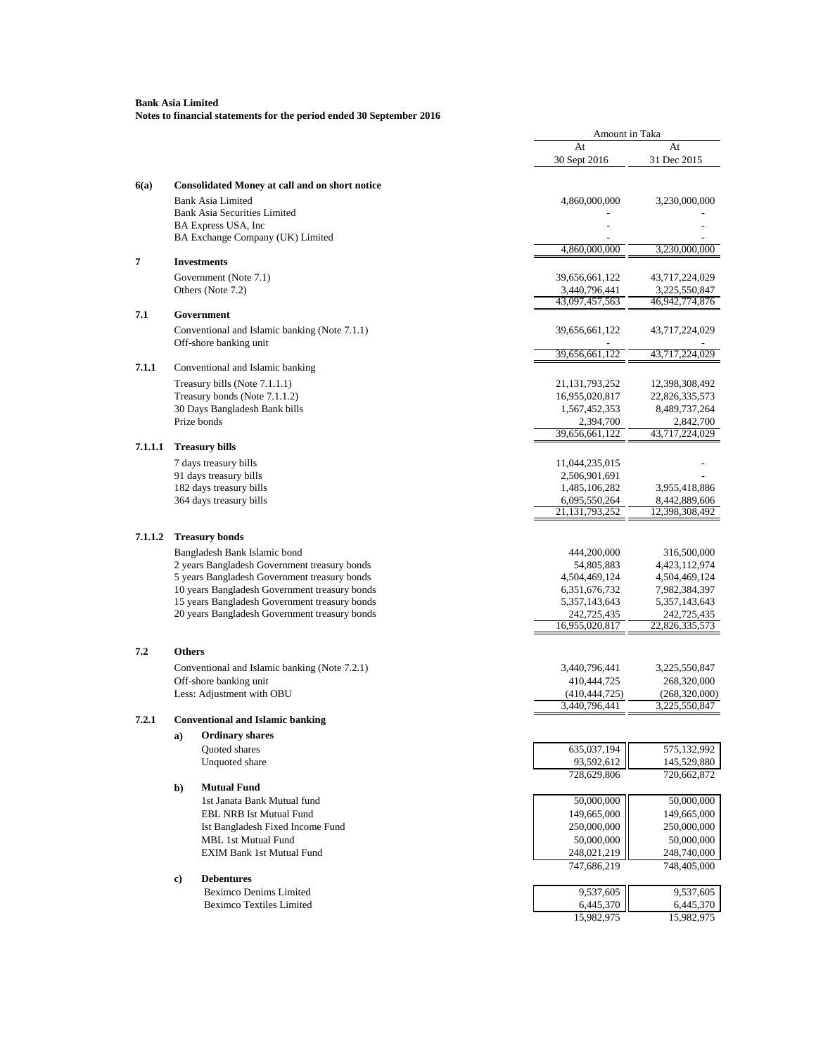**Bank Asia Limited**
**Notes to financial statements for the period ended 30 September 2016**

| | | Amount in Taka | |
|---|---|---|---|
| | | At 30 Sept 2016 | At 31 Dec 2015 |
| **6(a)** | **Consolidated Money at call and on short notice** | | |
| | Bank Asia Limited | 4,860,000,000 | 3,230,000,000 |
| | Bank Asia Securities Limited | - | - |
| | BA Express USA, Inc | - | - |
| | BA Exchange Company (UK) Limited | - | - |
| | | 4,860,000,000 | 3,230,000,000 |
| **7** | **Investments** | | |
| | Government (Note 7.1) | 39,656,661,122 | 43,717,224,029 |
| | Others (Note 7.2) | 3,440,796,441 | 3,225,550,847 |
| | | 43,097,457,563 | 46,942,774,876 |
| **7.1** | **Government** | | |
| | Conventional and Islamic banking (Note 7.1.1) | 39,656,661,122 | 43,717,224,029 |
| | Off-shore banking unit | - | - |
| | | 39,656,661,122 | 43,717,224,029 |
| **7.1.1** | Conventional and Islamic banking | | |
| | Treasury bills (Note 7.1.1.1) | 21,131,793,252 | 12,398,308,492 |
| | Treasury bonds (Note 7.1.1.2) | 16,955,020,817 | 22,826,335,573 |
| | 30 Days Bangladesh Bank bills | 1,567,452,353 | 8,489,737,264 |
| | Prize bonds | 2,394,700 | 2,842,700 |
| | | 39,656,661,122 | 43,717,224,029 |
| **7.1.1.1** | **Treasury bills** | | |
| | 7 days treasury bills | 11,044,235,015 | - |
| | 91 days treasury bills | 2,506,901,691 | - |
| | 182 days treasury bills | 1,485,106,282 | 3,955,418,886 |
| | 364 days treasury bills | 6,095,550,264 | 8,442,889,606 |
| | | 21,131,793,252 | 12,398,308,492 |
| **7.1.1.2** | **Treasury bonds** | | |
| | Bangladesh Bank Islamic bond | 444,200,000 | 316,500,000 |
| | 2 years Bangladesh Government treasury bonds | 54,805,883 | 4,423,112,974 |
| | 5 years Bangladesh Government treasury bonds | 4,504,469,124 | 4,504,469,124 |
| | 10 years Bangladesh Government treasury bonds | 6,351,676,732 | 7,982,384,397 |
| | 15 years Bangladesh Government treasury bonds | 5,357,143,643 | 5,357,143,643 |
| | 20 years Bangladesh Government treasury bonds | 242,725,435 | 242,725,435 |
| | | 16,955,020,817 | 22,826,335,573 |
| **7.2** | **Others** | | |
| | Conventional and Islamic banking (Note 7.2.1) | 3,440,796,441 | 3,225,550,847 |
| | Off-shore banking unit | 410,444,725 | 268,320,000 |
| | Less: Adjustment with OBU | (410,444,725) | (268,320,000) |
| | | 3,440,796,441 | 3,225,550,847 |
| **7.2.1** | **Conventional and Islamic banking** | | |
| | **a) Ordinary shares** | | |
| | Quoted shares | 635,037,194 | 575,132,992 |
| | Unquoted share | 93,592,612 | 145,529,880 |
| | | 728,629,806 | 720,662,872 |
| | **b) Mutual Fund** | | |
| | 1st Janata Bank Mutual fund | 50,000,000 | 50,000,000 |
| | EBL NRB Ist Mutual Fund | 149,665,000 | 149,665,000 |
| | Ist Bangladesh Fixed Income Fund | 250,000,000 | 250,000,000 |
| | MBL 1st Mutual Fund | 50,000,000 | 50,000,000 |
| | EXIM Bank 1st Mutual Fund | 248,021,219 | 248,740,000 |
| | | 747,686,219 | 748,405,000 |
| | **c) Debentures** | | |
| | Beximco Denims Limited | 9,537,605 | 9,537,605 |
| | Beximco Textiles Limited | 6,445,370 | 6,445,370 |
| | | 15,982,975 | 15,982,975 |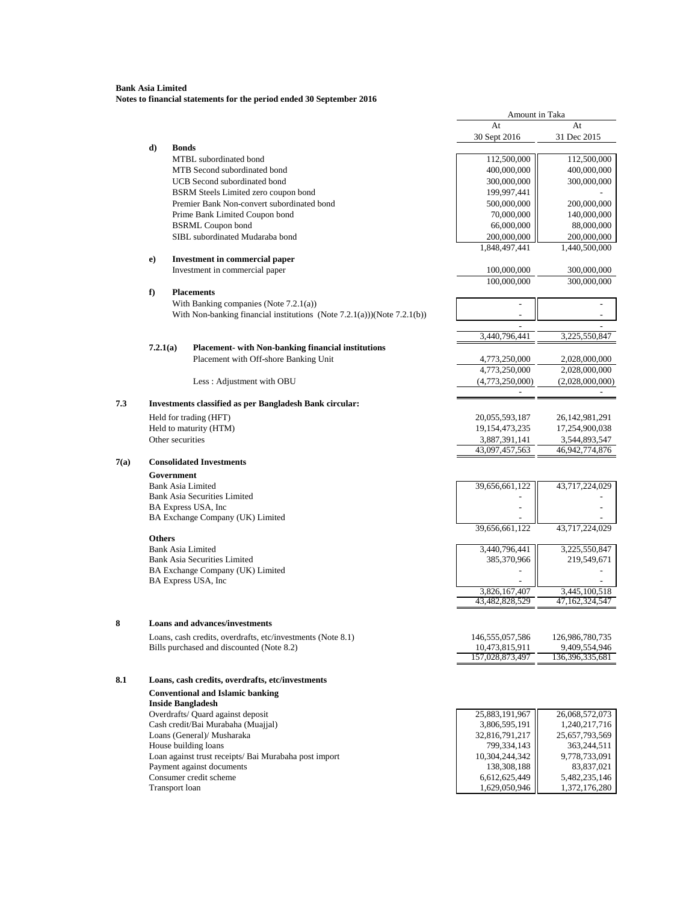**Bank Asia Limited**
**Notes to financial statements for the period ended 30 September 2016**

| | | Amount in Taka | |
|---|---|---|---|
| | | At 30 Sept 2016 | At 31 Dec 2015 |
| **d)** | **Bonds** | | |
| | MTBL subordinated bond | 112,500,000 | 112,500,000 |
| | MTB Second subordinated bond | 400,000,000 | 400,000,000 |
| | UCB Second subordinated bond | 300,000,000 | 300,000,000 |
| | BSRM Steels Limited zero coupon bond | 199,997,441 | - |
| | Premier Bank Non-convert subordinated bond | 500,000,000 | 200,000,000 |
| | Prime Bank Limited Coupon bond | 70,000,000 | 140,000,000 |
| | BSRML Coupon bond | 66,000,000 | 88,000,000 |
| | SIBL subordinated Mudaraba bond | 200,000,000 | 200,000,000 |
| | | 1,848,497,441 | 1,440,500,000 |
| **e)** | **Investment in commercial paper** | | |
| | Investment in commercial paper | 100,000,000 | 300,000,000 |
| | | 100,000,000 | 300,000,000 |
| **f)** | **Placements** | | |
| | With Banking companies (Note 7.2.1(a)) | - | - |
| | With Non-banking financial institutions (Note 7.2.1(a)))(Note 7.2.1(b)) | - | - |
| | | - | - |
| | | 3,440,796,441 | 3,225,550,847 |
| **7.2.1(a)** | **Placement- with Non-banking financial institutions** | | |
| | Placement with Off-shore Banking Unit | 4,773,250,000 | 2,028,000,000 |
| | | 4,773,250,000 | 2,028,000,000 |
| | Less : Adjustment with OBU | (4,773,250,000) | (2,028,000,000) |
| | | - | - |

| | | At 30 Sept 2016 | At 31 Dec 2015 |
|---|---|---|---|
| **7.3** | **Investments classified as per Bangladesh Bank circular:** | | |
| | Held for trading (HFT) | 20,055,593,187 | 26,142,981,291 |
| | Held to maturity (HTM) | 19,154,473,235 | 17,254,900,038 |
| | Other securities | 3,887,391,141 | 3,544,893,547 |
| | | 43,097,457,563 | 46,942,774,876 |
| **7(a)** | **Consolidated Investments** | | |
| | **Government** | | |
| | Bank Asia Limited | 39,656,661,122 | 43,717,224,029 |
| | Bank Asia Securities Limited | - | - |
| | BA Express USA, Inc | - | - |
| | BA Exchange Company (UK) Limited | - | - |
| | | 39,656,661,122 | 43,717,224,029 |
| | **Others** | | |
| | Bank Asia Limited | 3,440,796,441 | 3,225,550,847 |
| | Bank Asia Securities Limited | 385,370,966 | 219,549,671 |
| | BA Exchange Company (UK) Limited | - | - |
| | BA Express USA, Inc | - | - |
| | | 3,826,167,407 | 3,445,100,518 |
| | | 43,482,828,529 | 47,162,324,547 |
| **8** | **Loans and advances/investments** | | |
| | Loans, cash credits, overdrafts, etc/investments (Note 8.1) | 146,555,057,586 | 126,986,780,735 |
| | Bills purchased and discounted (Note 8.2) | 10,473,815,911 | 9,409,554,946 |
| | | 157,028,873,497 | 136,396,335,681 |
| **8.1** | **Loans, cash credits, overdrafts, etc/investments** | | |
| | **Conventional and Islamic banking** | | |
| | **Inside Bangladesh** | | |
| | Overdrafts/ Quard against deposit | 25,883,191,967 | 26,068,572,073 |
| | Cash credit/Bai Murabaha (Muajjal) | 3,806,595,191 | 1,240,217,716 |
| | Loans (General)/ Musharaka | 32,816,791,217 | 25,657,793,569 |
| | House building loans | 799,334,143 | 363,244,511 |
| | Loan against trust receipts/ Bai Murabaha post import | 10,304,244,342 | 9,778,733,091 |
| | Payment against documents | 138,308,188 | 83,837,021 |
| | Consumer credit scheme | 6,612,625,449 | 5,482,235,146 |
| | Transport loan | 1,629,050,946 | 1,372,176,280 |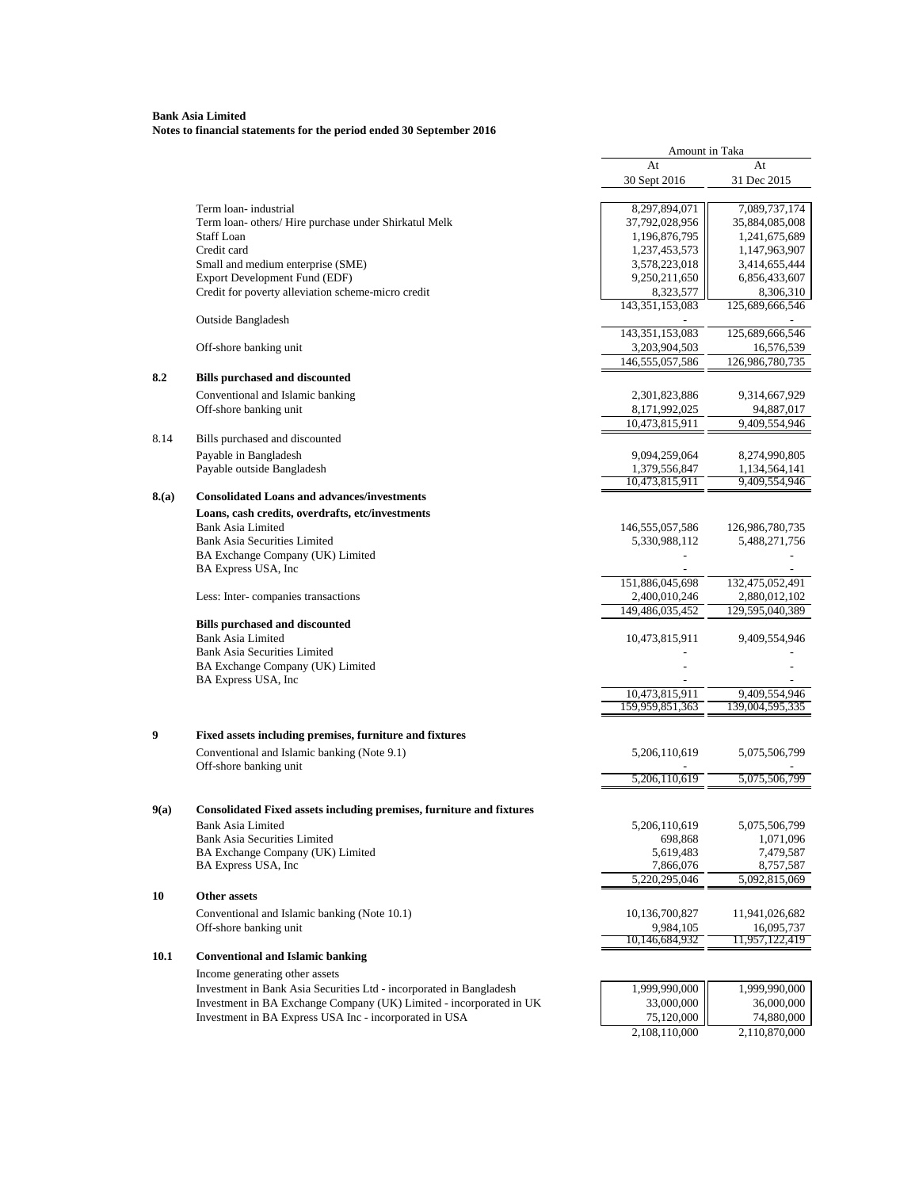**Bank Asia Limited**
**Notes to financial statements for the period ended 30 September 2016**

| | | Amount in Taka | |
|---|---|---|---|
| | | At 30 Sept 2016 | At 31 Dec 2015 |
| | Term loan- industrial | 8,297,894,071 | 7,089,737,174 |
| | Term loan- others/ Hire purchase under Shirkatul Melk | 37,792,028,956 | 35,884,085,008 |
| | Staff Loan | 1,196,876,795 | 1,241,675,689 |
| | Credit card | 1,237,453,573 | 1,147,963,907 |
| | Small and medium enterprise (SME) | 3,578,223,018 | 3,414,655,444 |
| | Export Development Fund (EDF) | 9,250,211,650 | 6,856,433,607 |
| | Credit for poverty alleviation scheme-micro credit | 8,323,577 | 8,306,310 |
| | | 143,351,153,083 | 125,689,666,546 |
| | Outside Bangladesh | - | - |
| | | 143,351,153,083 | 125,689,666,546 |
| | Off-shore banking unit | 3,203,904,503 | 16,576,539 |
| | | 146,555,057,586 | 126,986,780,735 |
| **8.2** | **Bills purchased and discounted** | | |
| | Conventional and Islamic banking | 2,301,823,886 | 9,314,667,929 |
| | Off-shore banking unit | 8,171,992,025 | 94,887,017 |
| | | 10,473,815,911 | 9,409,554,946 |
| 8.14 | Bills purchased and discounted | | |
| | Payable in Bangladesh | 9,094,259,064 | 8,274,990,805 |
| | Payable outside Bangladesh | 1,379,556,847 | 1,134,564,141 |
| | | 10,473,815,911 | 9,409,554,946 |
| **8.(a)** | **Consolidated Loans and advances/investments** | | |
| | **Loans, cash credits, overdrafts, etc/investments** | | |
| | Bank Asia Limited | 146,555,057,586 | 126,986,780,735 |
| | Bank Asia Securities Limited | 5,330,988,112 | 5,488,271,756 |
| | BA Exchange Company (UK) Limited | - | - |
| | BA Express USA, Inc | - | - |
| | | 151,886,045,698 | 132,475,052,491 |
| | Less: Inter- companies transactions | 2,400,010,246 | 2,880,012,102 |
| | | 149,486,035,452 | 129,595,040,389 |
| | **Bills purchased and discounted** | | |
| | Bank Asia Limited | 10,473,815,911 | 9,409,554,946 |
| | Bank Asia Securities Limited | - | - |
| | BA Exchange Company (UK) Limited | - | - |
| | BA Express USA, Inc | - | - |
| | | 10,473,815,911 | 9,409,554,946 |
| | | 159,959,851,363 | 139,004,595,335 |
| **9** | **Fixed assets including premises, furniture and fixtures** | | |
| | Conventional and Islamic banking (Note 9.1) | 5,206,110,619 | 5,075,506,799 |
| | Off-shore banking unit | - | - |
| | | 5,206,110,619 | 5,075,506,799 |
| **9(a)** | **Consolidated Fixed assets including premises, furniture and fixtures** | | |
| | Bank Asia Limited | 5,206,110,619 | 5,075,506,799 |
| | Bank Asia Securities Limited | 698,868 | 1,071,096 |
| | BA Exchange Company (UK) Limited | 5,619,483 | 7,479,587 |
| | BA Express USA, Inc | 7,866,076 | 8,757,587 |
| | | 5,220,295,046 | 5,092,815,069 |
| **10** | **Other assets** | | |
| | Conventional and Islamic banking (Note 10.1) | 10,136,700,827 | 11,941,026,682 |
| | Off-shore banking unit | 9,984,105 | 16,095,737 |
| | | 10,146,684,932 | 11,957,122,419 |
| **10.1** | **Conventional and Islamic banking** | | |
| | Income generating other assets | | |
| | Investment in Bank Asia Securities Ltd - incorporated in Bangladesh | 1,999,990,000 | 1,999,990,000 |
| | Investment in BA Exchange Company (UK) Limited - incorporated in UK | 33,000,000 | 36,000,000 |
| | Investment in BA Express USA Inc - incorporated in USA | 75,120,000 | 74,880,000 |
| | | 2,108,110,000 | 2,110,870,000 |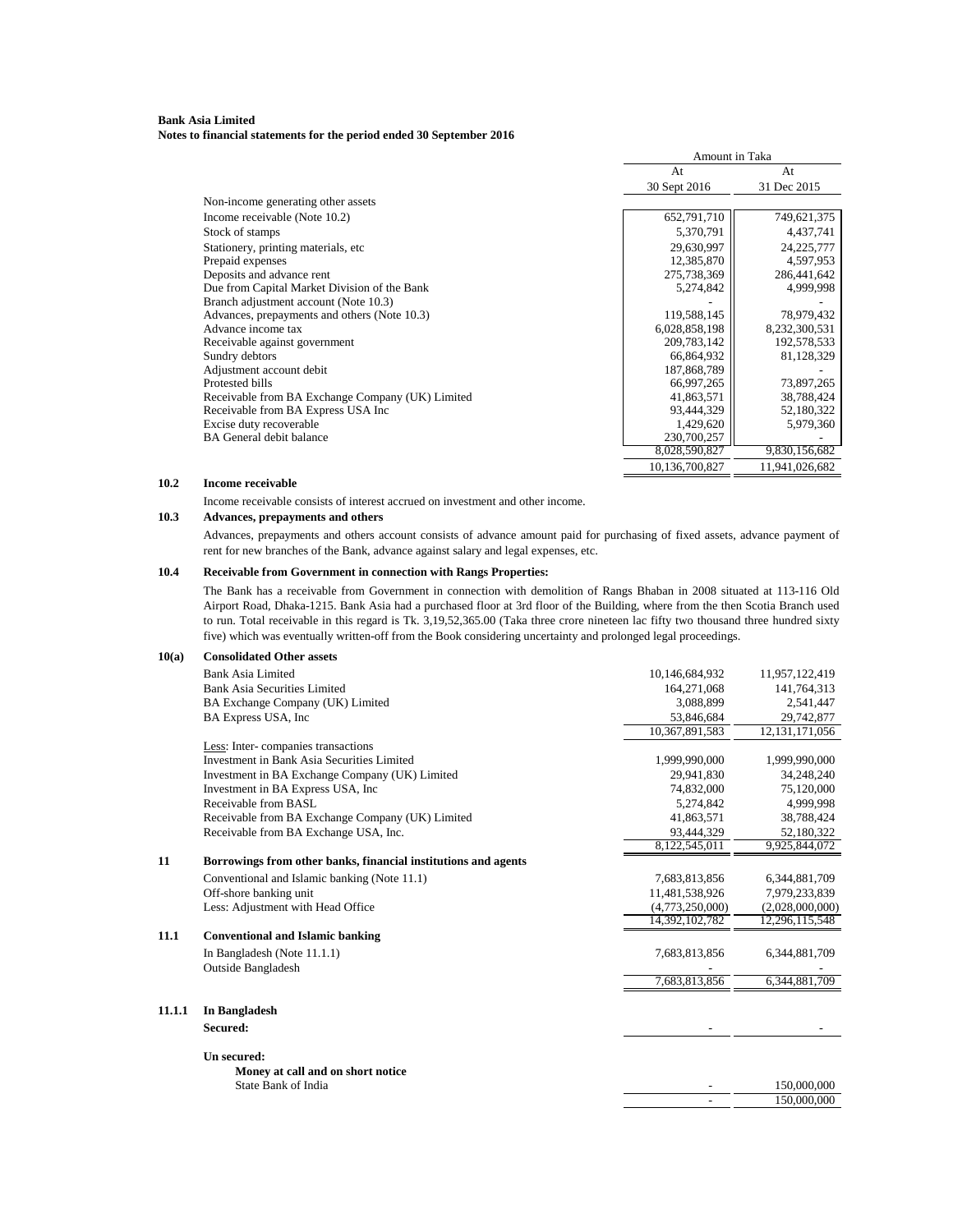**Bank Asia Limited**
**Notes to financial statements for the period ended 30 September 2016**

| | Amount in Taka | |
|---|---|---|
| | At 30 Sept 2016 | At 31 Dec 2015 |
| Non-income generating other assets | | |
| Income receivable (Note 10.2) | 652,791,710 | 749,621,375 |
| Stock of stamps | 5,370,791 | 4,437,741 |
| Stationery, printing materials, etc | 29,630,997 | 24,225,777 |
| Prepaid expenses | 12,385,870 | 4,597,953 |
| Deposits and advance rent | 275,738,369 | 286,441,642 |
| Due from Capital Market Division of the Bank | 5,274,842 | 4,999,998 |
| Branch adjustment account (Note 10.3) | - | - |
| Advances, prepayments and others (Note 10.3) | 119,588,145 | 78,979,432 |
| Advance income tax | 6,028,858,198 | 8,232,300,531 |
| Receivable against government | 209,783,142 | 192,578,533 |
| Sundry debtors | 66,864,932 | 81,128,329 |
| Adjustment account debit | 187,868,789 | - |
| Protested bills | 66,997,265 | 73,897,265 |
| Receivable from BA Exchange Company (UK) Limited | 41,863,571 | 38,788,424 |
| Receivable from BA Express USA Inc | 93,444,329 | 52,180,322 |
| Excise duty recoverable | 1,429,620 | 5,979,360 |
| BA General debit balance | 230,700,257 | - |
| | 8,028,590,827 | 9,830,156,682 |
| | 10,136,700,827 | 11,941,026,682 |

**10.2 Income receivable**

Income receivable consists of interest accrued on investment and other income.

**10.3 Advances, prepayments and others**

Advances, prepayments and others account consists of advance amount paid for purchasing of fixed assets, advance payment of rent for new branches of the Bank, advance against salary and legal expenses, etc.

**10.4 Receivable from Government in connection with Rangs Properties:**

The Bank has a receivable from Government in connection with demolition of Rangs Bhaban in 2008 situated at 113-116 Old Airport Road, Dhaka-1215. Bank Asia had a purchased floor at 3rd floor of the Building, where from the then Scotia Branch used to run. Total receivable in this regard is Tk. 3,19,52,365.00 (Taka three crore nineteen lac fifty two thousand three hundred sixty five) which was eventually written-off from the Book considering uncertainty and prolonged legal proceedings.

**10(a) Consolidated Other assets**

| | At 30 Sept 2016 | At 31 Dec 2015 |
|---|---|---|
| Bank Asia Limited | 10,146,684,932 | 11,957,122,419 |
| Bank Asia Securities Limited | 164,271,068 | 141,764,313 |
| BA Exchange Company (UK) Limited | 3,088,899 | 2,541,447 |
| BA Express USA, Inc | 53,846,684 | 29,742,877 |
| | 10,367,891,583 | 12,131,171,056 |
| Less: Inter- companies transactions | | |
| Investment in Bank Asia Securities Limited | 1,999,990,000 | 1,999,990,000 |
| Investment in BA Exchange Company (UK) Limited | 29,941,830 | 34,248,240 |
| Investment in BA Express USA, Inc | 74,832,000 | 75,120,000 |
| Receivable from BASL | 5,274,842 | 4,999,998 |
| Receivable from BA Exchange Company (UK) Limited | 41,863,571 | 38,788,424 |
| Receivable from BA Exchange USA, Inc. | 93,444,329 | 52,180,322 |
| | 8,122,545,011 | 9,925,844,072 |

**11 Borrowings from other banks, financial institutions and agents**

| | At 30 Sept 2016 | At 31 Dec 2015 |
|---|---|---|
| Conventional and Islamic banking (Note 11.1) | 7,683,813,856 | 6,344,881,709 |
| Off-shore banking unit | 11,481,538,926 | 7,979,233,839 |
| Less: Adjustment with Head Office | (4,773,250,000) | (2,028,000,000) |
| | 14,392,102,782 | 12,296,115,548 |

**11.1 Conventional and Islamic banking**

| | At 30 Sept 2016 | At 31 Dec 2015 |
|---|---|---|
| In Bangladesh (Note 11.1.1) | 7,683,813,856 | 6,344,881,709 |
| Outside Bangladesh | - | - |
| | 7,683,813,856 | 6,344,881,709 |

**11.1.1 In Bangladesh**

| | At 30 Sept 2016 | At 31 Dec 2015 |
|---|---|---|
| **Secured:** | - | - |
| **Un secured:** | | |
| **Money at call and on short notice** | | |
| State Bank of India | - | 150,000,000 |
| | - | 150,000,000 |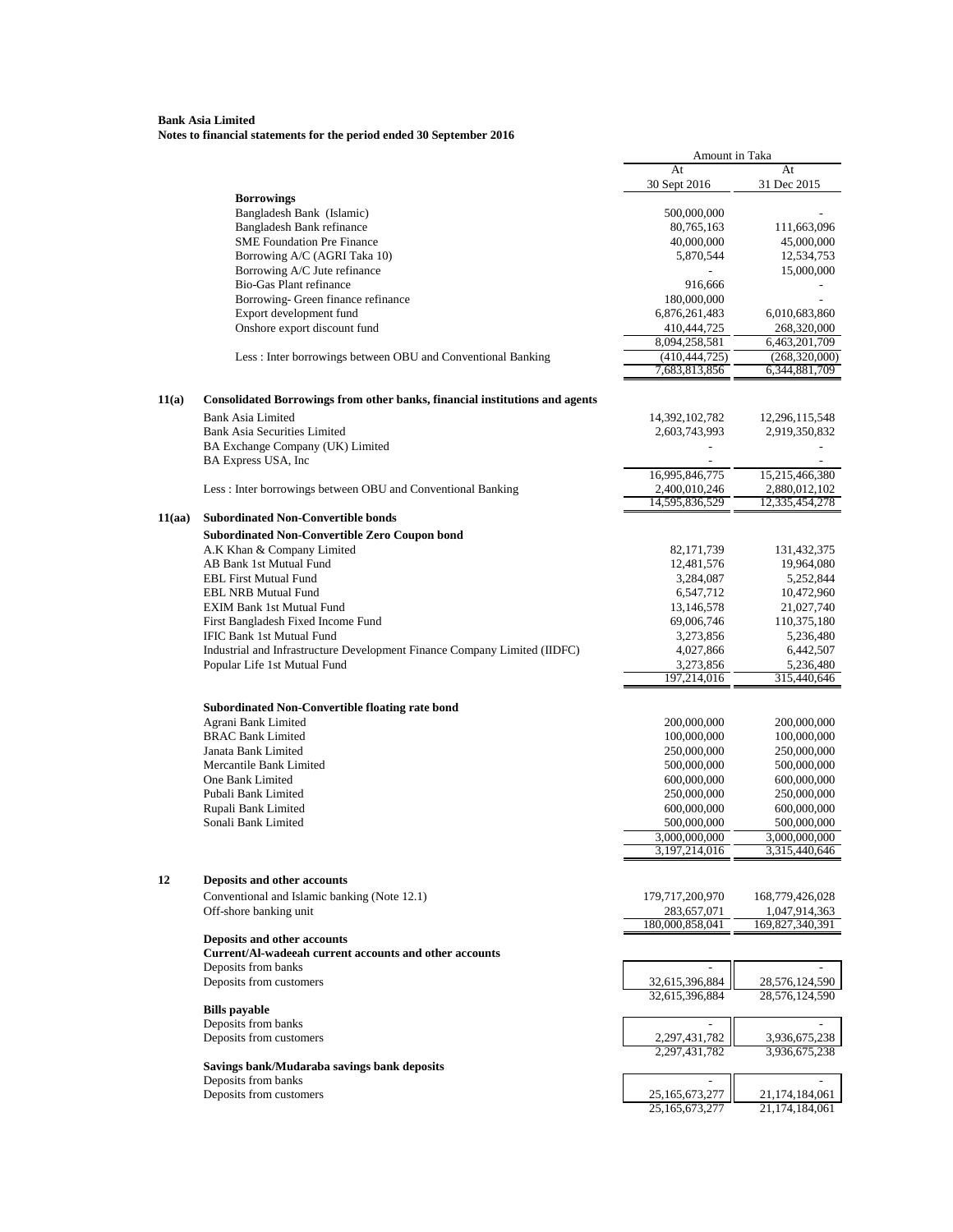**Bank Asia Limited**
**Notes to financial statements for the period ended 30 September 2016**

| | | Amount in Taka | |
|---|---|---|---|
| | | At 30 Sept 2016 | At 31 Dec 2015 |
| | **Borrowings** | | |
| | Bangladesh Bank (Islamic) | 500,000,000 | - |
| | Bangladesh Bank refinance | 80,765,163 | 111,663,096 |
| | SME Foundation Pre Finance | 40,000,000 | 45,000,000 |
| | Borrowing A/C (AGRI Taka 10) | 5,870,544 | 12,534,753 |
| | Borrowing A/C Jute refinance | - | 15,000,000 |
| | Bio-Gas Plant refinance | 916,666 | - |
| | Borrowing- Green finance refinance | 180,000,000 | - |
| | Export development fund | 6,876,261,483 | 6,010,683,860 |
| | Onshore export discount fund | 410,444,725 | 268,320,000 |
| | | 8,094,258,581 | 6,463,201,709 |
| | Less : Inter borrowings between OBU and Conventional Banking | (410,444,725) | (268,320,000) |
| | | 7,683,813,856 | 6,344,881,709 |
| **11(a)** | **Consolidated Borrowings from other banks, financial institutions and agents** | | |
| | Bank Asia Limited | 14,392,102,782 | 12,296,115,548 |
| | Bank Asia Securities Limited | 2,603,743,993 | 2,919,350,832 |
| | BA Exchange Company (UK) Limited | - | - |
| | BA Express USA, Inc | - | - |
| | | 16,995,846,775 | 15,215,466,380 |
| | Less : Inter borrowings between OBU and Conventional Banking | 2,400,010,246 | 2,880,012,102 |
| | | 14,595,836,529 | 12,335,454,278 |
| **11(aa)** | **Subordinated Non-Convertible bonds** | | |
| | **Subordinated Non-Convertible Zero Coupon bond** | | |
| | A.K Khan & Company Limited | 82,171,739 | 131,432,375 |
| | AB Bank 1st Mutual Fund | 12,481,576 | 19,964,080 |
| | EBL First Mutual Fund | 3,284,087 | 5,252,844 |
| | EBL NRB Mutual Fund | 6,547,712 | 10,472,960 |
| | EXIM Bank 1st Mutual Fund | 13,146,578 | 21,027,740 |
| | First Bangladesh Fixed Income Fund | 69,006,746 | 110,375,180 |
| | IFIC Bank 1st Mutual Fund | 3,273,856 | 5,236,480 |
| | Industrial and Infrastructure Development Finance Company Limited (IIDFC) | 4,027,866 | 6,442,507 |
| | Popular Life 1st Mutual Fund | 3,273,856 | 5,236,480 |
| | | 197,214,016 | 315,440,646 |
| | **Subordinated Non-Convertible floating rate bond** | | |
| | Agrani Bank Limited | 200,000,000 | 200,000,000 |
| | BRAC Bank Limited | 100,000,000 | 100,000,000 |
| | Janata Bank Limited | 250,000,000 | 250,000,000 |
| | Mercantile Bank Limited | 500,000,000 | 500,000,000 |
| | One Bank Limited | 600,000,000 | 600,000,000 |
| | Pubali Bank Limited | 250,000,000 | 250,000,000 |
| | Rupali Bank Limited | 600,000,000 | 600,000,000 |
| | Sonali Bank Limited | 500,000,000 | 500,000,000 |
| | | 3,000,000,000 | 3,000,000,000 |
| | | 3,197,214,016 | 3,315,440,646 |
| **12** | **Deposits and other accounts** | | |
| | Conventional and Islamic banking (Note 12.1) | 179,717,200,970 | 168,779,426,028 |
| | Off-shore banking unit | 283,657,071 | 1,047,914,363 |
| | | 180,000,858,041 | 169,827,340,391 |
| | **Deposits and other accounts** | | |
| | **Current/Al-wadeeah current accounts and other accounts** | | |
| | Deposits from banks | - | - |
| | Deposits from customers | 32,615,396,884 | 28,576,124,590 |
| | | 32,615,396,884 | 28,576,124,590 |
| | **Bills payable** | | |
| | Deposits from banks | - | - |
| | Deposits from customers | 2,297,431,782 | 3,936,675,238 |
| | | 2,297,431,782 | 3,936,675,238 |
| | **Savings bank/Mudaraba savings bank deposits** | | |
| | Deposits from banks | - | - |
| | Deposits from customers | 25,165,673,277 | 21,174,184,061 |
| | | 25,165,673,277 | 21,174,184,061 |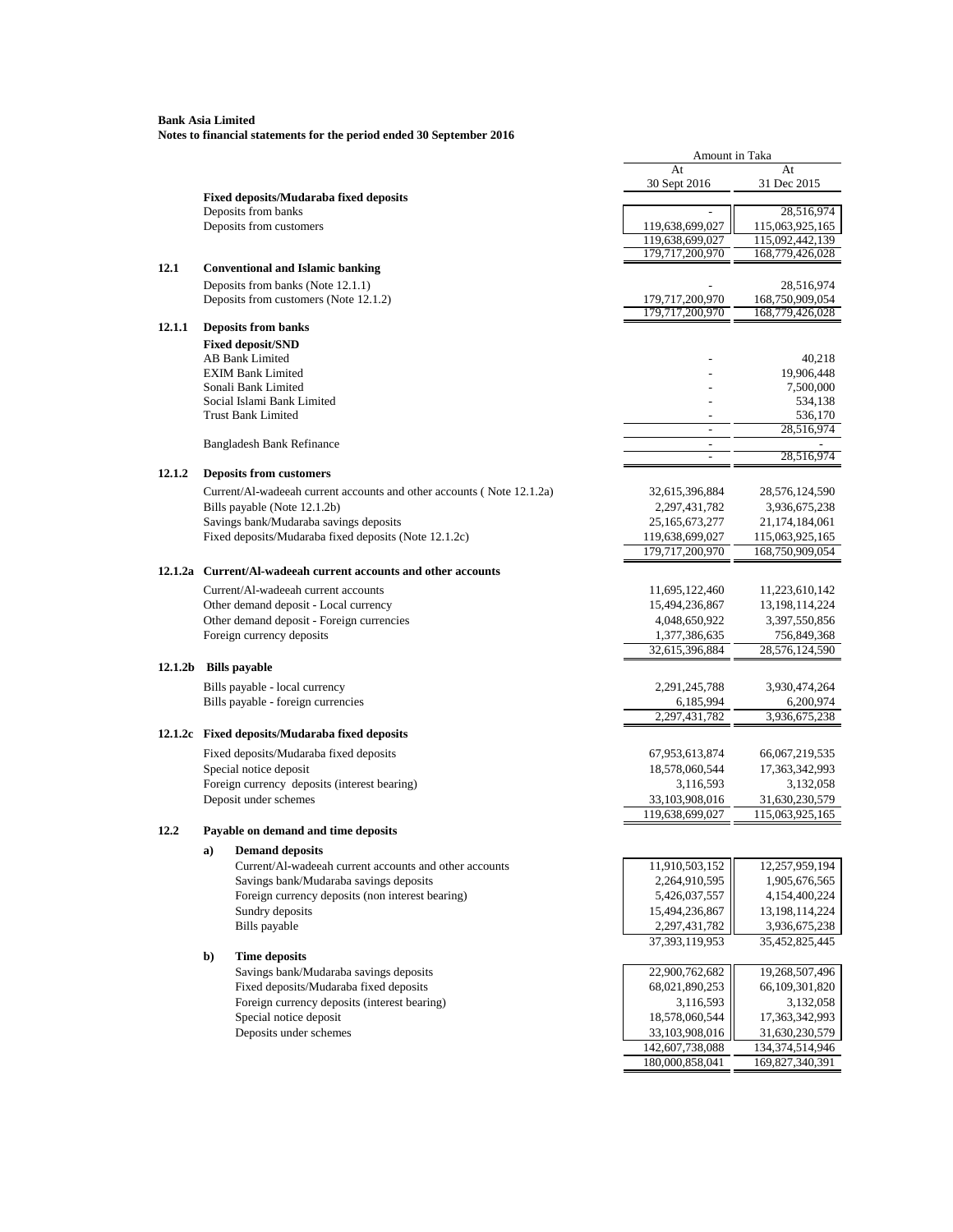**Bank Asia Limited**
**Notes to financial statements for the period ended 30 September 2016**

| | | Amount in Taka | |
|---|---|---|---|
| | | At 30 Sept 2016 | At 31 Dec 2015 |
| | **Fixed deposits/Mudaraba fixed deposits** | | |
| | Deposits from banks | - | 28,516,974 |
| | Deposits from customers | 119,638,699,027 | 115,063,925,165 |
| | | 119,638,699,027 | 115,092,442,139 |
| | | 179,717,200,970 | 168,779,426,028 |
| **12.1** | **Conventional and Islamic banking** | | |
| | Deposits from banks (Note 12.1.1) | - | 28,516,974 |
| | Deposits from customers (Note 12.1.2) | 179,717,200,970 | 168,750,909,054 |
| | | 179,717,200,970 | 168,779,426,028 |
| **12.1.1** | **Deposits from banks** | | |
| | **Fixed deposit/SND** | | |
| | AB Bank Limited | - | 40,218 |
| | EXIM Bank Limited | - | 19,906,448 |
| | Sonali Bank Limited | - | 7,500,000 |
| | Social Islami Bank Limited | - | 534,138 |
| | Trust Bank Limited | - | 536,170 |
| | | - | 28,516,974 |
| | Bangladesh Bank Refinance | - | - |
| | | - | 28,516,974 |
| **12.1.2** | **Deposits from customers** | | |
| | Current/Al-wadeeah current accounts and other accounts ( Note 12.1.2a) | 32,615,396,884 | 28,576,124,590 |
| | Bills payable (Note 12.1.2b) | 2,297,431,782 | 3,936,675,238 |
| | Savings bank/Mudaraba savings deposits | 25,165,673,277 | 21,174,184,061 |
| | Fixed deposits/Mudaraba fixed deposits (Note 12.1.2c) | 119,638,699,027 | 115,063,925,165 |
| | | 179,717,200,970 | 168,750,909,054 |
| **12.1.2a** | **Current/Al-wadeeah current accounts and other accounts** | | |
| | Current/Al-wadeeah current accounts | 11,695,122,460 | 11,223,610,142 |
| | Other demand deposit - Local currency | 15,494,236,867 | 13,198,114,224 |
| | Other demand deposit - Foreign currencies | 4,048,650,922 | 3,397,550,856 |
| | Foreign currency deposits | 1,377,386,635 | 756,849,368 |
| | | 32,615,396,884 | 28,576,124,590 |
| **12.1.2b** | **Bills payable** | | |
| | Bills payable - local currency | 2,291,245,788 | 3,930,474,264 |
| | Bills payable - foreign currencies | 6,185,994 | 6,200,974 |
| | | 2,297,431,782 | 3,936,675,238 |
| **12.1.2c** | **Fixed deposits/Mudaraba fixed deposits** | | |
| | Fixed deposits/Mudaraba fixed deposits | 67,953,613,874 | 66,067,219,535 |
| | Special notice deposit | 18,578,060,544 | 17,363,342,993 |
| | Foreign currency deposits (interest bearing) | 3,116,593 | 3,132,058 |
| | Deposit under schemes | 33,103,908,016 | 31,630,230,579 |
| | | 119,638,699,027 | 115,063,925,165 |
| **12.2** | **Payable on demand and time deposits** | | |
| | **a) Demand deposits** | | |
| | Current/Al-wadeeah current accounts and other accounts | 11,910,503,152 | 12,257,959,194 |
| | Savings bank/Mudaraba savings deposits | 2,264,910,595 | 1,905,676,565 |
| | Foreign currency deposits (non interest bearing) | 5,426,037,557 | 4,154,400,224 |
| | Sundry deposits | 15,494,236,867 | 13,198,114,224 |
| | Bills payable | 2,297,431,782 | 3,936,675,238 |
| | | 37,393,119,953 | 35,452,825,445 |
| | **b) Time deposits** | | |
| | Savings bank/Mudaraba savings deposits | 22,900,762,682 | 19,268,507,496 |
| | Fixed deposits/Mudaraba fixed deposits | 68,021,890,253 | 66,109,301,820 |
| | Foreign currency deposits (interest bearing) | 3,116,593 | 3,132,058 |
| | Special notice deposit | 18,578,060,544 | 17,363,342,993 |
| | Deposits under schemes | 33,103,908,016 | 31,630,230,579 |
| | | 142,607,738,088 | 134,374,514,946 |
| | | 180,000,858,041 | 169,827,340,391 |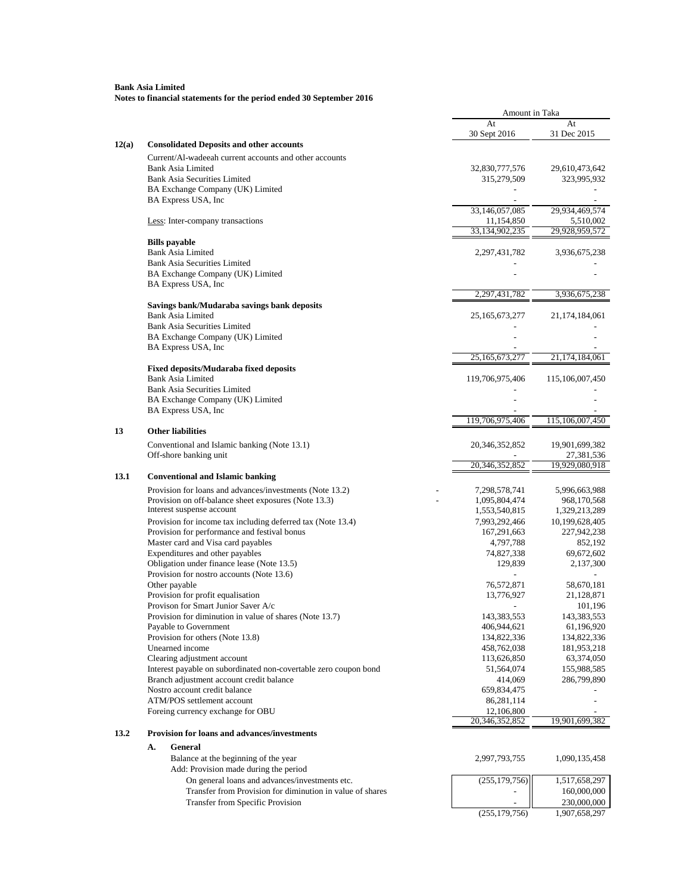**Bank Asia Limited**
**Notes to financial statements for the period ended 30 September 2016**

| | | Amount in Taka | |
|---|---|---|---|
| | | At 30 Sept 2016 | At 31 Dec 2015 |
| **12(a)** | **Consolidated Deposits and other accounts** | | |
| | Current/Al-wadeeah current accounts and other accounts | | |
| | Bank Asia Limited | 32,830,777,576 | 29,610,473,642 |
| | Bank Asia Securities Limited | 315,279,509 | 323,995,932 |
| | BA Exchange Company (UK) Limited | - | - |
| | BA Express USA, Inc | - | - |
| | | 33,146,057,085 | 29,934,469,574 |
| | Less: Inter-company transactions | 11,154,850 | 5,510,002 |
| | | 33,134,902,235 | 29,928,959,572 |
| | **Bills payable** | | |
| | Bank Asia Limited | 2,297,431,782 | 3,936,675,238 |
| | Bank Asia Securities Limited | - | - |
| | BA Exchange Company (UK) Limited | - | - |
| | BA Express USA, Inc | | |
| | | 2,297,431,782 | 3,936,675,238 |
| | **Savings bank/Mudaraba savings bank deposits** | | |
| | Bank Asia Limited | 25,165,673,277 | 21,174,184,061 |
| | Bank Asia Securities Limited | - | - |
| | BA Exchange Company (UK) Limited | - | - |
| | BA Express USA, Inc | - | - |
| | | 25,165,673,277 | 21,174,184,061 |
| | **Fixed deposits/Mudaraba fixed deposits** | | |
| | Bank Asia Limited | 119,706,975,406 | 115,106,007,450 |
| | Bank Asia Securities Limited | - | - |
| | BA Exchange Company (UK) Limited | - | - |
| | BA Express USA, Inc | - | - |
| | | 119,706,975,406 | 115,106,007,450 |
| **13** | **Other liabilities** | | |
| | Conventional and Islamic banking (Note 13.1) | 20,346,352,852 | 19,901,699,382 |
| | Off-shore banking unit | - | 27,381,536 |
| | | 20,346,352,852 | 19,929,080,918 |
| **13.1** | **Conventional and Islamic banking** | | |
| | Provision for loans and advances/investments (Note 13.2) | 7,298,578,741 | 5,996,663,988 |
| | Provision on off-balance sheet exposures (Note 13.3) | 1,095,804,474 | 968,170,568 |
| | Interest suspense account | 1,553,540,815 | 1,329,213,289 |
| | Provision for income tax including deferred tax (Note 13.4) | 7,993,292,466 | 10,199,628,405 |
| | Provision for performance and festival bonus | 167,291,663 | 227,942,238 |
| | Master card and Visa card payables | 4,797,788 | 852,192 |
| | Expenditures and other payables | 74,827,338 | 69,672,602 |
| | Obligation under finance lease (Note 13.5) | 129,839 | 2,137,300 |
| | Provision for nostro accounts (Note 13.6) | - | - |
| | Other payable | 76,572,871 | 58,670,181 |
| | Provision for profit equalisation | 13,776,927 | 21,128,871 |
| | Provison for Smart Junior Saver A/c | - | 101,196 |
| | Provision for diminution in value of shares (Note 13.7) | 143,383,553 | 143,383,553 |
| | Payable to Government | 406,944,621 | 61,196,920 |
| | Provision for others (Note 13.8) | 134,822,336 | 134,822,336 |
| | Unearned income | 458,762,038 | 181,953,218 |
| | Clearing adjustment account | 113,626,850 | 63,374,050 |
| | Interest payable on subordinated non-covertable zero coupon bond | 51,564,074 | 155,988,585 |
| | Branch adjustment account credit balance | 414,069 | 286,799,890 |
| | Nostro account credit balance | 659,834,475 | - |
| | ATM/POS settlement account | 86,281,114 | - |
| | Foreing currency exchange for OBU | 12,106,800 | - |
| | | 20,346,352,852 | 19,901,699,382 |
| **13.2** | **Provision for loans and advances/investments** | | |
| | **A. General** | | |
| | Balance at the beginning of the year | 2,997,793,755 | 1,090,135,458 |
| | Add: Provision made during the period | | |
| | On general loans and advances/investments etc. | (255,179,756) | 1,517,658,297 |
| | Transfer from Provision for diminution in value of shares | - | 160,000,000 |
| | Transfer from Specific Provision | - | 230,000,000 |
| | | (255,179,756) | 1,907,658,297 |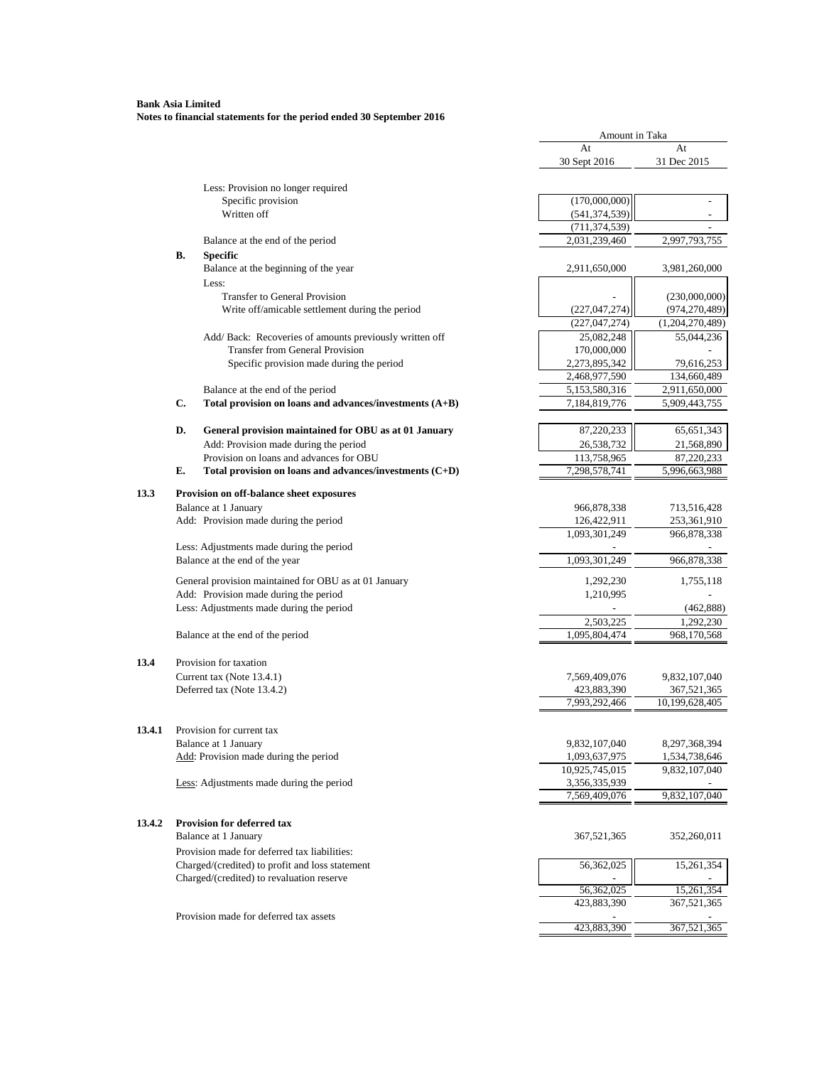**Bank Asia Limited**
**Notes to financial statements for the period ended 30 September 2016**

| | | Amount in Taka | |
|---|---|---|---|
| | | At 30 Sept 2016 | At 31 Dec 2015 |
| | Less: Provision no longer required | | |
| | Specific provision | (170,000,000) | - |
| | Written off | (541,374,539) | - |
| | | (711,374,539) | - |
| | Balance at the end of the period | 2,031,239,460 | 2,997,793,755 |
| **B.** | **Specific** | | |
| | Balance at the beginning of the year | 2,911,650,000 | 3,981,260,000 |
| | Less: | | |
| | Transfer to General Provision | - | (230,000,000) |
| | Write off/amicable settlement during the period | (227,047,274) | (974,270,489) |
| | | (227,047,274) | (1,204,270,489) |
| | Add/ Back: Recoveries of amounts previously written off | 25,082,248 | 55,044,236 |
| | Transfer from General Provision | 170,000,000 | - |
| | Specific provision made during the period | 2,273,895,342 | 79,616,253 |
| | | 2,468,977,590 | 134,660,489 |
| | Balance at the end of the period | 5,153,580,316 | 2,911,650,000 |
| **C.** | **Total provision on loans and advances/investments (A+B)** | 7,184,819,776 | 5,909,443,755 |
| **D.** | **General provision maintained for OBU as at 01 January** | 87,220,233 | 65,651,343 |
| | Add: Provision made during the period | 26,538,732 | 21,568,890 |
| | Provision on loans and advances for OBU | 113,758,965 | 87,220,233 |
| **E.** | **Total provision on loans and advances/investments (C+D)** | 7,298,578,741 | 5,996,663,988 |

**13.3 Provision on off-balance sheet exposures**

| | At 30 Sept 2016 | At 31 Dec 2015 |
|---|---|---|
| Balance at 1 January | 966,878,338 | 713,516,428 |
| Add: Provision made during the period | 126,422,911 | 253,361,910 |
| | 1,093,301,249 | 966,878,338 |
| Less: Adjustments made during the period | - | - |
| Balance at the end of the year | 1,093,301,249 | 966,878,338 |
| General provision maintained for OBU as at 01 January | 1,292,230 | 1,755,118 |
| Add: Provision made during the period | 1,210,995 | - |
| Less: Adjustments made during the period | - | (462,888) |
| | 2,503,225 | 1,292,230 |
| Balance at the end of the period | 1,095,804,474 | 968,170,568 |

**13.4** Provision for taxation

| | At 30 Sept 2016 | At 31 Dec 2015 |
|---|---|---|
| Current tax (Note 13.4.1) | 7,569,409,076 | 9,832,107,040 |
| Deferred tax (Note 13.4.2) | 423,883,390 | 367,521,365 |
| | 7,993,292,466 | 10,199,628,405 |

**13.4.1** Provision for current tax

| | At 30 Sept 2016 | At 31 Dec 2015 |
|---|---|---|
| Balance at 1 January | 9,832,107,040 | 8,297,368,394 |
| Add: Provision made during the period | 1,093,637,975 | 1,534,738,646 |
| | 10,925,745,015 | 9,832,107,040 |
| Less: Adjustments made during the period | 3,356,335,939 | - |
| | 7,569,409,076 | 9,832,107,040 |

**13.4.2 Provision for deferred tax**

| | At 30 Sept 2016 | At 31 Dec 2015 |
|---|---|---|
| Balance at 1 January | 367,521,365 | 352,260,011 |
| Provision made for deferred tax liabilities: | | |
| Charged/(credited) to profit and loss statement | 56,362,025 | 15,261,354 |
| Charged/(credited) to revaluation reserve | - | - |
| | 56,362,025 | 15,261,354 |
| | 423,883,390 | 367,521,365 |
| Provision made for deferred tax assets | - | - |
| | 423,883,390 | 367,521,365 |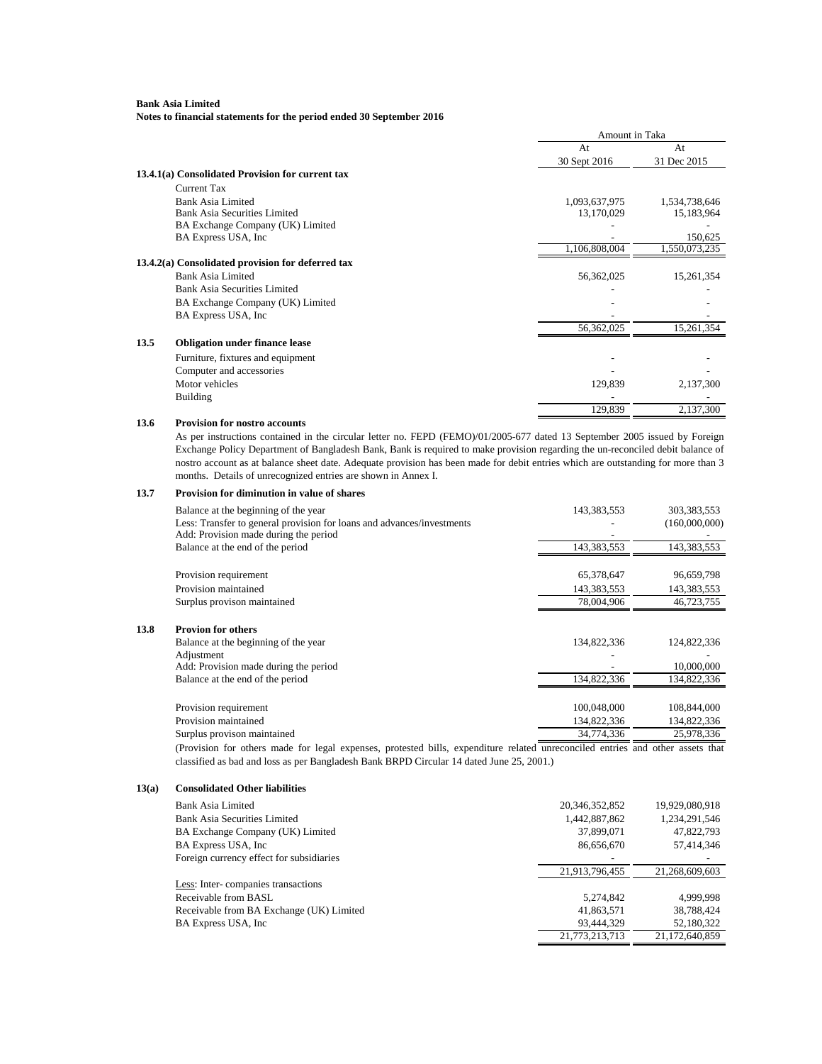**Bank Asia Limited**
**Notes to financial statements for the period ended 30 September 2016**

| | | Amount in Taka | |
|---|---|---|---|
| | | At 30 Sept 2016 | At 31 Dec 2015 |
| **13.4.1(a)** | **Consolidated Provision for current tax** | | |
| | Current Tax | | |
| | Bank Asia Limited | 1,093,637,975 | 1,534,738,646 |
| | Bank Asia Securities Limited | 13,170,029 | 15,183,964 |
| | BA Exchange Company (UK) Limited | - | - |
| | BA Express USA, Inc | - | 150,625 |
| | | 1,106,808,004 | 1,550,073,235 |
| **13.4.2(a)** | **Consolidated provision for deferred tax** | | |
| | Bank Asia Limited | 56,362,025 | 15,261,354 |
| | Bank Asia Securities Limited | - | - |
| | BA Exchange Company (UK) Limited | - | - |
| | BA Express USA, Inc | - | - |
| | | 56,362,025 | 15,261,354 |
| **13.5** | **Obligation under finance lease** | | |
| | Furniture, fixtures and equipment | - | - |
| | Computer and accessories | - | - |
| | Motor vehicles | 129,839 | 2,137,300 |
| | Building | - | - |
| | | 129,839 | 2,137,300 |

**13.6 Provision for nostro accounts**

As per instructions contained in the circular letter no. FEPD (FEMO)/01/2005-677 dated 13 September 2005 issued by Foreign Exchange Policy Department of Bangladesh Bank, Bank is required to make provision regarding the un-reconciled debit balance of nostro account as at balance sheet date. Adequate provision has been made for debit entries which are outstanding for more than 3 months. Details of unrecognized entries are shown in Annex I.

**13.7 Provision for diminution in value of shares**

| | At 30 Sept 2016 | At 31 Dec 2015 |
|---|---|---|
| Balance at the beginning of the year | 143,383,553 | 303,383,553 |
| Less: Transfer to general provision for loans and advances/investments | - | (160,000,000) |
| Add: Provision made during the period | - | - |
| Balance at the end of the period | 143,383,553 | 143,383,553 |
| | | |
| Provision requirement | 65,378,647 | 96,659,798 |
| Provision maintained | 143,383,553 | 143,383,553 |
| Surplus provison maintained | 78,004,906 | 46,723,755 |

**13.8 Provion for others**

| | At 30 Sept 2016 | At 31 Dec 2015 |
|---|---|---|
| Balance at the beginning of the year | 134,822,336 | 124,822,336 |
| Adjustment | - | - |
| Add: Provision made during the period | - | 10,000,000 |
| Balance at the end of the period | 134,822,336 | 134,822,336 |
| | | |
| Provision requirement | 100,048,000 | 108,844,000 |
| Provision maintained | 134,822,336 | 134,822,336 |
| Surplus provison maintained | 34,774,336 | 25,978,336 |

(Provision for others made for legal expenses, protested bills, expenditure related unreconciled entries and other assets that classified as bad and loss as per Bangladesh Bank BRPD Circular 14 dated June 25, 2001.)

**13(a) Consolidated Other liabilities**

| | At 30 Sept 2016 | At 31 Dec 2015 |
|---|---|---|
| Bank Asia Limited | 20,346,352,852 | 19,929,080,918 |
| Bank Asia Securities Limited | 1,442,887,862 | 1,234,291,546 |
| BA Exchange Company (UK) Limited | 37,899,071 | 47,822,793 |
| BA Express USA, Inc | 86,656,670 | 57,414,346 |
| Foreign currency effect for subsidiaries | - | - |
| | 21,913,796,455 | 21,268,609,603 |
| Less: Inter- companies transactions | | |
| Receivable from BASL | 5,274,842 | 4,999,998 |
| Receivable from BA Exchange (UK) Limited | 41,863,571 | 38,788,424 |
| BA Express USA, Inc | 93,444,329 | 52,180,322 |
| | 21,773,213,713 | 21,172,640,859 |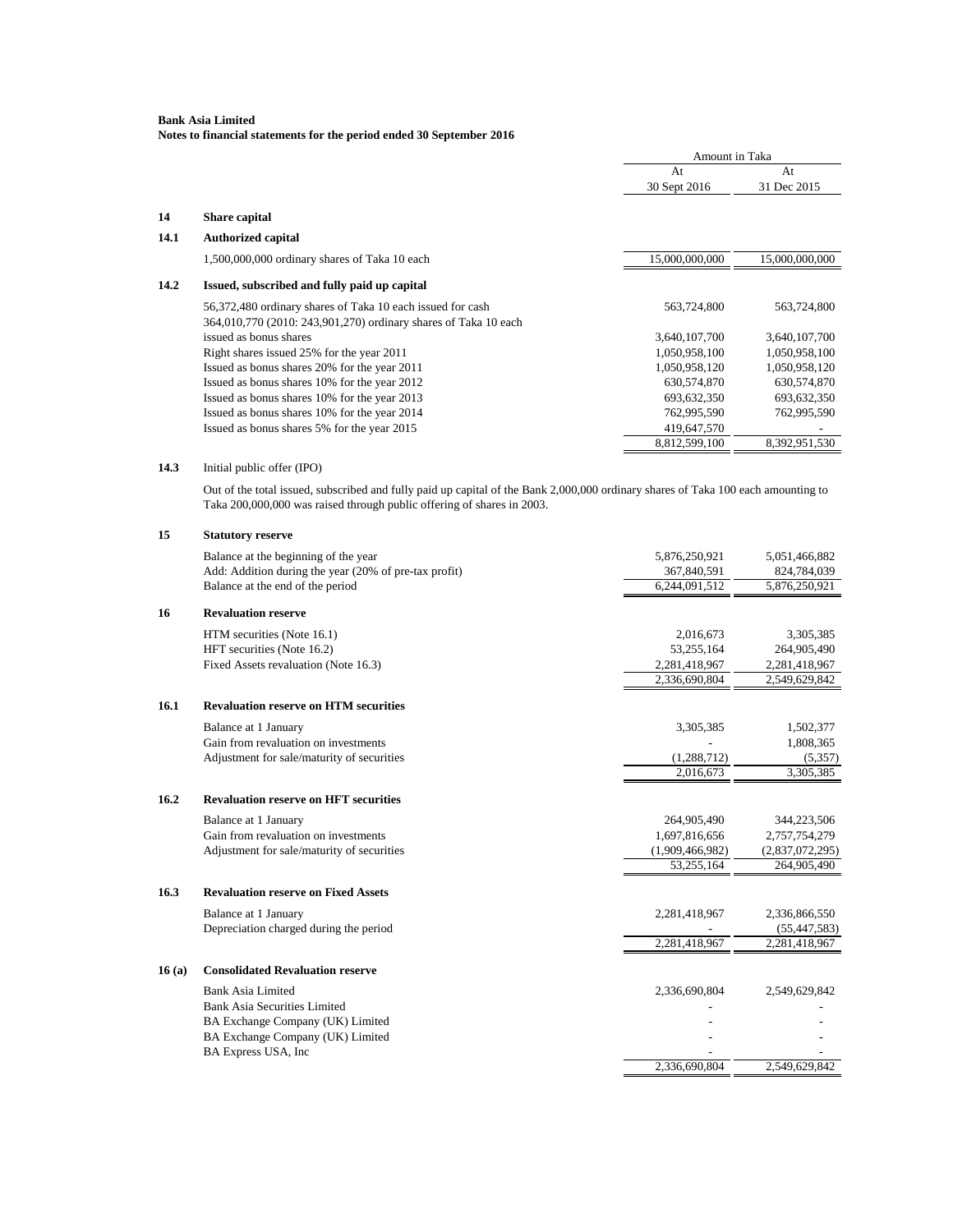**Bank Asia Limited**
**Notes to financial statements for the period ended 30 September 2016**

| | | Amount in Taka | |
|---|---|---|---|
| | | At 30 Sept 2016 | At 31 Dec 2015 |
| **14** | **Share capital** | | |
| **14.1** | **Authorized capital** | | |
| | 1,500,000,000 ordinary shares of Taka 10 each | 15,000,000,000 | 15,000,000,000 |
| **14.2** | **Issued, subscribed and fully paid up capital** | | |
| | 56,372,480 ordinary shares of Taka 10 each issued for cash | 563,724,800 | 563,724,800 |
| | 364,010,770 (2010: 243,901,270) ordinary shares of Taka 10 each issued as bonus shares | 3,640,107,700 | 3,640,107,700 |
| | Right shares issued 25% for the year 2011 | 1,050,958,100 | 1,050,958,100 |
| | Issued as bonus shares 20% for the year 2011 | 1,050,958,120 | 1,050,958,120 |
| | Issued as bonus shares 10% for the year 2012 | 630,574,870 | 630,574,870 |
| | Issued as bonus shares 10% for the year 2013 | 693,632,350 | 693,632,350 |
| | Issued as bonus shares 10% for the year 2014 | 762,995,590 | 762,995,590 |
| | Issued as bonus shares 5% for the year 2015 | 419,647,570 | - |
| | | 8,812,599,100 | 8,392,951,530 |

**14.3** Initial public offer (IPO)

Out of the total issued, subscribed and fully paid up capital of the Bank 2,000,000 ordinary shares of Taka 100 each amounting to Taka 200,000,000 was raised through public offering of shares in 2003.

| | | At 30 Sept 2016 | At 31 Dec 2015 |
|---|---|---|---|
| **15** | **Statutory reserve** | | |
| | Balance at the beginning of the year | 5,876,250,921 | 5,051,466,882 |
| | Add: Addition during the year (20% of pre-tax profit) | 367,840,591 | 824,784,039 |
| | Balance at the end of the period | 6,244,091,512 | 5,876,250,921 |
| **16** | **Revaluation reserve** | | |
| | HTM securities (Note 16.1) | 2,016,673 | 3,305,385 |
| | HFT securities (Note 16.2) | 53,255,164 | 264,905,490 |
| | Fixed Assets revaluation (Note 16.3) | 2,281,418,967 | 2,281,418,967 |
| | | 2,336,690,804 | 2,549,629,842 |
| **16.1** | **Revaluation reserve on HTM securities** | | |
| | Balance at 1 January | 3,305,385 | 1,502,377 |
| | Gain from revaluation on investments | - | 1,808,365 |
| | Adjustment for sale/maturity of securities | (1,288,712) | (5,357) |
| | | 2,016,673 | 3,305,385 |
| **16.2** | **Revaluation reserve on HFT securities** | | |
| | Balance at 1 January | 264,905,490 | 344,223,506 |
| | Gain from revaluation on investments | 1,697,816,656 | 2,757,754,279 |
| | Adjustment for sale/maturity of securities | (1,909,466,982) | (2,837,072,295) |
| | | 53,255,164 | 264,905,490 |
| **16.3** | **Revaluation reserve on Fixed Assets** | | |
| | Balance at 1 January | 2,281,418,967 | 2,336,866,550 |
| | Depreciation charged during the period | - | (55,447,583) |
| | | 2,281,418,967 | 2,281,418,967 |
| **16 (a)** | **Consolidated Revaluation reserve** | | |
| | Bank Asia Limited | 2,336,690,804 | 2,549,629,842 |
| | Bank Asia Securities Limited | - | - |
| | BA Exchange Company (UK) Limited | - | - |
| | BA Exchange Company (UK) Limited | - | - |
| | BA Express USA, Inc | - | - |
| | | 2,336,690,804 | 2,549,629,842 |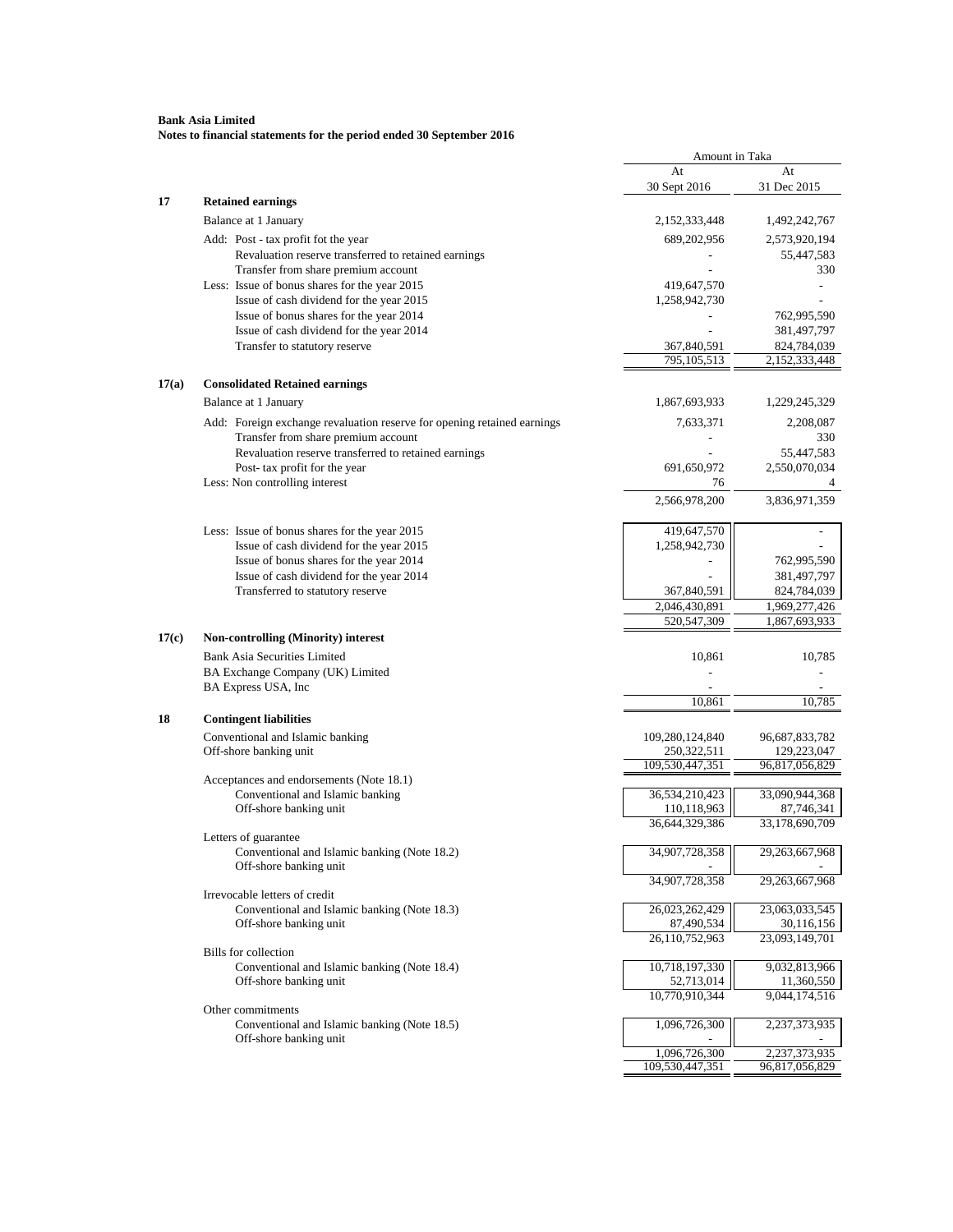**Bank Asia Limited**
**Notes to financial statements for the period ended 30 September 2016**

| | | Amount in Taka | |
|---|---|---|---|
| | | At 30 Sept 2016 | At 31 Dec 2015 |
| **17** | **Retained earnings** | | |
| | Balance at 1 January | 2,152,333,448 | 1,492,242,767 |
| | Add: Post - tax profit fot the year | 689,202,956 | 2,573,920,194 |
| | Revaluation reserve transferred to retained earnings | - | 55,447,583 |
| | Transfer from share premium account | - | 330 |
| | Less: Issue of bonus shares for the year 2015 | 419,647,570 | - |
| | Issue of cash dividend for the year 2015 | 1,258,942,730 | - |
| | Issue of bonus shares for the year 2014 | - | 762,995,590 |
| | Issue of cash dividend for the year 2014 | - | 381,497,797 |
| | Transfer to statutory reserve | 367,840,591 | 824,784,039 |
| | | 795,105,513 | 2,152,333,448 |
| **17(a)** | **Consolidated Retained earnings** | | |
| | Balance at 1 January | 1,867,693,933 | 1,229,245,329 |
| | Add: Foreign exchange revaluation reserve for opening retained earnings | 7,633,371 | 2,208,087 |
| | Transfer from share premium account | - | 330 |
| | Revaluation reserve transferred to retained earnings | - | 55,447,583 |
| | Post- tax profit for the year | 691,650,972 | 2,550,070,034 |
| | Less: Non controlling interest | 76 | 4 |
| | | 2,566,978,200 | 3,836,971,359 |
| | Less: Issue of bonus shares for the year 2015 | 419,647,570 | - |
| | Issue of cash dividend for the year 2015 | 1,258,942,730 | - |
| | Issue of bonus shares for the year 2014 | - | 762,995,590 |
| | Issue of cash dividend for the year 2014 | - | 381,497,797 |
| | Transferred to statutory reserve | 367,840,591 | 824,784,039 |
| | | 2,046,430,891 | 1,969,277,426 |
| | | 520,547,309 | 1,867,693,933 |
| **17(c)** | **Non-controlling (Minority) interest** | | |
| | Bank Asia Securities Limited | 10,861 | 10,785 |
| | BA Exchange Company (UK) Limited | - | - |
| | BA Express USA, Inc | - | - |
| | | 10,861 | 10,785 |
| **18** | **Contingent liabilities** | | |
| | Conventional and Islamic banking | 109,280,124,840 | 96,687,833,782 |
| | Off-shore banking unit | 250,322,511 | 129,223,047 |
| | | 109,530,447,351 | 96,817,056,829 |
| | Acceptances and endorsements (Note 18.1) | | |
| | Conventional and Islamic banking | 36,534,210,423 | 33,090,944,368 |
| | Off-shore banking unit | 110,118,963 | 87,746,341 |
| | | 36,644,329,386 | 33,178,690,709 |
| | Letters of guarantee | | |
| | Conventional and Islamic banking (Note 18.2) | 34,907,728,358 | 29,263,667,968 |
| | Off-shore banking unit | - | - |
| | | 34,907,728,358 | 29,263,667,968 |
| | Irrevocable letters of credit | | |
| | Conventional and Islamic banking (Note 18.3) | 26,023,262,429 | 23,063,033,545 |
| | Off-shore banking unit | 87,490,534 | 30,116,156 |
| | | 26,110,752,963 | 23,093,149,701 |
| | Bills for collection | | |
| | Conventional and Islamic banking (Note 18.4) | 10,718,197,330 | 9,032,813,966 |
| | Off-shore banking unit | 52,713,014 | 11,360,550 |
| | | 10,770,910,344 | 9,044,174,516 |
| | Other commitments | | |
| | Conventional and Islamic banking (Note 18.5) | 1,096,726,300 | 2,237,373,935 |
| | Off-shore banking unit | - | - |
| | | 1,096,726,300 | 2,237,373,935 |
| | | 109,530,447,351 | 96,817,056,829 |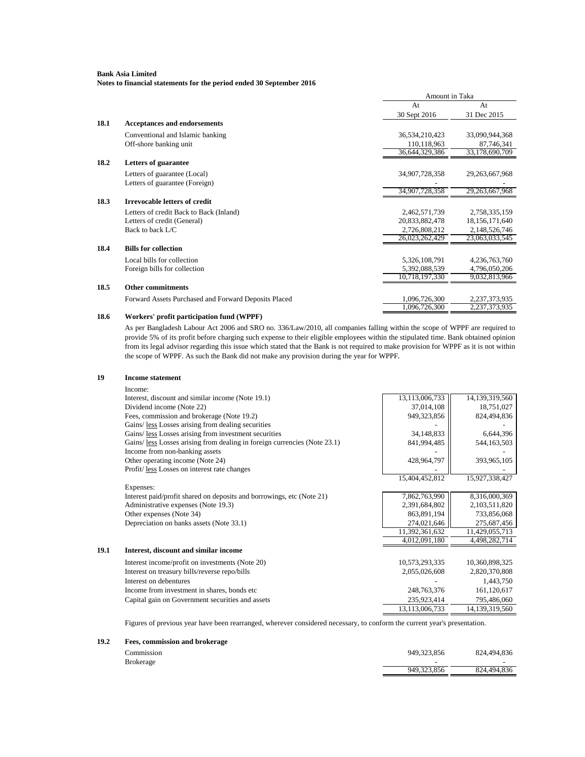**Bank Asia Limited**
**Notes to financial statements for the period ended 30 September 2016**

| | | Amount in Taka | |
|---|---|---|---|
| | | At 30 Sept 2016 | At 31 Dec 2015 |
| **18.1** | **Acceptances and endorsements** | | |
| | Conventional and Islamic banking | 36,534,210,423 | 33,090,944,368 |
| | Off-shore banking unit | 110,118,963 | 87,746,341 |
| | | 36,644,329,386 | 33,178,690,709 |
| **18.2** | **Letters of guarantee** | | |
| | Letters of guarantee (Local) | 34,907,728,358 | 29,263,667,968 |
| | Letters of guarantee (Foreign) | - | - |
| | | 34,907,728,358 | 29,263,667,968 |
| **18.3** | **Irrevocable letters of credit** | | |
| | Letters of credit Back to Back (Inland) | 2,462,571,739 | 2,758,335,159 |
| | Letters of credit (General) | 20,833,882,478 | 18,156,171,640 |
| | Back to back L/C | 2,726,808,212 | 2,148,526,746 |
| | | 26,023,262,429 | 23,063,033,545 |
| **18.4** | **Bills for collection** | | |
| | Local bills for collection | 5,326,108,791 | 4,236,763,760 |
| | Foreign bills for collection | 5,392,088,539 | 4,796,050,206 |
| | | 10,718,197,330 | 9,032,813,966 |
| **18.5** | **Other commitments** | | |
| | Forward Assets Purchased and Forward Deposits Placed | 1,096,726,300 | 2,237,373,935 |
| | | 1,096,726,300 | 2,237,373,935 |

**18.6 Workers' profit participation fund (WPPF)**

As per Bangladesh Labour Act 2006 and SRO no. 336/Law/2010, all companies falling within the scope of WPPF are required to provide 5% of its profit before charging such expense to their eligible employees within the stipulated time. Bank obtained opinion from its legal advisor regarding this issue which stated that the Bank is not required to make provision for WPPF as it is not within the scope of WPPF. As such the Bank did not make any provision during the year for WPPF.

**19 Income statement**

| | 30 Sept 2016 | 31 Dec 2015 |
|---|---|---|
| Income: | | |
| Interest, discount and similar income (Note 19.1) | 13,113,006,733 | 14,139,319,560 |
| Dividend income (Note 22) | 37,014,108 | 18,751,027 |
| Fees, commission and brokerage (Note 19.2) | 949,323,856 | 824,494,836 |
| Gains/ less Losses arising from dealing securities | - | - |
| Gains/ less Losses arising from investment securities | 34,148,833 | 6,644,396 |
| Gains/ less Losses arising from dealing in foreign currencies (Note 23.1) | 841,994,485 | 544,163,503 |
| Income from non-banking assets | - | - |
| Other operating income (Note 24) | 428,964,797 | 393,965,105 |
| Profit/ less Losses on interest rate changes | - | - |
| | 15,404,452,812 | 15,927,338,427 |
| Expenses: | | |
| Interest paid/profit shared on deposits and borrowings, etc (Note 21) | 7,862,763,990 | 8,316,000,369 |
| Administrative expenses (Note 19.3) | 2,391,684,802 | 2,103,511,820 |
| Other expenses (Note 34) | 863,891,194 | 733,856,068 |
| Depreciation on banks assets (Note 33.1) | 274,021,646 | 275,687,456 |
| | 11,392,361,632 | 11,429,055,713 |
| | 4,012,091,180 | 4,498,282,714 |

**19.1 Interest, discount and similar income**

| | 30 Sept 2016 | 31 Dec 2015 |
|---|---|---|
| Interest income/profit on investments (Note 20) | 10,573,293,335 | 10,360,898,325 |
| Interest on treasury bills/reverse repo/bills | 2,055,026,608 | 2,820,370,808 |
| Interest on debentures | - | 1,443,750 |
| Income from investment in shares, bonds etc | 248,763,376 | 161,120,617 |
| Capital gain on Government securities and assets | 235,923,414 | 795,486,060 |
| | 13,113,006,733 | 14,139,319,560 |

Figures of previous year have been rearranged, wherever considered necessary, to conform the current year's presentation.

**19.2 Fees, commission and brokerage**

| | 30 Sept 2016 | 31 Dec 2015 |
|---|---|---|
| Commission | 949,323,856 | 824,494,836 |
| Brokerage | - | - |
| | 949,323,856 | 824,494,836 |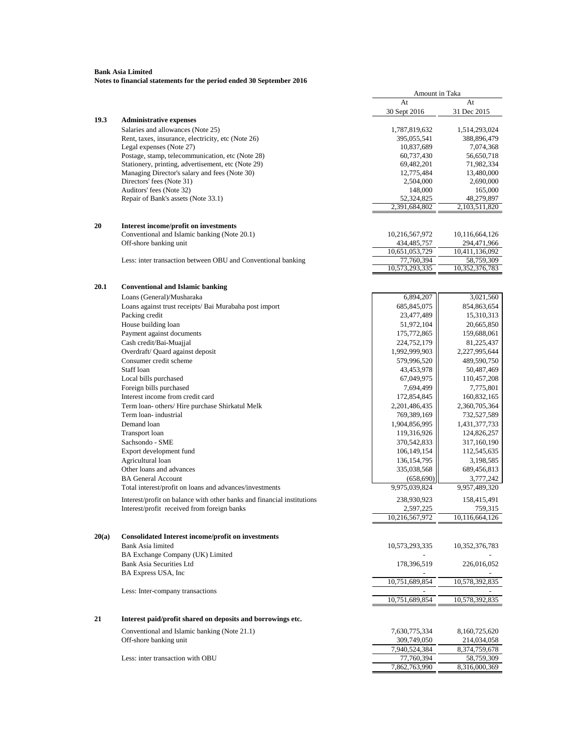**Bank Asia Limited**
**Notes to financial statements for the period ended 30 September 2016**

| | | Amount in Taka | |
|---|---|---|---|
| | | At 30 Sept 2016 | At 31 Dec 2015 |
| **19.3** | **Administrative expenses** | | |
| | Salaries and allowances (Note 25) | 1,787,819,632 | 1,514,293,024 |
| | Rent, taxes, insurance, electricity, etc (Note 26) | 395,055,541 | 388,896,479 |
| | Legal expenses (Note 27) | 10,837,689 | 7,074,368 |
| | Postage, stamp, telecommunication, etc (Note 28) | 60,737,430 | 56,650,718 |
| | Stationery, printing, advertisement, etc (Note 29) | 69,482,201 | 71,982,334 |
| | Managing Director's salary and fees (Note 30) | 12,775,484 | 13,480,000 |
| | Directors' fees (Note 31) | 2,504,000 | 2,690,000 |
| | Auditors' fees (Note 32) | 148,000 | 165,000 |
| | Repair of Bank's assets (Note 33.1) | 52,324,825 | 48,279,897 |
| | | 2,391,684,802 | 2,103,511,820 |
| **20** | **Interest income/profit on investments** | | |
| | Conventional and Islamic banking (Note 20.1) | 10,216,567,972 | 10,116,664,126 |
| | Off-shore banking unit | 434,485,757 | 294,471,966 |
| | | 10,651,053,729 | 10,411,136,092 |
| | Less: inter transaction between OBU and Conventional banking | 77,760,394 | 58,759,309 |
| | | 10,573,293,335 | 10,352,376,783 |
| **20.1** | **Conventional and Islamic banking** | | |
| | Loans (General)/Musharaka | 6,894,207 | 3,021,560 |
| | Loans against trust receipts/ Bai Murabaha post import | 685,845,075 | 854,863,654 |
| | Packing credit | 23,477,489 | 15,310,313 |
| | House building loan | 51,972,104 | 20,665,850 |
| | Payment against documents | 175,772,865 | 159,688,061 |
| | Cash credit/Bai-Muajjal | 224,752,179 | 81,225,437 |
| | Overdraft/ Quard against deposit | 1,992,999,903 | 2,227,995,644 |
| | Consumer credit scheme | 579,996,520 | 489,590,750 |
| | Staff loan | 43,453,978 | 50,487,469 |
| | Local bills purchased | 67,049,975 | 110,457,208 |
| | Foreign bills purchased | 7,694,499 | 7,775,801 |
| | Interest income from credit card | 172,854,845 | 160,832,165 |
| | Term loan- others/ Hire purchase Shirkatul Melk | 2,201,486,435 | 2,360,705,364 |
| | Term loan- industrial | 769,389,169 | 732,527,589 |
| | Demand loan | 1,904,856,995 | 1,431,377,733 |
| | Transport loan | 119,316,926 | 124,826,257 |
| | Sachsondo - SME | 370,542,833 | 317,160,190 |
| | Export development fund | 106,149,154 | 112,545,635 |
| | Agricultural loan | 136,154,795 | 3,198,585 |
| | Other loans and advances | 335,038,568 | 689,456,813 |
| | BA General Account | (658,690) | 3,777,242 |
| | Total interest/profit on loans and advances/investments | 9,975,039,824 | 9,957,489,320 |
| | Interest/profit on balance with other banks and financial institutions | 238,930,923 | 158,415,491 |
| | Interest/profit received from foreign banks | 2,597,225 | 759,315 |
| | | 10,216,567,972 | 10,116,664,126 |
| **20(a)** | **Consolidated Interest income/profit on investments** | | |
| | Bank Asia limited | 10,573,293,335 | 10,352,376,783 |
| | BA Exchange Company (UK) Limited | - | - |
| | Bank Asia Securities Ltd | 178,396,519 | 226,016,052 |
| | BA Express USA, Inc | - | - |
| | | 10,751,689,854 | 10,578,392,835 |
| | Less: Inter-company transactions | - | - |
| | | 10,751,689,854 | 10,578,392,835 |
| **21** | **Interest paid/profit shared on deposits and borrowings etc.** | | |
| | Conventional and Islamic banking (Note 21.1) | 7,630,775,334 | 8,160,725,620 |
| | Off-shore banking unit | 309,749,050 | 214,034,058 |
| | | 7,940,524,384 | 8,374,759,678 |
| | Less: inter transaction with OBU | 77,760,394 | 58,759,309 |
| | | 7,862,763,990 | 8,316,000,369 |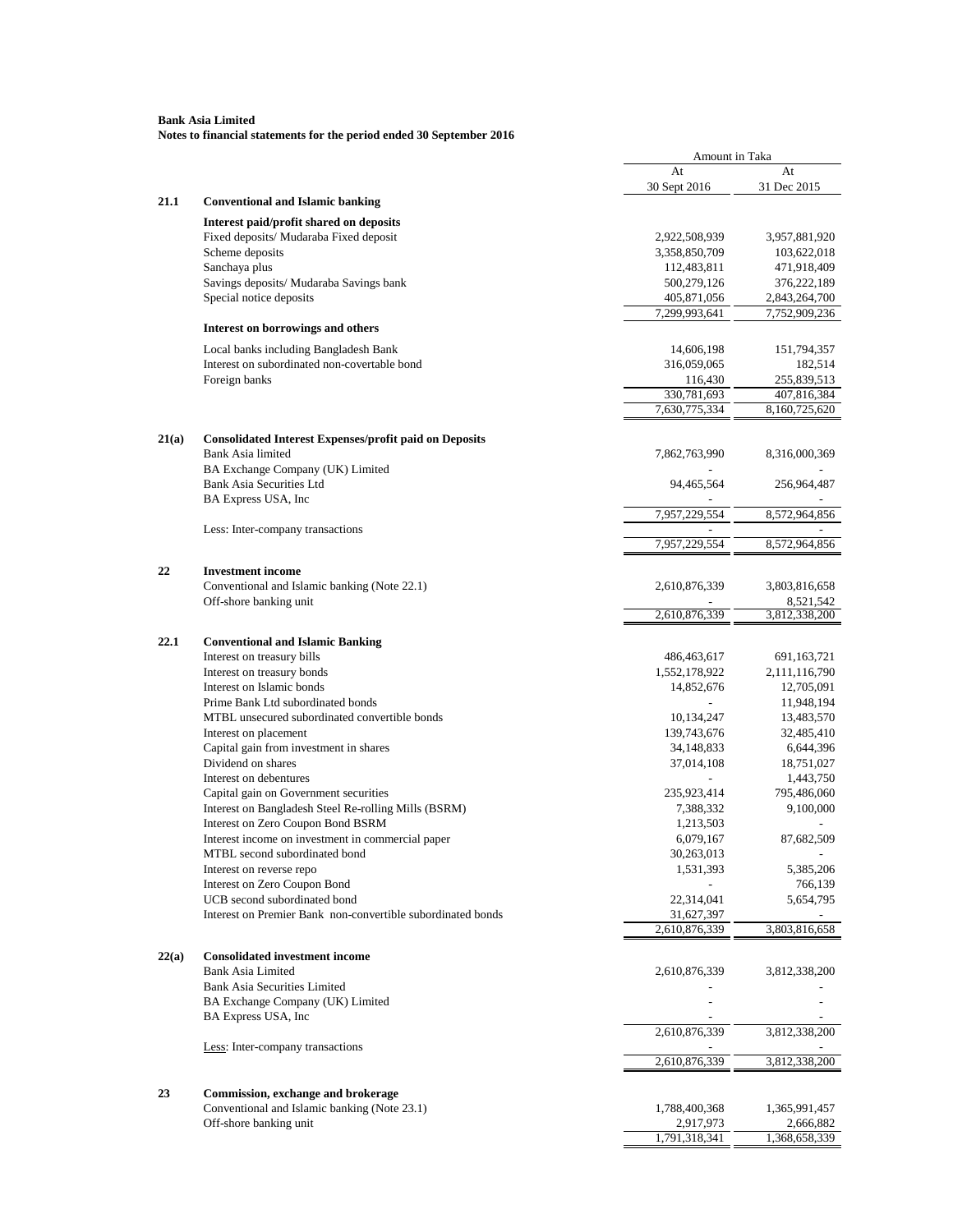**Bank Asia Limited**
**Notes to financial statements for the period ended 30 September 2016**

| | | Amount in Taka | |
|---|---|---|---|
| | | At 30 Sept 2016 | At 31 Dec 2015 |
| **21.1** | **Conventional and Islamic banking** | | |
| | **Interest paid/profit shared on deposits** | | |
| | Fixed deposits/ Mudaraba Fixed deposit | 2,922,508,939 | 3,957,881,920 |
| | Scheme deposits | 3,358,850,709 | 103,622,018 |
| | Sanchaya plus | 112,483,811 | 471,918,409 |
| | Savings deposits/ Mudaraba Savings bank | 500,279,126 | 376,222,189 |
| | Special notice deposits | 405,871,056 | 2,843,264,700 |
| | | 7,299,993,641 | 7,752,909,236 |
| | **Interest on borrowings and others** | | |
| | Local banks including Bangladesh Bank | 14,606,198 | 151,794,357 |
| | Interest on subordinated non-covertable bond | 316,059,065 | 182,514 |
| | Foreign banks | 116,430 | 255,839,513 |
| | | 330,781,693 | 407,816,384 |
| | | 7,630,775,334 | 8,160,725,620 |
| **21(a)** | **Consolidated Interest Expenses/profit paid on Deposits** | | |
| | Bank Asia limited | 7,862,763,990 | 8,316,000,369 |
| | BA Exchange Company (UK) Limited | - | - |
| | Bank Asia Securities Ltd | 94,465,564 | 256,964,487 |
| | BA Express USA, Inc | - | - |
| | | 7,957,229,554 | 8,572,964,856 |
| | Less: Inter-company transactions | - | - |
| | | 7,957,229,554 | 8,572,964,856 |
| **22** | **Investment income** | | |
| | Conventional and Islamic banking (Note 22.1) | 2,610,876,339 | 3,803,816,658 |
| | Off-shore banking unit | - | 8,521,542 |
| | | 2,610,876,339 | 3,812,338,200 |
| **22.1** | **Conventional and Islamic Banking** | | |
| | Interest on treasury bills | 486,463,617 | 691,163,721 |
| | Interest on treasury bonds | 1,552,178,922 | 2,111,116,790 |
| | Interest on Islamic bonds | 14,852,676 | 12,705,091 |
| | Prime Bank Ltd subordinated bonds | - | 11,948,194 |
| | MTBL unsecured subordinated convertible bonds | 10,134,247 | 13,483,570 |
| | Interest on placement | 139,743,676 | 32,485,410 |
| | Capital gain from investment in shares | 34,148,833 | 6,644,396 |
| | Dividend on shares | 37,014,108 | 18,751,027 |
| | Interest on debentures | - | 1,443,750 |
| | Capital gain on Government securities | 235,923,414 | 795,486,060 |
| | Interest on Bangladesh Steel Re-rolling Mills (BSRM) | 7,388,332 | 9,100,000 |
| | Interest on Zero Coupon Bond BSRM | 1,213,503 | - |
| | Interest income on investment in commercial paper | 6,079,167 | 87,682,509 |
| | MTBL second subordinated bond | 30,263,013 | - |
| | Interest on reverse repo | 1,531,393 | 5,385,206 |
| | Interest on Zero Coupon Bond | - | 766,139 |
| | UCB second subordinated bond | 22,314,041 | 5,654,795 |
| | Interest on Premier Bank non-convertible subordinated bonds | 31,627,397 | - |
| | | 2,610,876,339 | 3,803,816,658 |
| **22(a)** | **Consolidated investment income** | | |
| | Bank Asia Limited | 2,610,876,339 | 3,812,338,200 |
| | Bank Asia Securities Limited | - | - |
| | BA Exchange Company (UK) Limited | - | - |
| | BA Express USA, Inc | - | - |
| | | 2,610,876,339 | 3,812,338,200 |
| | Less: Inter-company transactions | - | - |
| | | 2,610,876,339 | 3,812,338,200 |
| **23** | **Commission, exchange and brokerage** | | |
| | Conventional and Islamic banking (Note 23.1) | 1,788,400,368 | 1,365,991,457 |
| | Off-shore banking unit | 2,917,973 | 2,666,882 |
| | | 1,791,318,341 | 1,368,658,339 |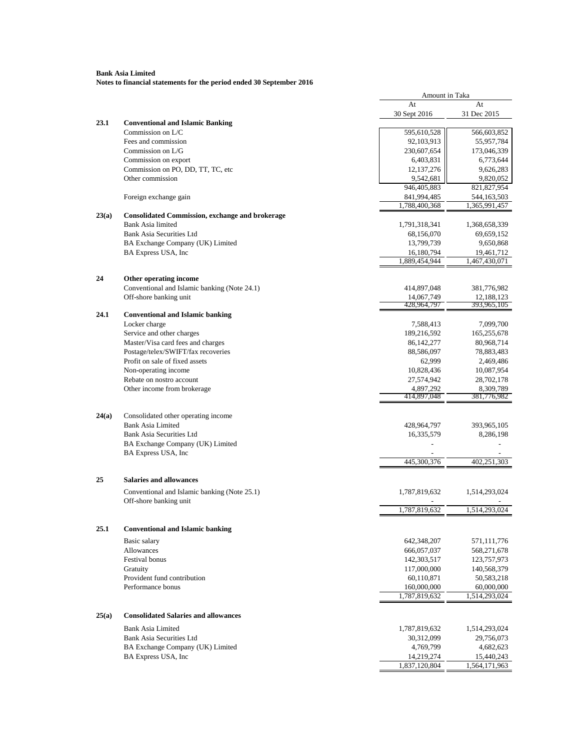**Bank Asia Limited**
**Notes to financial statements for the period ended 30 September 2016**

| | | Amount in Taka | |
|---|---|---|---|
| | | At 30 Sept 2016 | At 31 Dec 2015 |
| **23.1** | **Conventional and Islamic Banking** | | |
| | Commission on L/C | 595,610,528 | 566,603,852 |
| | Fees and commission | 92,103,913 | 55,957,784 |
| | Commission on L/G | 230,607,654 | 173,046,339 |
| | Commission on export | 6,403,831 | 6,773,644 |
| | Commission on PO, DD, TT, TC, etc | 12,137,276 | 9,626,283 |
| | Other commission | 9,542,681 | 9,820,052 |
| | | 946,405,883 | 821,827,954 |
| | Foreign exchange gain | 841,994,485 | 544,163,503 |
| | | 1,788,400,368 | 1,365,991,457 |
| **23(a)** | **Consolidated Commission, exchange and brokerage** | | |
| | Bank Asia limited | 1,791,318,341 | 1,368,658,339 |
| | Bank Asia Securities Ltd | 68,156,070 | 69,659,152 |
| | BA Exchange Company (UK) Limited | 13,799,739 | 9,650,868 |
| | BA Express USA, Inc | 16,180,794 | 19,461,712 |
| | | 1,889,454,944 | 1,467,430,071 |
| **24** | **Other operating income** | | |
| | Conventional and Islamic banking (Note 24.1) | 414,897,048 | 381,776,982 |
| | Off-shore banking unit | 14,067,749 | 12,188,123 |
| | | 428,964,797 | 393,965,105 |
| **24.1** | **Conventional and Islamic banking** | | |
| | Locker charge | 7,588,413 | 7,099,700 |
| | Service and other charges | 189,216,592 | 165,255,678 |
| | Master/Visa card fees and charges | 86,142,277 | 80,968,714 |
| | Postage/telex/SWIFT/fax recoveries | 88,586,097 | 78,883,483 |
| | Profit on sale of fixed assets | 62,999 | 2,469,486 |
| | Non-operating income | 10,828,436 | 10,087,954 |
| | Rebate on nostro account | 27,574,942 | 28,702,178 |
| | Other income from brokerage | 4,897,292 | 8,309,789 |
| | | 414,897,048 | 381,776,982 |
| **24(a)** | Consolidated other operating income | | |
| | Bank Asia Limited | 428,964,797 | 393,965,105 |
| | Bank Asia Securities Ltd | 16,335,579 | 8,286,198 |
| | BA Exchange Company (UK) Limited | - | - |
| | BA Express USA, Inc | - | - |
| | | 445,300,376 | 402,251,303 |
| **25** | **Salaries and allowances** | | |
| | Conventional and Islamic banking (Note 25.1) | 1,787,819,632 | 1,514,293,024 |
| | Off-shore banking unit | - | - |
| | | 1,787,819,632 | 1,514,293,024 |
| **25.1** | **Conventional and Islamic banking** | | |
| | Basic salary | 642,348,207 | 571,111,776 |
| | Allowances | 666,057,037 | 568,271,678 |
| | Festival bonus | 142,303,517 | 123,757,973 |
| | Gratuity | 117,000,000 | 140,568,379 |
| | Provident fund contribution | 60,110,871 | 50,583,218 |
| | Performance bonus | 160,000,000 | 60,000,000 |
| | | 1,787,819,632 | 1,514,293,024 |
| **25(a)** | **Consolidated Salaries and allowances** | | |
| | Bank Asia Limited | 1,787,819,632 | 1,514,293,024 |
| | Bank Asia Securities Ltd | 30,312,099 | 29,756,073 |
| | BA Exchange Company (UK) Limited | 4,769,799 | 4,682,623 |
| | BA Express USA, Inc | 14,219,274 | 15,440,243 |
| | | 1,837,120,804 | 1,564,171,963 |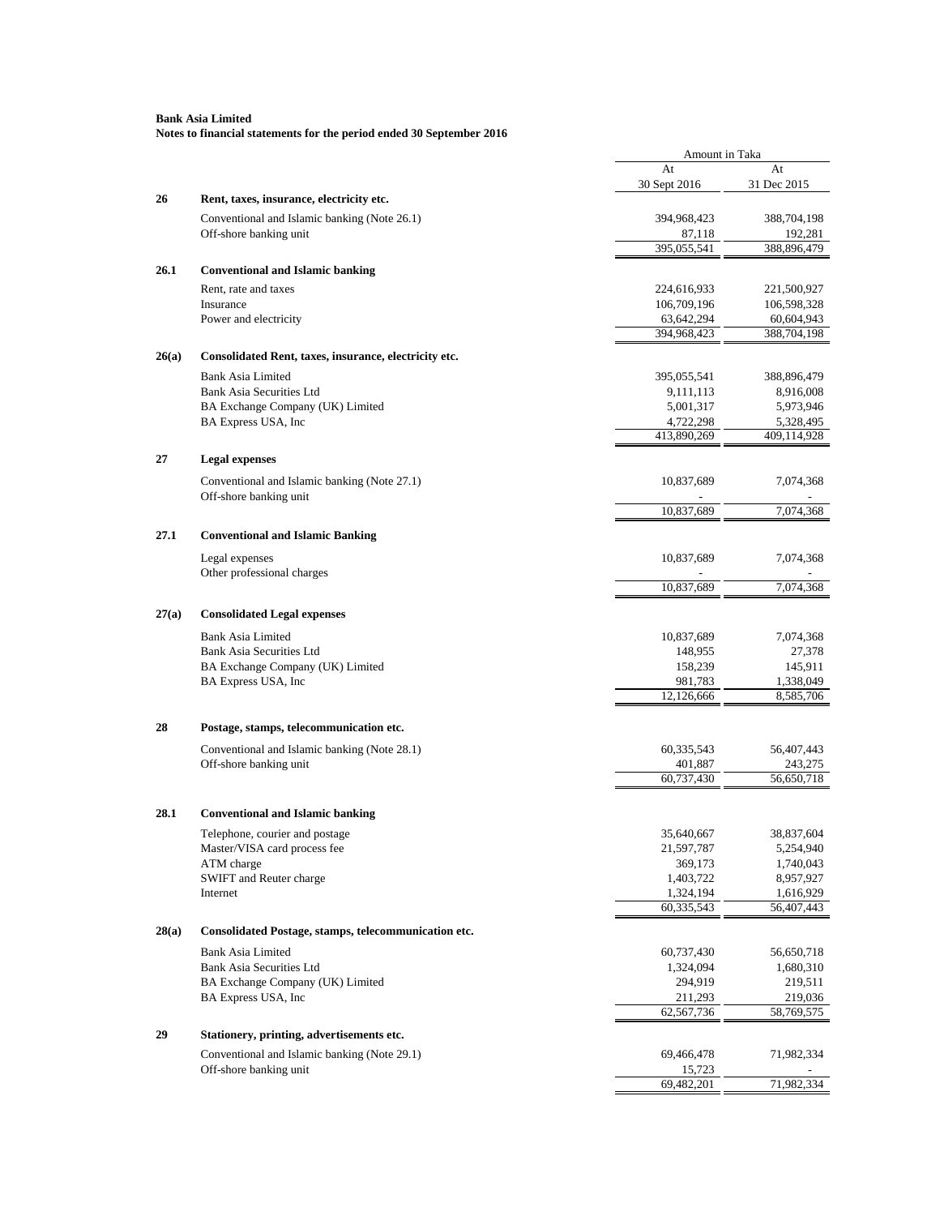**Bank Asia Limited**
**Notes to financial statements for the period ended 30 September 2016**

| | | Amount in Taka | |
|---|---|---|---|
| | | At 30 Sept 2016 | At 31 Dec 2015 |
| **26** | **Rent, taxes, insurance, electricity etc.** | | |
| | Conventional and Islamic banking (Note 26.1) | 394,968,423 | 388,704,198 |
| | Off-shore banking unit | 87,118 | 192,281 |
| | | 395,055,541 | 388,896,479 |
| **26.1** | **Conventional and Islamic banking** | | |
| | Rent, rate and taxes | 224,616,933 | 221,500,927 |
| | Insurance | 106,709,196 | 106,598,328 |
| | Power and electricity | 63,642,294 | 60,604,943 |
| | | 394,968,423 | 388,704,198 |
| **26(a)** | **Consolidated Rent, taxes, insurance, electricity etc.** | | |
| | Bank Asia Limited | 395,055,541 | 388,896,479 |
| | Bank Asia Securities Ltd | 9,111,113 | 8,916,008 |
| | BA Exchange Company (UK) Limited | 5,001,317 | 5,973,946 |
| | BA Express USA, Inc | 4,722,298 | 5,328,495 |
| | | 413,890,269 | 409,114,928 |
| **27** | **Legal expenses** | | |
| | Conventional and Islamic banking (Note 27.1) | 10,837,689 | 7,074,368 |
| | Off-shore banking unit | - | - |
| | | 10,837,689 | 7,074,368 |
| **27.1** | **Conventional and Islamic Banking** | | |
| | Legal expenses | 10,837,689 | 7,074,368 |
| | Other professional charges | - | - |
| | | 10,837,689 | 7,074,368 |
| **27(a)** | **Consolidated Legal expenses** | | |
| | Bank Asia Limited | 10,837,689 | 7,074,368 |
| | Bank Asia Securities Ltd | 148,955 | 27,378 |
| | BA Exchange Company (UK) Limited | 158,239 | 145,911 |
| | BA Express USA, Inc | 981,783 | 1,338,049 |
| | | 12,126,666 | 8,585,706 |
| **28** | **Postage, stamps, telecommunication etc.** | | |
| | Conventional and Islamic banking (Note 28.1) | 60,335,543 | 56,407,443 |
| | Off-shore banking unit | 401,887 | 243,275 |
| | | 60,737,430 | 56,650,718 |
| **28.1** | **Conventional and Islamic banking** | | |
| | Telephone, courier and postage | 35,640,667 | 38,837,604 |
| | Master/VISA card process fee | 21,597,787 | 5,254,940 |
| | ATM charge | 369,173 | 1,740,043 |
| | SWIFT and Reuter charge | 1,403,722 | 8,957,927 |
| | Internet | 1,324,194 | 1,616,929 |
| | | 60,335,543 | 56,407,443 |
| **28(a)** | **Consolidated Postage, stamps, telecommunication etc.** | | |
| | Bank Asia Limited | 60,737,430 | 56,650,718 |
| | Bank Asia Securities Ltd | 1,324,094 | 1,680,310 |
| | BA Exchange Company (UK) Limited | 294,919 | 219,511 |
| | BA Express USA, Inc | 211,293 | 219,036 |
| | | 62,567,736 | 58,769,575 |
| **29** | **Stationery, printing, advertisements etc.** | | |
| | Conventional and Islamic banking (Note 29.1) | 69,466,478 | 71,982,334 |
| | Off-shore banking unit | 15,723 | - |
| | | 69,482,201 | 71,982,334 |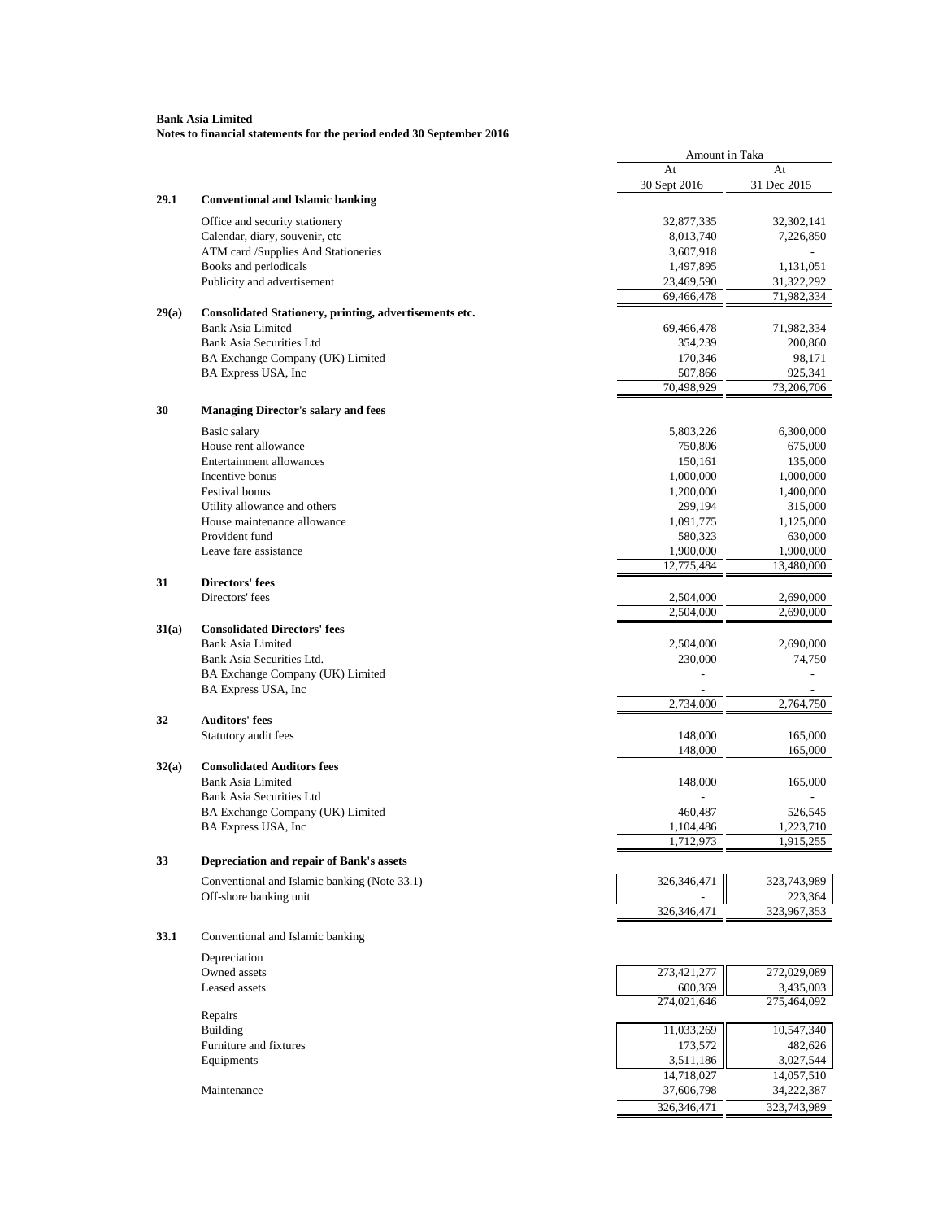**Bank Asia Limited**
**Notes to financial statements for the period ended 30 September 2016**

| | | Amount in Taka | |
|---|---|---|---|
| | | At 30 Sept 2016 | At 31 Dec 2015 |
| **29.1** | **Conventional and Islamic banking** | | |
| | Office and security stationery | 32,877,335 | 32,302,141 |
| | Calendar, diary, souvenir, etc | 8,013,740 | 7,226,850 |
| | ATM card /Supplies And Stationeries | 3,607,918 | - |
| | Books and periodicals | 1,497,895 | 1,131,051 |
| | Publicity and advertisement | 23,469,590 | 31,322,292 |
| | | 69,466,478 | 71,982,334 |
| **29(a)** | **Consolidated Stationery, printing, advertisements etc.** | | |
| | Bank Asia Limited | 69,466,478 | 71,982,334 |
| | Bank Asia Securities Ltd | 354,239 | 200,860 |
| | BA Exchange Company (UK) Limited | 170,346 | 98,171 |
| | BA Express USA, Inc | 507,866 | 925,341 |
| | | 70,498,929 | 73,206,706 |
| **30** | **Managing Director's salary and fees** | | |
| | Basic salary | 5,803,226 | 6,300,000 |
| | House rent allowance | 750,806 | 675,000 |
| | Entertainment allowances | 150,161 | 135,000 |
| | Incentive bonus | 1,000,000 | 1,000,000 |
| | Festival bonus | 1,200,000 | 1,400,000 |
| | Utility allowance and others | 299,194 | 315,000 |
| | House maintenance allowance | 1,091,775 | 1,125,000 |
| | Provident fund | 580,323 | 630,000 |
| | Leave fare assistance | 1,900,000 | 1,900,000 |
| | | 12,775,484 | 13,480,000 |
| **31** | **Directors' fees** | | |
| | Directors' fees | 2,504,000 | 2,690,000 |
| | | 2,504,000 | 2,690,000 |
| **31(a)** | **Consolidated Directors' fees** | | |
| | Bank Asia Limited | 2,504,000 | 2,690,000 |
| | Bank Asia Securities Ltd. | 230,000 | 74,750 |
| | BA Exchange Company (UK) Limited | - | - |
| | BA Express USA, Inc | - | - |
| | | 2,734,000 | 2,764,750 |
| **32** | **Auditors' fees** | | |
| | Statutory audit fees | 148,000 | 165,000 |
| | | 148,000 | 165,000 |
| **32(a)** | **Consolidated Auditors fees** | | |
| | Bank Asia Limited | 148,000 | 165,000 |
| | Bank Asia Securities Ltd | - | - |
| | BA Exchange Company (UK) Limited | 460,487 | 526,545 |
| | BA Express USA, Inc | 1,104,486 | 1,223,710 |
| | | 1,712,973 | 1,915,255 |
| **33** | **Depreciation and repair of Bank's assets** | | |
| | Conventional and Islamic banking (Note 33.1) | 326,346,471 | 323,743,989 |
| | Off-shore banking unit | - | 223,364 |
| | | 326,346,471 | 323,967,353 |
| **33.1** | Conventional and Islamic banking | | |
| | Depreciation | | |
| | Owned assets | 273,421,277 | 272,029,089 |
| | Leased assets | 600,369 | 3,435,003 |
| | | 274,021,646 | 275,464,092 |
| | Repairs | | |
| | Building | 11,033,269 | 10,547,340 |
| | Furniture and fixtures | 173,572 | 482,626 |
| | Equipments | 3,511,186 | 3,027,544 |
| | | 14,718,027 | 14,057,510 |
| | Maintenance | 37,606,798 | 34,222,387 |
| | | 326,346,471 | 323,743,989 |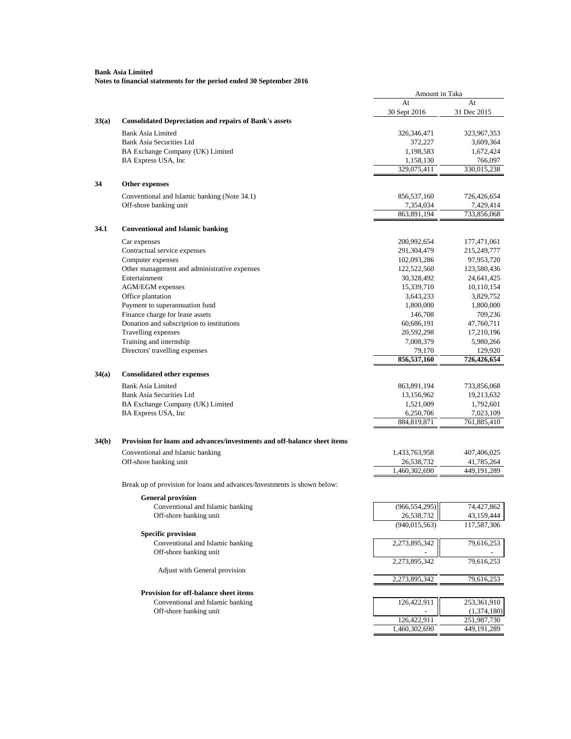**Bank Asia Limited**
**Notes to financial statements for the period ended 30 September 2016**

| | | Amount in Taka | |
|---|---|---|---|
| | | At 30 Sept 2016 | At 31 Dec 2015 |
| **33(a)** | **Consolidated Depreciation and repairs of Bank's assets** | | |
| | Bank Asia Limited | 326,346,471 | 323,967,353 |
| | Bank Asia Securities Ltd | 372,227 | 3,609,364 |
| | BA Exchange Company (UK) Limited | 1,198,583 | 1,672,424 |
| | BA Express USA, Inc | 1,158,130 | 766,097 |
| | | 329,075,411 | 330,015,238 |
| **34** | **Other expenses** | | |
| | Conventional and Islamic banking (Note 34.1) | 856,537,160 | 726,426,654 |
| | Off-shore banking unit | 7,354,034 | 7,429,414 |
| | | 863,891,194 | 733,856,068 |
| **34.1** | **Conventional and Islamic banking** | | |
| | Car expenses | 200,992,654 | 177,471,061 |
| | Contractual service expenses | 291,304,479 | 215,249,777 |
| | Computer expenses | 102,093,286 | 97,953,720 |
| | Other management and administrative expenses | 122,522,560 | 123,580,436 |
| | Entertainment | 30,328,492 | 24,641,425 |
| | AGM/EGM expenses | 15,339,710 | 10,110,154 |
| | Office plantation | 3,643,233 | 3,829,752 |
| | Payment to superannuation fund | 1,800,000 | 1,800,000 |
| | Finance charge for lease assets | 146,708 | 709,236 |
| | Donation and subscription to institutions | 60,686,191 | 47,760,711 |
| | Travelling expenses | 20,592,298 | 17,210,196 |
| | Training and internship | 7,008,379 | 5,980,266 |
| | Directors' travelling expenses | 79,170 | 129,920 |
| | | **856,537,160** | **726,426,654** |
| **34(a)** | **Consolidated other expenses** | | |
| | Bank Asia Limited | 863,891,194 | 733,856,068 |
| | Bank Asia Securities Ltd | 13,156,962 | 19,213,632 |
| | BA Exchange Company (UK) Limited | 1,521,009 | 1,792,601 |
| | BA Express USA, Inc | 6,250,706 | 7,023,109 |
| | | 884,819,871 | 761,885,410 |
| **34(b)** | **Provision for loans and advances/investments and off-balance sheet items** | | |
| | Conventional and Islamic banking | 1,433,763,958 | 407,406,025 |
| | Off-shore banking unit | 26,538,732 | 41,785,264 |
| | | 1,460,302,690 | 449,191,289 |
| | Break up of provision for loans and advances/Investments is shown below: | | |
| | **General provision** | | |
| | Conventional and Islamic banking | (966,554,295) | 74,427,862 |
| | Off-shore banking unit | 26,538,732 | 43,159,444 |
| | | (940,015,563) | 117,587,306 |
| | **Specific provision** | | |
| | Conventional and Islamic banking | 2,273,895,342 | 79,616,253 |
| | Off-shore banking unit | - | - |
| | | 2,273,895,342 | 79,616,253 |
| | Adjust with General provision | | |
| | | 2,273,895,342 | 79,616,253 |
| | **Provision for off-balance sheet items** | | |
| | Conventional and Islamic banking | 126,422,911 | 253,361,910 |
| | Off-shore banking unit | - | (1,374,180) |
| | | 126,422,911 | 251,987,730 |
| | | 1,460,302,690 | 449,191,289 |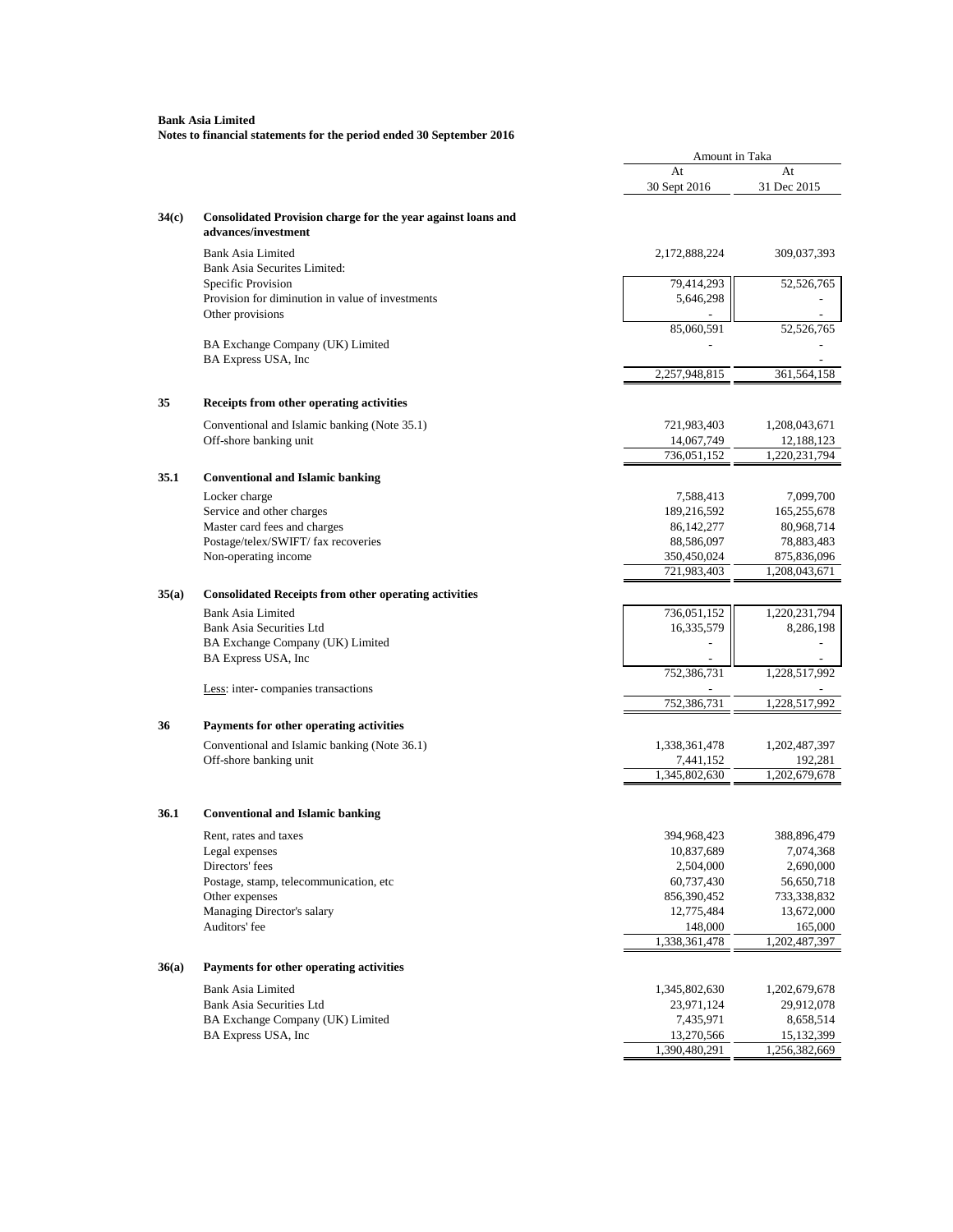**Bank Asia Limited**
**Notes to financial statements for the period ended 30 September 2016**

| | | Amount in Taka | |
|---|---|---|---|
| | | At 30 Sept 2016 | At 31 Dec 2015 |
| **34(c)** | **Consolidated Provision charge for the year against loans and advances/investment** | | |
| | Bank Asia Limited | 2,172,888,224 | 309,037,393 |
| | Bank Asia Securites Limited: | | |
| | Specific Provision | 79,414,293 | 52,526,765 |
| | Provision for diminution in value of investments | 5,646,298 | - |
| | Other provisions | - | - |
| | | 85,060,591 | 52,526,765 |
| | BA Exchange Company (UK) Limited | - | - |
| | BA Express USA, Inc | | - |
| | | 2,257,948,815 | 361,564,158 |
| **35** | **Receipts from other operating activities** | | |
| | Conventional and Islamic banking (Note 35.1) | 721,983,403 | 1,208,043,671 |
| | Off-shore banking unit | 14,067,749 | 12,188,123 |
| | | 736,051,152 | 1,220,231,794 |
| **35.1** | **Conventional and Islamic banking** | | |
| | Locker charge | 7,588,413 | 7,099,700 |
| | Service and other charges | 189,216,592 | 165,255,678 |
| | Master card fees and charges | 86,142,277 | 80,968,714 |
| | Postage/telex/SWIFT/ fax recoveries | 88,586,097 | 78,883,483 |
| | Non-operating income | 350,450,024 | 875,836,096 |
| | | 721,983,403 | 1,208,043,671 |
| **35(a)** | **Consolidated Receipts from other operating activities** | | |
| | Bank Asia Limited | 736,051,152 | 1,220,231,794 |
| | Bank Asia Securities Ltd | 16,335,579 | 8,286,198 |
| | BA Exchange Company (UK) Limited | - | - |
| | BA Express USA, Inc | - | - |
| | | 752,386,731 | 1,228,517,992 |
| | Less: inter- companies transactions | - | - |
| | | 752,386,731 | 1,228,517,992 |
| **36** | **Payments for other operating activities** | | |
| | Conventional and Islamic banking (Note 36.1) | 1,338,361,478 | 1,202,487,397 |
| | Off-shore banking unit | 7,441,152 | 192,281 |
| | | 1,345,802,630 | 1,202,679,678 |
| **36.1** | **Conventional and Islamic banking** | | |
| | Rent, rates and taxes | 394,968,423 | 388,896,479 |
| | Legal expenses | 10,837,689 | 7,074,368 |
| | Directors' fees | 2,504,000 | 2,690,000 |
| | Postage, stamp, telecommunication, etc | 60,737,430 | 56,650,718 |
| | Other expenses | 856,390,452 | 733,338,832 |
| | Managing Director's salary | 12,775,484 | 13,672,000 |
| | Auditors' fee | 148,000 | 165,000 |
| | | 1,338,361,478 | 1,202,487,397 |
| **36(a)** | **Payments for other operating activities** | | |
| | Bank Asia Limited | 1,345,802,630 | 1,202,679,678 |
| | Bank Asia Securities Ltd | 23,971,124 | 29,912,078 |
| | BA Exchange Company (UK) Limited | 7,435,971 | 8,658,514 |
| | BA Express USA, Inc | 13,270,566 | 15,132,399 |
| | | 1,390,480,291 | 1,256,382,669 |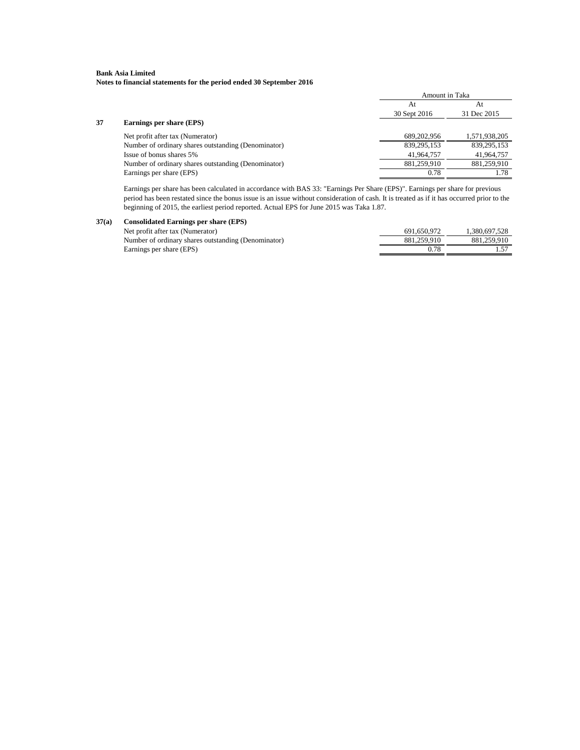**Bank Asia Limited**
**Notes to financial statements for the period ended 30 September 2016**

| | | Amount in Taka | |
|---|---|---|---|
| | | At 30 Sept 2016 | At 31 Dec 2015 |
| **37** | **Earnings per share (EPS)** | | |
| | Net profit after tax (Numerator) | 689,202,956 | 1,571,938,205 |
| | Number of ordinary shares outstanding (Denominator) | 839,295,153 | 839,295,153 |
| | Issue of bonus shares 5% | 41,964,757 | 41,964,757 |
| | Number of ordinary shares outstanding (Denominator) | 881,259,910 | 881,259,910 |
| | Earnings per share (EPS) | 0.78 | 1.78 |

Earnings per share has been calculated in accordance with BAS 33: "Earnings Per Share (EPS)". Earnings per share for previous period has been restated since the bonus issue is an issue without consideration of cash. It is treated as if it has occurred prior to the beginning of 2015, the earliest period reported. Actual EPS for June 2015 was Taka 1.87.

| | | | |
|---|---|---|---|
| **37(a)** | **Consolidated Earnings per share (EPS)** | | |
| | Net profit after tax (Numerator) | 691,650,972 | 1,380,697,528 |
| | Number of ordinary shares outstanding (Denominator) | 881,259,910 | 881,259,910 |
| | Earnings per share (EPS) | 0.78 | 1.57 |